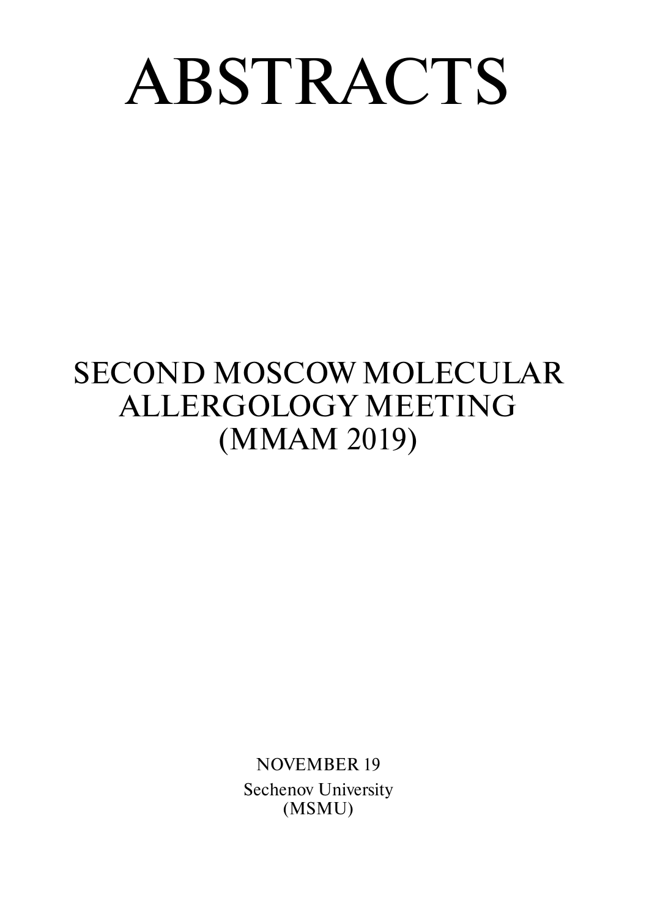# ABSTRACTS

## SECOND MOSCOW MOLECULAR ALLERGOLOGY MEETING (MMAM 2019)

NOVEMBER 19

Sechenov University (MSMU)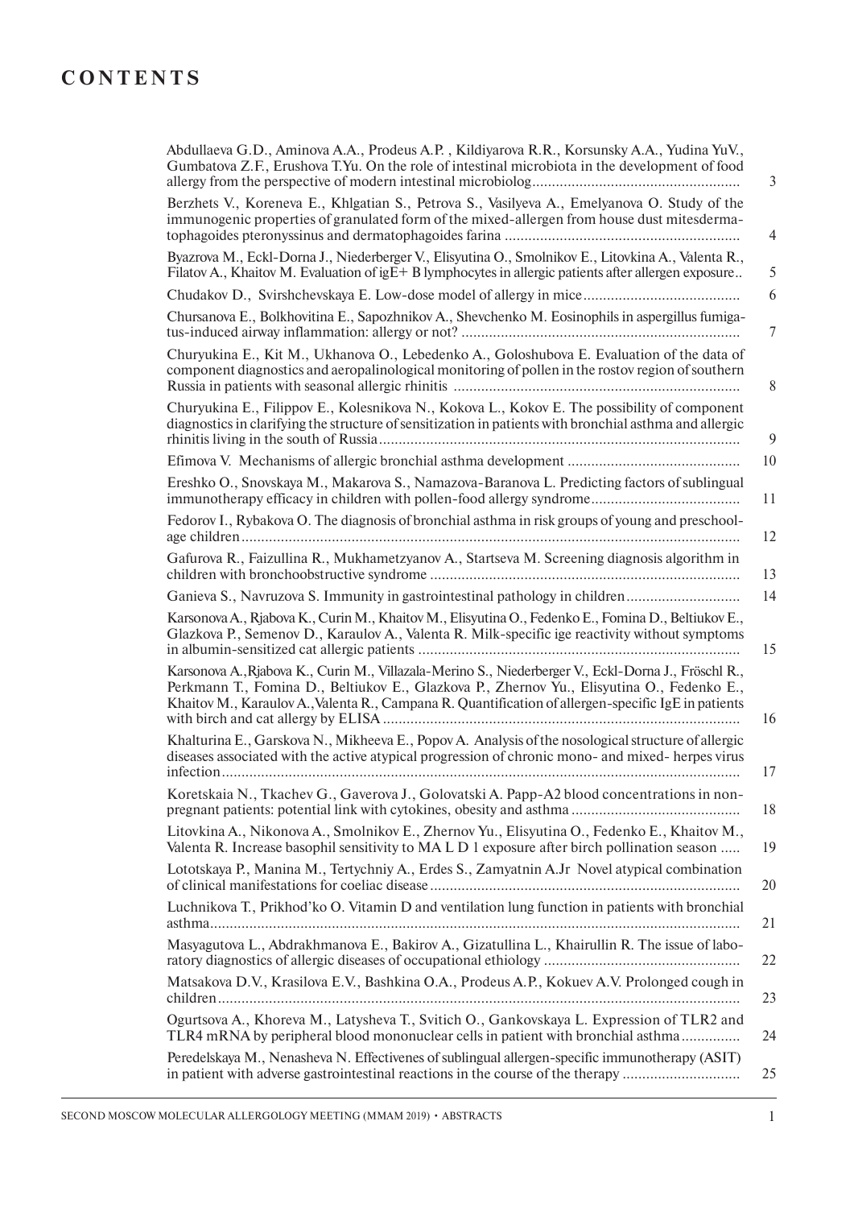# CONTENTS

Abdullaeva G.D., Aminova A.A., Prodeus A.P. , Kildiyarova R.R., Korsunsky A.A., Yudina YuV., Gumbatova Z.F., Erushova T.Yu. On the role of intestinal microbiota in the development of food allergy from the perspective of modern intestinal microbiolog .................................................... 3

Berzhets V., Koreneva E., Khlgatian S., Petrova S., Vasilyeva A., Emelyanova O. Study of the immunogenic properties of granulated form of the mixed-allergen from house dust mitesdermatophagoides pteronyssinus and dermatophagoides farina ........................................................... 4

Byazrova M., Eckl-Dorna J., Niederberger V., Elisyutina O., Smolnikov E., Litovkina A., Valenta R., Filatov A., Khaitov M. Evaluation of igE+ B lymphocytes in allergic patients after allergen exposure.. 5

Chudakov D., Svirshchevskaya E. Low-dose model of allergy in mice........................................ 6

Chursanova E., Bolkhovitina E., Sapozhnikov A., Shevchenko M. Eosinophils in aspergillus fumigatus-induced airway inflammation: allergy or not? ...................................................................... 7

Churyukina E., Kit M., Ukhanova O., Lebedenko A., Goloshubova E. Evaluation of the data of component diagnostics and aeropalinological monitoring of pollen in the rostov region of southern Russia in patients with seasonal allergic rhinitis ........................................................................ 8

Churyukina E., Filippov E., Kolesnikova N., Kokova L., Kokov E. The possibility of component diagnostics in clarifying the structure of sensitization in patients with bronchial asthma and allergic rhinitis living in the south of Russia........................................................................................... 9

Efimova V. Mechanisms of allergic bronchial asthma development ........................................... 10

Ereshko O., Snovskaya M., Makarova S., Namazova-Baranova L. Predicting factors of sublingual immunotherapy efficacy in children with pollen-food allergy syndrome...................................... 11

Fedorov I., Rybakova O. The diagnosis of bronchial asthma in risk groups of young and preschool-age children............................................................................................................................. 12

Gafurova R., Faizullina R., Mukhametzyanov A., Startseva M. Screening diagnosis algorithm in children with bronchoobstructive syndrome .............................................................................. 13

Ganieva S., Navruzova S. Immunity in gastrointestinal pathology in children............................ 14

Karsonova A., Rjabova K., Curin M., Khaitov M., Elisyutina O., Fedenko E., Fomina D., Beltiukov E., Glazkova P., Semenov D., Karaulov A., Valenta R. Milk-specific ige reactivity without symptoms in albumin-sensitized cat allergic patients ................................................................................. 15

Karsonova A.,Rjabova K., Curin M., Villazala-Merino S., Niederberger V., Eckl-Dorna J., Fröschl R., Perkmann T., Fomina D., Beltiukov E., Glazkova P., Zhernov Yu., Elisyutina O., Fedenko E., Khaitov M., Karaulov A.,Valenta R., Campana R. Quantification of allergen-specific IgE in patients with birch and cat allergy by ELISA .......................................................................................... 16

Khalturina E., Garskova N., Mikheeva E., Popov A. Analysis of the nosological structure of allergic diseases associated with the active atypical progression of chronic mono- and mixed- herpes virus infection................................................................................................................................... 17

Koretskaia N., Tkachev G., Gaverova J., Golovatski A. Papp-A2 blood concentrations in non-pregnant patients: potential link with cytokines, obesity and asthma .......................................... 18

Litovkina A., Nikonova A., Smolnikov E., Zhernov Yu., Elisyutina O., Fedenko E., Khaitov M., Valenta R. Increase basophil sensitivity to MA L D 1 exposure after birch pollination season ..... 19

Lototskaya P., Manina M., Tertychniy A., Erdes S., Zamyatnin A.Jr Novel atypical combination of clinical manifestations for coeliac disease.............................................................................. 20

Luchnikova T., Prikhod'ko O. Vitamin D and ventilation lung function in patients with bronchial asthma..................................................................................................................................... 21

Masyagutova L., Abdrakhmanova E., Bakirov A., Gizatullina L., Khairullin R. The issue of laboratory diagnostics of allergic diseases of occupational ethiology ................................................. 22

Matsakova D.V., Krasilova E.V., Bashkina O.A., Prodeus A.P., Kokuev A.V. Prolonged cough in children.................................................................................................................................... 23

Ogurtsova A., Khoreva M., Latysheva T., Svitich O., Gankovskaya L. Expression of TLR2 and TLR4 mRNA by peripheral blood mononuclear cells in patient with bronchial asthma............... 24

Peredelskaya M., Nenasheva N. Effectivenes of sublingual allergen-specific immunotherapy (ASIT) in patient with adverse gastrointestinal reactions in the course of the therapy ............................. 25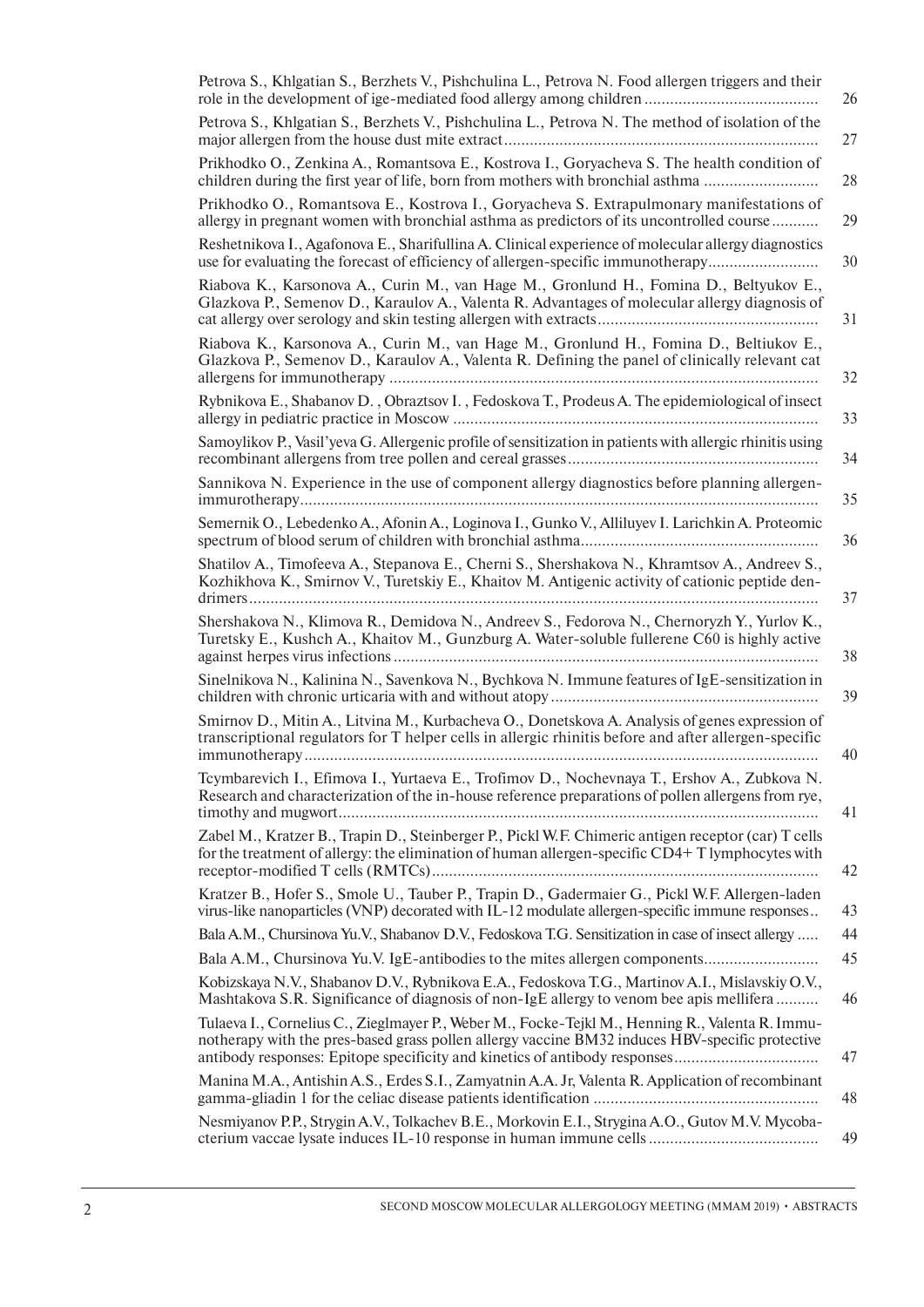Petrova S., Khlgatian S., Berzhets V., Pishchulina L., Petrova N. Food allergen triggers and their role in the development of ige-mediated food allergy among children ........................................ 26

Petrova S., Khlgatian S., Berzhets V., Pishchulina L., Petrova N. The method of isolation of the major allergen from the house dust mite extract........................................................................ 27

Prikhodko O., Zenkina A., Romantsova E., Kostrova I., Goryacheva S. The health condition of children during the first year of life, born from mothers with bronchial asthma .......................... 28

Prikhodko O., Romantsova E., Kostrova I., Goryacheva S. Extrapulmonary manifestations of allergy in pregnant women with bronchial asthma as predictors of its uncontrolled course........... 29

Reshetnikova I., Agafonova E., Sharifullina A. Clinical experience of molecular allergy diagnostics use for evaluating the forecast of efficiency of allergen-specific immunotherapy......................... 30

Riabova K., Karsonova A., Curin M., van Hage M., Gronlund H., Fomina D., Beltyukov E., Glazkova P., Semenov D., Karaulov A., Valenta R. Advantages of molecular allergy diagnosis of cat allergy over serology and skin testing allergen with extracts.................................................. 31

Riabova K., Karsonova A., Curin M., van Hage M., Gronlund H., Fomina D., Beltiukov E., Glazkova P., Semenov D., Karaulov A., Valenta R. Defining the panel of clinically relevant cat allergens for immunotherapy ................................................................................................... 32

Rybnikova E., Shabanov D. , Obraztsov I. , Fedoskova T., Prodeus A. The epidemiological of insect allergy in pediatric practice in Moscow ..................................................................................... 33

Samoylikov P., Vasil'yeva G. Allergenic profile of sensitization in patients with allergic rhinitis using recombinant allergens from tree pollen and cereal grasses.......................................................... 34

Sannikova N. Experience in the use of component allergy diagnostics before planning allergen-immurotherapy........................................................................................................................ 35

Semernik O., Lebedenko A., Afonin A., Loginova I., Gunko V., Alliluyev I. Larichkin A. Proteomic spectrum of blood serum of children with bronchial asthma....................................................... 36

Shatilov A., Timofeeva A., Stepanova E., Cherni S., Shershakova N., Khramtsov A., Andreev S., Kozhikhova K., Smirnov V., Turetskiy E., Khaitov M. Antigenic activity of cationic peptide dendrimers.................................................................................................................................... 37

Shershakova N., Klimova R., Demidova N., Andreev S., Fedorova N., Chernoryzh Y., Yurlov K., Turetsky E., Kushch A., Khaitov M., Gunzburg A. Water-soluble fullerene C60 is highly active against herpes virus infections ................................................................................................. 38

Sinelnikova N., Kalinina N., Savenkova N., Bychkova N. Immune features of IgE-sensitization in children with chronic urticaria with and without atopy .............................................................. 39

Smirnov D., Mitin A., Litvina M., Kurbacheva O., Donetskova A. Analysis of genes expression of transcriptional regulators for T helper cells in allergic rhinitis before and after allergen-specific immunotherapy....................................................................................................................... 40

Tcymbarevich I., Efimova I., Yurtaeva E., Trofimov D., Nochevnaya T., Ershov A., Zubkova N. Research and characterization of the in-house reference preparations of pollen allergens from rye, timothy and mugwort............................................................................................................... 41

Zabel M., Kratzer B., Trapin D., Steinberger P., Pickl W.F. Chimeric antigen receptor (car) T cells for the treatment of allergy: the elimination of human allergen-specific CD4+ T lymphocytes with receptor-modified T cells (RMTCs).......................................................................................... 42

Kratzer B., Hofer S., Smole U., Tauber P., Trapin D., Gadermaier G., Pickl W.F. Allergen-laden virus-like nanoparticles (VNP) decorated with IL-12 modulate allergen-specific immune responses.. 43

Bala A.M., Chursinova Yu.V., Shabanov D.V., Fedoskova T.G. Sensitization in case of insect allergy ..... 44

Bala A.M., Chursinova Yu.V. IgE-antibodies to the mites allergen components.......................... 45

Kobizskaya N.V., Shabanov D.V., Rybnikova E.A., Fedoskova T.G., Martinov A.I., Mislavskiy O.V., Mashtakova S.R. Significance of diagnosis of non-IgE allergy to venom bee apis mellifera .......... 46

Tulaeva I., Cornelius C., Zieglmayer P., Weber M., Focke-Tejkl M., Henning R., Valenta R. Immunotherapy with the pres-based grass pollen allergy vaccine BM32 induces HBV-specific protective antibody responses: Epitope specificity and kinetics of antibody responses................................. 47

Manina M.A., Antishin A.S., Erdes S.I., Zamyatnin A.A. Jr, Valenta R. Application of recombinant gamma-gliadin 1 for the celiac disease patients identification .................................................... 48

Nesmiyanov P.P., Strygin A.V., Tolkachev B.E., Morkovin E.I., Strygina A.O., Gutov M.V. Mycobacterium vaccae lysate induces IL-10 response in human immune cells ....................................... 49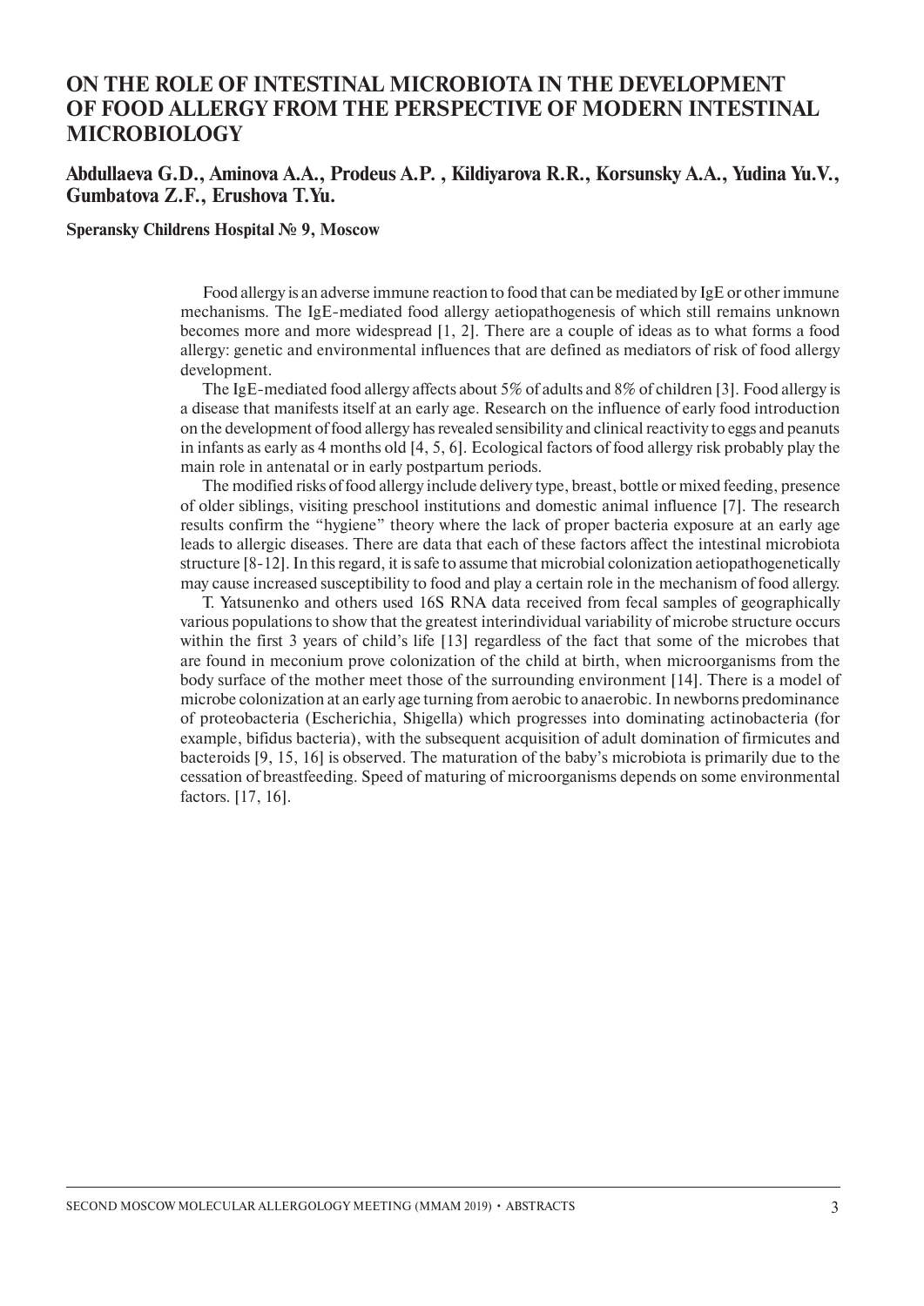# ON THE ROLE OF INTESTINAL MICROBIOTA IN THE DEVELOPMENT OF FOOD ALLERGY FROM THE PERSPECTIVE OF MODERN INTESTINAL MICROBIOLOGY

**Abdullaeva G.D., Aminova A.A., Prodeus A.P. , Kildiyarova R.R., Korsunsky A.A., Yudina Yu.V., Gumbatova Z.F., Erushova T.Yu.**

**Speransky Childrens Hospital № 9, Moscow**

Food allergy is an adverse immune reaction to food that can be mediated by IgE or other immune mechanisms. The IgE-mediated food allergy aetiopathogenesis of which still remains unknown becomes more and more widespread [1, 2]. There are a couple of ideas as to what forms a food allergy: genetic and environmental influences that are defined as mediators of risk of food allergy development.

The IgE-mediated food allergy affects about 5% of adults and 8% of children [3]. Food allergy is a disease that manifests itself at an early age. Research on the influence of early food introduction on the development of food allergy has revealed sensibility and clinical reactivity to eggs and peanuts in infants as early as 4 months old [4, 5, 6]. Ecological factors of food allergy risk probably play the main role in antenatal or in early postpartum periods.

The modified risks of food allergy include delivery type, breast, bottle or mixed feeding, presence of older siblings, visiting preschool institutions and domestic animal influence [7]. The research results confirm the "hygiene" theory where the lack of proper bacteria exposure at an early age leads to allergic diseases. There are data that each of these factors affect the intestinal microbiota structure [8-12]. In this regard, it is safe to assume that microbial colonization aetiopathogenetically may cause increased susceptibility to food and play a certain role in the mechanism of food allergy.

T. Yatsunenko and others used 16S RNA data received from fecal samples of geographically various populations to show that the greatest interindividual variability of microbe structure occurs within the first 3 years of child's life [13] regardless of the fact that some of the microbes that are found in meconium prove colonization of the child at birth, when microorganisms from the body surface of the mother meet those of the surrounding environment [14]. There is a model of microbe colonization at an early age turning from aerobic to anaerobic. In newborns predominance of proteobacteria (Escherichia, Shigella) which progresses into dominating actinobacteria (for example, bifidus bacteria), with the subsequent acquisition of adult domination of firmicutes and bacteroids [9, 15, 16] is observed. The maturation of the baby's microbiota is primarily due to the cessation of breastfeeding. Speed of maturing of microorganisms depends on some environmental factors. [17, 16].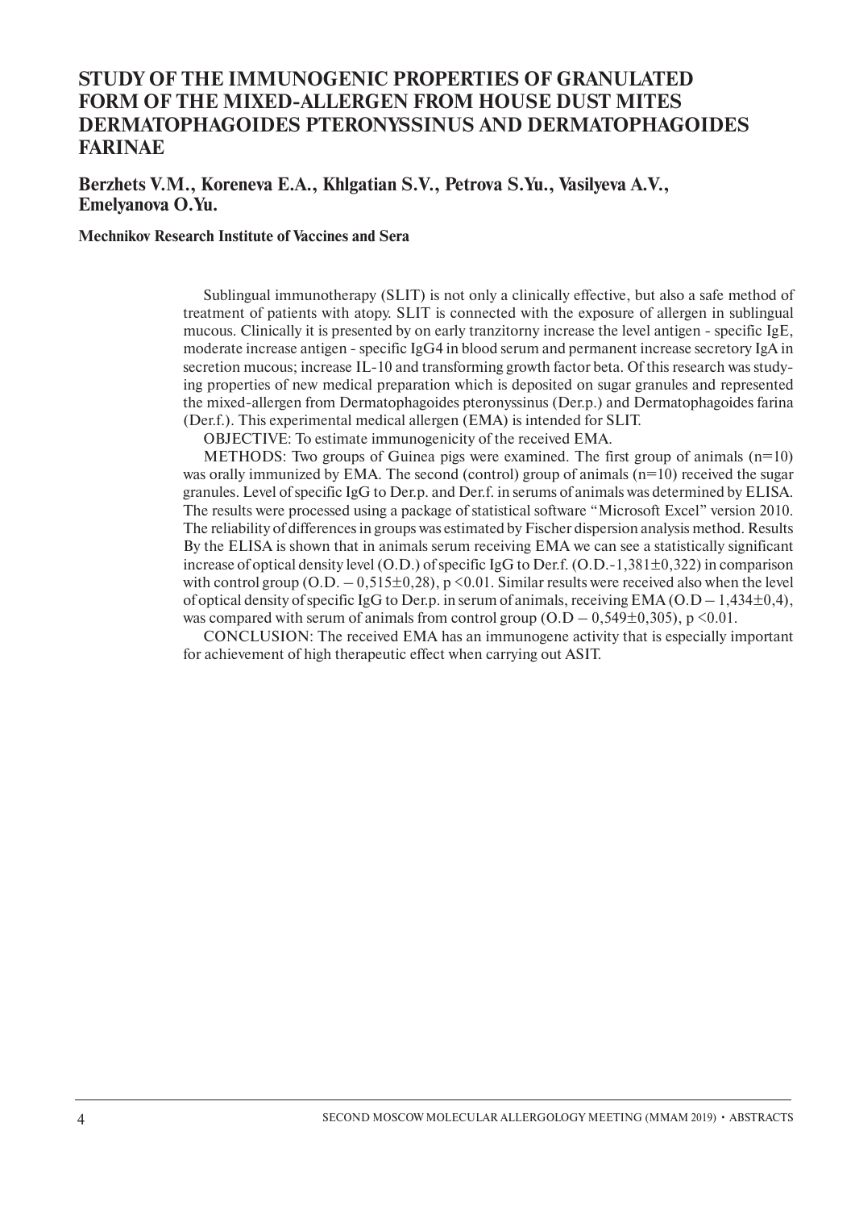# STUDY OF THE IMMUNOGENIC PROPERTIES OF GRANULATED FORM OF THE MIXED-ALLERGEN FROM HOUSE DUST MITES DERMATOPHAGOIDES PTERONYSSINUS AND DERMATOPHAGOIDES FARINAE

**Berzhets V.M., Koreneva E.A., Khlgatian S.V., Petrova S.Yu., Vasilyeva A.V., Emelyanova O.Yu.**

**Mechnikov Research Institute of Vaccines and Sera**

Sublingual immunotherapy (SLIT) is not only a clinically effective, but also a safe method of treatment of patients with atopy. SLIT is connected with the exposure of allergen in sublingual mucous. Clinically it is presented by on early tranzitorny increase the level antigen - specific IgE, moderate increase antigen - specific IgG4 in blood serum and permanent increase secretory IgA in secretion mucous; increase IL-10 and transforming growth factor beta. Of this research was studying properties of new medical preparation which is deposited on sugar granules and represented the mixed-allergen from Dermatophagoides pteronyssinus (Der.p.) and Dermatophagoides farina (Der.f.). This experimental medical allergen (EMA) is intended for SLIT.

OBJECTIVE: To estimate immunogenicity of the received EMA.

METHODS: Two groups of Guinea pigs were examined. The first group of animals ($n=10$) was orally immunized by EMA. The second (control) group of animals ($n=10$) received the sugar granules. Level of specific IgG to Der.p. and Der.f. in serums of animals was determined by ELISA. The results were processed using a package of statistical software "Microsoft Excel" version 2010. The reliability of differences in groups was estimated by Fischer dispersion analysis method. Results By the ELISA is shown that in animals serum receiving EMA we can see a statistically significant increase of optical density level (O.D.) of specific IgG to Der.f. (O.D.-1,381±0,322) in comparison with control group (O.D. – 0,515±0,28), $p < 0.01$. Similar results were received also when the level of optical density of specific IgG to Der.p. in serum of animals, receiving EMA (O.D – 1,434±0,4), was compared with serum of animals from control group (O.D – 0,549±0,305), $p < 0.01$.

CONCLUSION: The received EMA has an immunogene activity that is especially important for achievement of high therapeutic effect when carrying out ASIT.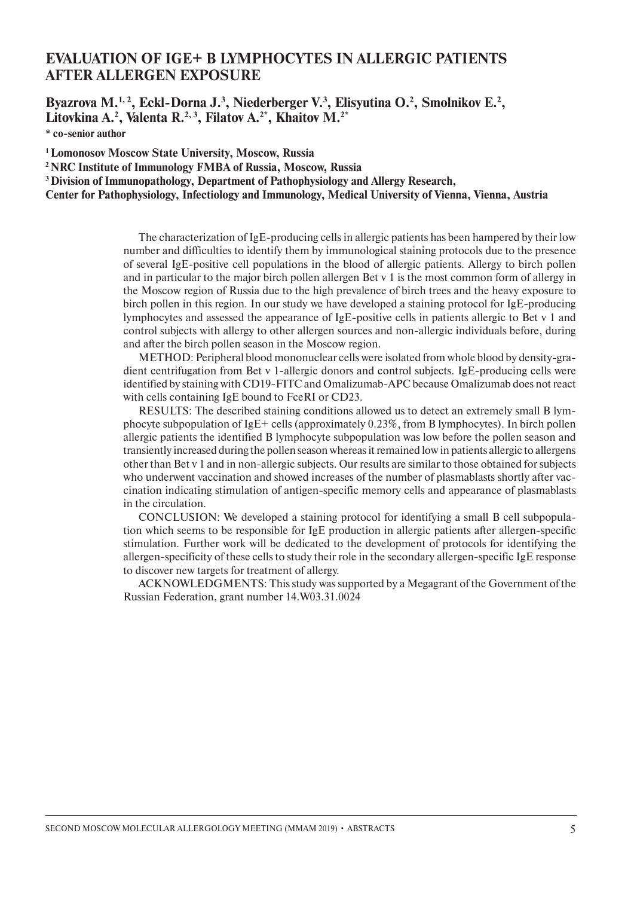## EVALUATION OF IGE+ B LYMPHOCYTES IN ALLERGIC PATIENTS AFTER ALLERGEN EXPOSURE

**Byazrova M.[1,2], Eckl-Dorna J.[3], Niederberger V.[3], Elisyutina O.[2], Smolnikov E.[2], Litovkina A.[2], Valenta R.[2,3], Filatov A.[2*], Khaitov M.[2*]**

**\* co-senior author**

**[1] Lomonosov Moscow State University, Moscow, Russia**

**[2] NRC Institute of Immunology FMBA of Russia, Moscow, Russia**

**[3] Division of Immunopathology, Department of Pathophysiology and Allergy Research, Center for Pathophysiology, Infectiology and Immunology, Medical University of Vienna, Vienna, Austria**

The characterization of IgE-producing cells in allergic patients has been hampered by their low number and difficulties to identify them by immunological staining protocols due to the presence of several IgE-positive cell populations in the blood of allergic patients. Allergy to birch pollen and in particular to the major birch pollen allergen Bet v 1 is the most common form of allergy in the Moscow region of Russia due to the high prevalence of birch trees and the heavy exposure to birch pollen in this region. In our study we have developed a staining protocol for IgE-producing lymphocytes and assessed the appearance of IgE-positive cells in patients allergic to Bet v 1 and control subjects with allergy to other allergen sources and non-allergic individuals before, during and after the birch pollen season in the Moscow region.

METHOD: Peripheral blood mononuclear cells were isolated from whole blood by density-gradient centrifugation from Bet v 1-allergic donors and control subjects. IgE-producing cells were identified by staining with CD19-FITC and Omalizumab-APC because Omalizumab does not react with cells containing IgE bound to FcεRI or CD23.

RESULTS: The described staining conditions allowed us to detect an extremely small B lymphocyte subpopulation of IgE+ cells (approximately 0.23%, from B lymphocytes). In birch pollen allergic patients the identified B lymphocyte subpopulation was low before the pollen season and transiently increased during the pollen season whereas it remained low in patients allergic to allergens other than Bet v 1 and in non-allergic subjects. Our results are similar to those obtained for subjects who underwent vaccination and showed increases of the number of plasmablasts shortly after vaccination indicating stimulation of antigen-specific memory cells and appearance of plasmablasts in the circulation.

CONCLUSION: We developed a staining protocol for identifying a small B cell subpopulation which seems to be responsible for IgE production in allergic patients after allergen-specific stimulation. Further work will be dedicated to the development of protocols for identifying the allergen-specificity of these cells to study their role in the secondary allergen-specific IgE response to discover new targets for treatment of allergy.

ACKNOWLEDGMENTS: This study was supported by a Megagrant of the Government of the Russian Federation, grant number 14.W03.31.0024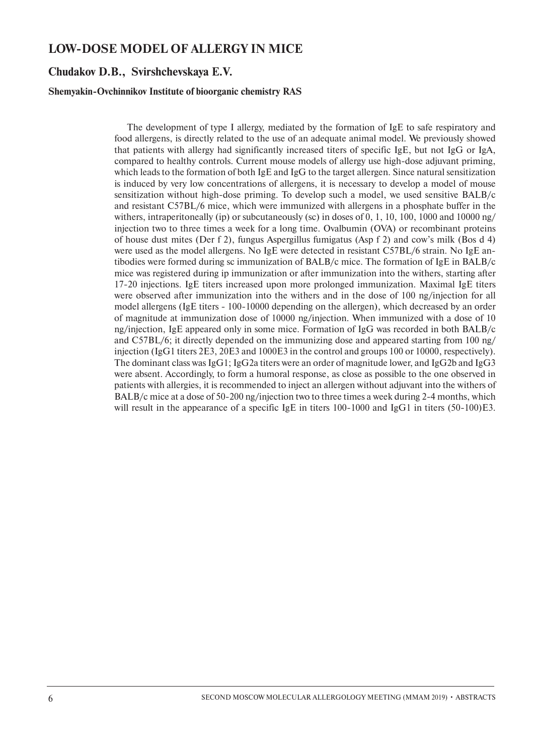# LOW-DOSE MODEL OF ALLERGY IN MICE

## Chudakov D.B., Svirshchevskaya E.V.

**Shemyakin-Ovchinnikov Institute of bioorganic chemistry RAS**

The development of type I allergy, mediated by the formation of IgE to safe respiratory and food allergens, is directly related to the use of an adequate animal model. We previously showed that patients with allergy had significantly increased titers of specific IgE, but not IgG or IgA, compared to healthy controls. Current mouse models of allergy use high-dose adjuvant priming, which leads to the formation of both IgE and IgG to the target allergen. Since natural sensitization is induced by very low concentrations of allergens, it is necessary to develop a model of mouse sensitization without high-dose priming. To develop such a model, we used sensitive BALB/c and resistant C57BL/6 mice, which were immunized with allergens in a phosphate buffer in the withers, intraperitoneally (ip) or subcutaneously (sc) in doses of 0, 1, 10, 100, 1000 and 10000 ng/injection two to three times a week for a long time. Ovalbumin (OVA) or recombinant proteins of house dust mites (Der f 2), fungus Aspergillus fumigatus (Asp f 2) and cow's milk (Bos d 4) were used as the model allergens. No IgE were detected in resistant C57BL/6 strain. No IgE antibodies were formed during sc immunization of BALB/c mice. The formation of IgE in BALB/c mice was registered during ip immunization or after immunization into the withers, starting after 17-20 injections. IgE titers increased upon more prolonged immunization. Maximal IgE titers were observed after immunization into the withers and in the dose of 100 ng/injection for all model allergens (IgE titers - 100-10000 depending on the allergen), which decreased by an order of magnitude at immunization dose of 10000 ng/injection. When immunized with a dose of 10 ng/injection, IgE appeared only in some mice. Formation of IgG was recorded in both BALB/c and C57BL/6; it directly depended on the immunizing dose and appeared starting from 100 ng/injection (IgG1 titers 2E3, 20E3 and 1000E3 in the control and groups 100 or 10000, respectively). The dominant class was IgG1; IgG2a titers were an order of magnitude lower, and IgG2b and IgG3 were absent. Accordingly, to form a humoral response, as close as possible to the one observed in patients with allergies, it is recommended to inject an allergen without adjuvant into the withers of BALB/c mice at a dose of 50-200 ng/injection two to three times a week during 2-4 months, which will result in the appearance of a specific IgE in titers 100-1000 and IgG1 in titers (50-100)E3.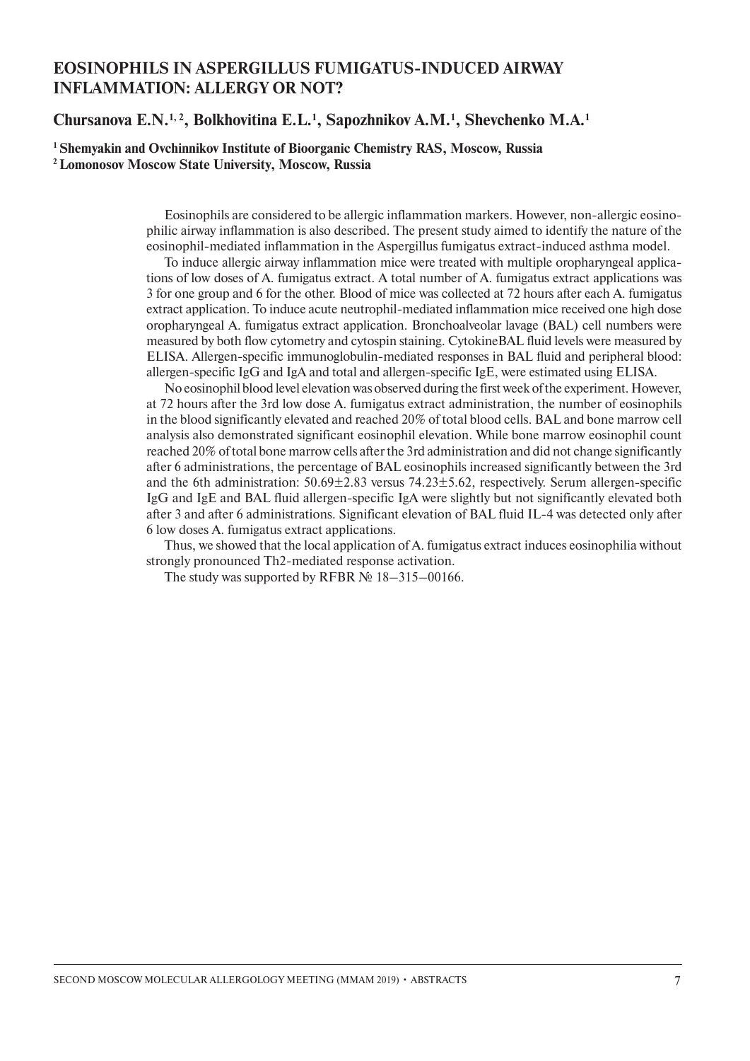## EOSINOPHILS IN ASPERGILLUS FUMIGATUS-INDUCED AIRWAY INFLAMMATION: ALLERGY OR NOT?

**Chursanova E.N.[1,2], Bolkhovitina E.L.[1], Sapozhnikov A.M.[1], Shevchenko M.A.[1]**

**[1] Shemyakin and Ovchinnikov Institute of Bioorganic Chemistry RAS, Moscow, Russia**
**[2] Lomonosov Moscow State University, Moscow, Russia**

Eosinophils are considered to be allergic inflammation markers. However, non-allergic eosinophilic airway inflammation is also described. The present study aimed to identify the nature of the eosinophil-mediated inflammation in the Aspergillus fumigatus extract-induced asthma model.

To induce allergic airway inflammation mice were treated with multiple oropharyngeal applications of low doses of A. fumigatus extract. A total number of A. fumigatus extract applications was 3 for one group and 6 for the other. Blood of mice was collected at 72 hours after each A. fumigatus extract application. To induce acute neutrophil-mediated inflammation mice received one high dose oropharyngeal A. fumigatus extract application. Bronchoalveolar lavage (BAL) cell numbers were measured by both flow cytometry and cytospin staining. CytokineBAL fluid levels were measured by ELISA. Allergen-specific immunoglobulin-mediated responses in BAL fluid and peripheral blood: allergen-specific IgG and IgA and total and allergen-specific IgE, were estimated using ELISA.

No eosinophil blood level elevation was observed during the first week of the experiment. However, at 72 hours after the 3rd low dose A. fumigatus extract administration, the number of eosinophils in the blood significantly elevated and reached 20% of total blood cells. BAL and bone marrow cell analysis also demonstrated significant eosinophil elevation. While bone marrow eosinophil count reached 20% of total bone marrow cells after the 3rd administration and did not change significantly after 6 administrations, the percentage of BAL eosinophils increased significantly between the 3rd and the 6th administration: $50.69 \pm 2.83$ versus $74.23 \pm 5.62$, respectively. Serum allergen-specific IgG and IgE and BAL fluid allergen-specific IgA were slightly but not significantly elevated both after 3 and after 6 administrations. Significant elevation of BAL fluid IL-4 was detected only after 6 low doses A. fumigatus extract applications.

Thus, we showed that the local application of A. fumigatus extract induces eosinophilia without strongly pronounced Th2-mediated response activation.

The study was supported by RFBR № 18–315–00166.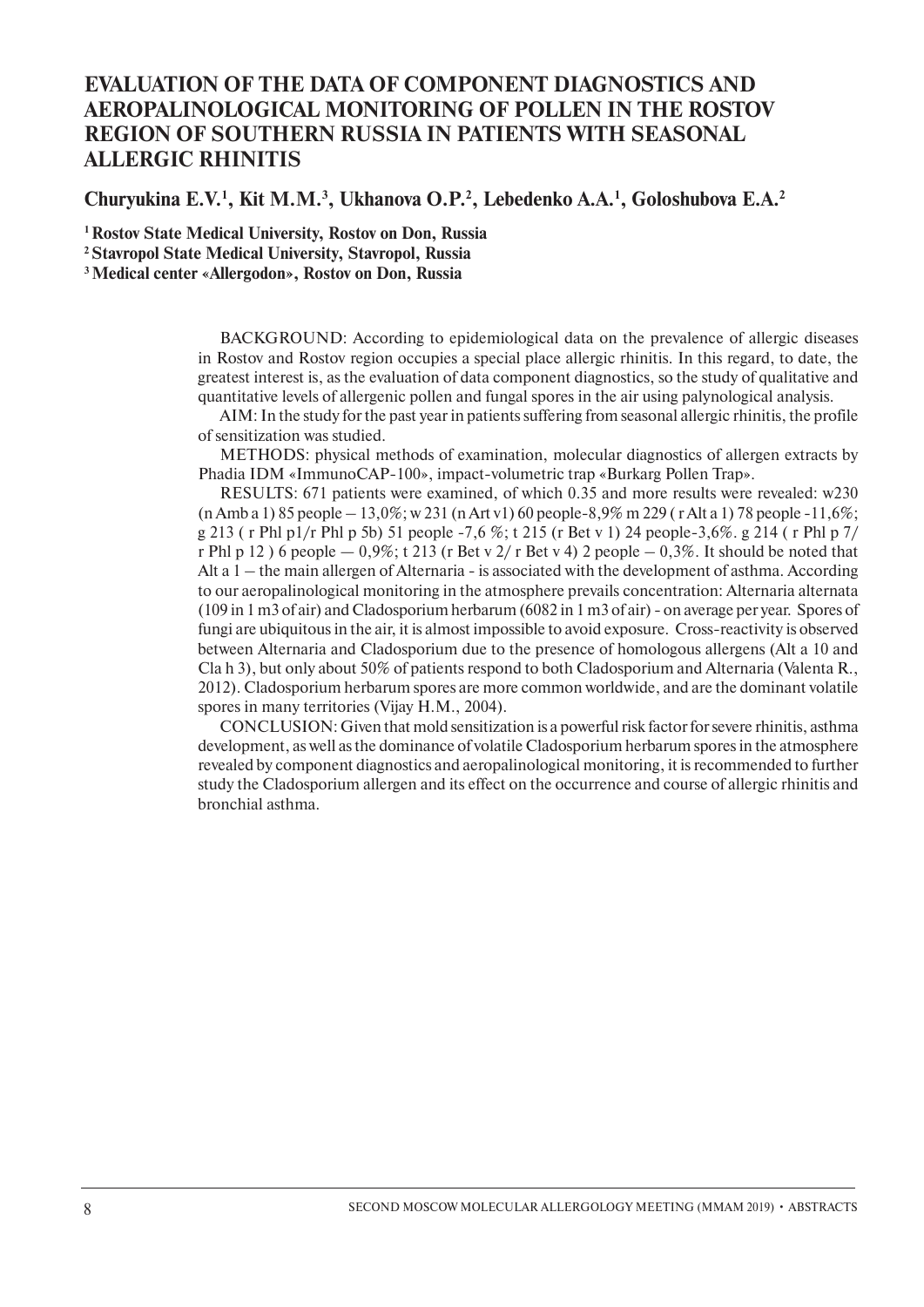# EVALUATION OF THE DATA OF COMPONENT DIAGNOSTICS AND AEROPALINOLOGICAL MONITORING OF POLLEN IN THE ROSTOV REGION OF SOUTHERN RUSSIA IN PATIENTS WITH SEASONAL ALLERGIC RHINITIS

**Churyukina E.V.[1], Kit M.M.[3], Ukhanova O.P.[2], Lebedenko A.A.[1], Goloshubova E.A.[2]**

**[1] Rostov State Medical University, Rostov on Don, Russia**
**[2] Stavropol State Medical University, Stavropol, Russia**
**[3] Medical center «Allergodon», Rostov on Don, Russia**

BACKGROUND: According to epidemiological data on the prevalence of allergic diseases in Rostov and Rostov region occupies a special place allergic rhinitis. In this regard, to date, the greatest interest is, as the evaluation of data component diagnostics, so the study of qualitative and quantitative levels of allergenic pollen and fungal spores in the air using palynological analysis.

AIM: In the study for the past year in patients suffering from seasonal allergic rhinitis, the profile of sensitization was studied.

METHODS: physical methods of examination, molecular diagnostics of allergen extracts by Phadia IDM «ImmunoCAP-100», impact-volumetric trap «Burkarg Pollen Trap».

RESULTS: 671 patients were examined, of which 0.35 and more results were revealed: w230 (n Amb a 1) 85 people – 13,0%; w 231 (n Art v1) 60 people-8,9% m 229 ( r Alt a 1) 78 people -11,6%; g 213 ( r Phl p1/r Phl p 5b) 51 people -7,6 %; t 215 (r Bet v 1) 24 people-3,6%. g 214 ( r Phl p 7/ r Phl p 12 ) 6 people — 0,9%; t 213 (r Bet v 2/ r Bet v 4) 2 people – 0,3%. It should be noted that Alt a 1 – the main allergen of Alternaria - is associated with the development of asthma. According to our aeropalinological monitoring in the atmosphere prevails concentration: Alternaria alternata (109 in 1 m3 of air) and Cladosporium herbarum (6082 in 1 m3 of air) - on average per year. Spores of fungi are ubiquitous in the air, it is almost impossible to avoid exposure. Cross-reactivity is observed between Alternaria and Cladosporium due to the presence of homologous allergens (Alt a 10 and Cla h 3), but only about 50% of patients respond to both Cladosporium and Alternaria (Valenta R., 2012). Cladosporium herbarum spores are more common worldwide, and are the dominant volatile spores in many territories (Vijay H.M., 2004).

CONCLUSION: Given that mold sensitization is a powerful risk factor for severe rhinitis, asthma development, as well as the dominance of volatile Cladosporium herbarum spores in the atmosphere revealed by component diagnostics and aeropalinological monitoring, it is recommended to further study the Cladosporium allergen and its effect on the occurrence and course of allergic rhinitis and bronchial asthma.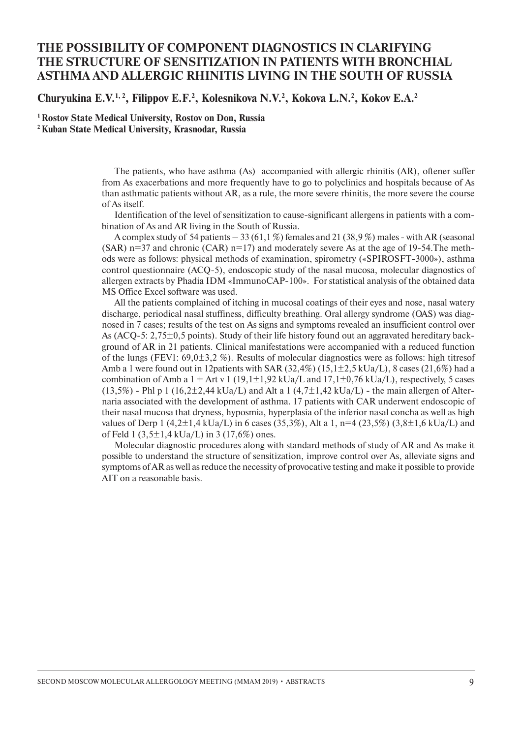# THE POSSIBILITY OF COMPONENT DIAGNOSTICS IN CLARIFYING THE STRUCTURE OF SENSITIZATION IN PATIENTS WITH BRONCHIAL ASTHMA AND ALLERGIC RHINITIS LIVING IN THE SOUTH OF RUSSIA

**Churyukina E.V.[1,2], Filippov E.F.[2], Kolesnikova N.V.[2], Kokova L.N.[2], Kokov E.A.[2]**

**[1] Rostov State Medical University, Rostov on Don, Russia**
**[2] Kuban State Medical University, Krasnodar, Russia**

The patients, who have asthma (As) accompanied with allergic rhinitis (AR), oftener suffer from As exacerbations and more frequently have to go to polyclinics and hospitals because of As than asthmatic patients without AR, as a rule, the more severe rhinitis, the more severe the course of As itself.

Identification of the level of sensitization to cause-significant allergens in patients with a combination of As and AR living in the South of Russia.

A complex study of 54 patients – 33 (61,1 %) females and 21 (38,9 %) males - with AR (seasonal (SAR) n=37 and chronic (CAR) n=17) and moderately severe As at the age of 19-54.The methods were as follows: physical methods of examination, spirometry («SPIROSFT-3000»), asthma control questionnaire (ACQ-5), endoscopic study of the nasal mucosa, molecular diagnostics of allergen extracts by Phadia IDM «ImmunoCAP-100». For statistical analysis of the obtained data MS Office Excel software was used.

All the patients complained of itching in mucosal coatings of their eyes and nose, nasal watery discharge, periodical nasal stuffiness, difficulty breathing. Oral allergy syndrome (OAS) was diagnosed in 7 cases; results of the test on As signs and symptoms revealed an insufficient control over As (ACQ-5: 2,75±0,5 points). Study of their life history found out an aggravated hereditary background of AR in 21 patients. Clinical manifestations were accompanied with a reduced function of the lungs (FEV1: 69,0±3,2 %). Results of molecular diagnostics were as follows: high titresof Amb a 1 were found out in 12patients with SAR (32,4%) (15,1±2,5 kUa/L), 8 cases (21,6%) had a combination of Amb a 1 + Art v 1 (19,1±1,92 kUa/L and 17,1±0,76 kUa/L), respectively, 5 cases (13,5%) - Phl p 1 (16,2±2,44 kUa/L) and Alt a 1 (4,7±1,42 kUa/L) - the main allergen of Alternaria associated with the development of asthma. 17 patients with CAR underwent endoscopic of their nasal mucosa that dryness, hyposmia, hyperplasia of the inferior nasal concha as well as high values of Derp 1 (4,2±1,4 kUa/L) in 6 cases (35,3%), Alt a 1, n=4 (23,5%) (3,8±1,6 kUa/L) and of Feld 1 (3,5±1,4 kUa/L) in 3 (17,6%) ones.

Molecular diagnostic procedures along with standard methods of study of AR and As make it possible to understand the structure of sensitization, improve control over As, alleviate signs and symptoms of AR as well as reduce the necessity of provocative testing and make it possible to provide AIT on a reasonable basis.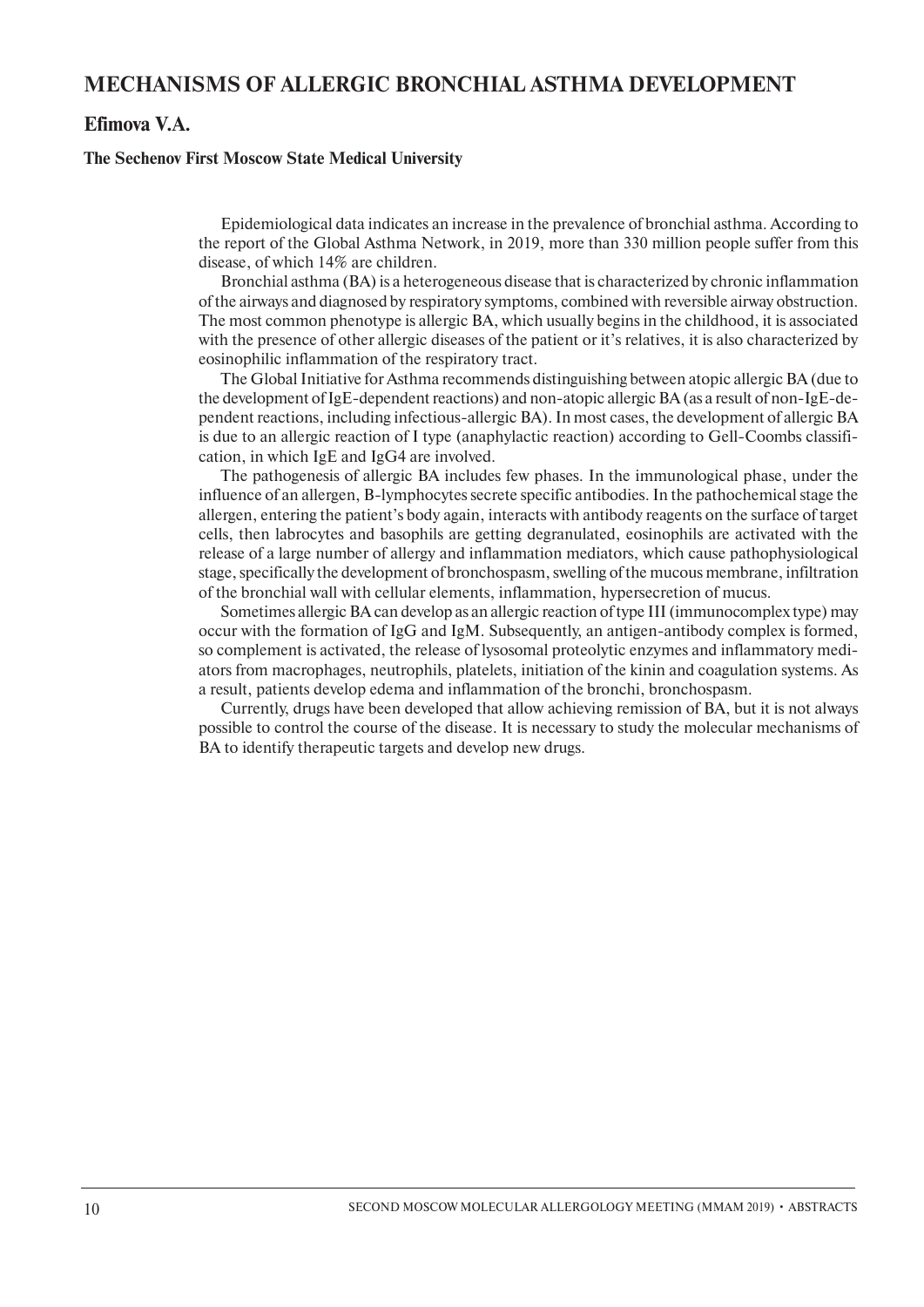# MECHANISMS OF ALLERGIC BRONCHIAL ASTHMA DEVELOPMENT

## Efimova V.A.

**The Sechenov First Moscow State Medical University**

Epidemiological data indicates an increase in the prevalence of bronchial asthma. According to the report of the Global Asthma Network, in 2019, more than 330 million people suffer from this disease, of which 14% are children.

Bronchial asthma (BA) is a heterogeneous disease that is characterized by chronic inflammation of the airways and diagnosed by respiratory symptoms, combined with reversible airway obstruction. The most common phenotype is allergic BA, which usually begins in the childhood, it is associated with the presence of other allergic diseases of the patient or it's relatives, it is also characterized by eosinophilic inflammation of the respiratory tract.

The Global Initiative for Asthma recommends distinguishing between atopic allergic BA (due to the development of IgE-dependent reactions) and non-atopic allergic BA (as a result of non-IgE-dependent reactions, including infectious-allergic BA). In most cases, the development of allergic BA is due to an allergic reaction of I type (anaphylactic reaction) according to Gell-Coombs classification, in which IgE and IgG4 are involved.

The pathogenesis of allergic BA includes few phases. In the immunological phase, under the influence of an allergen, B-lymphocytes secrete specific antibodies. In the pathochemical stage the allergen, entering the patient's body again, interacts with antibody reagents on the surface of target cells, then labrocytes and basophils are getting degranulated, eosinophils are activated with the release of a large number of allergy and inflammation mediators, which cause pathophysiological stage, specifically the development of bronchospasm, swelling of the mucous membrane, infiltration of the bronchial wall with cellular elements, inflammation, hypersecretion of mucus.

Sometimes allergic BA can develop as an allergic reaction of type III (immunocomplex type) may occur with the formation of IgG and IgM. Subsequently, an antigen-antibody complex is formed, so complement is activated, the release of lysosomal proteolytic enzymes and inflammatory mediators from macrophages, neutrophils, platelets, initiation of the kinin and coagulation systems. As a result, patients develop edema and inflammation of the bronchi, bronchospasm.

Currently, drugs have been developed that allow achieving remission of BA, but it is not always possible to control the course of the disease. It is necessary to study the molecular mechanisms of BA to identify therapeutic targets and develop new drugs.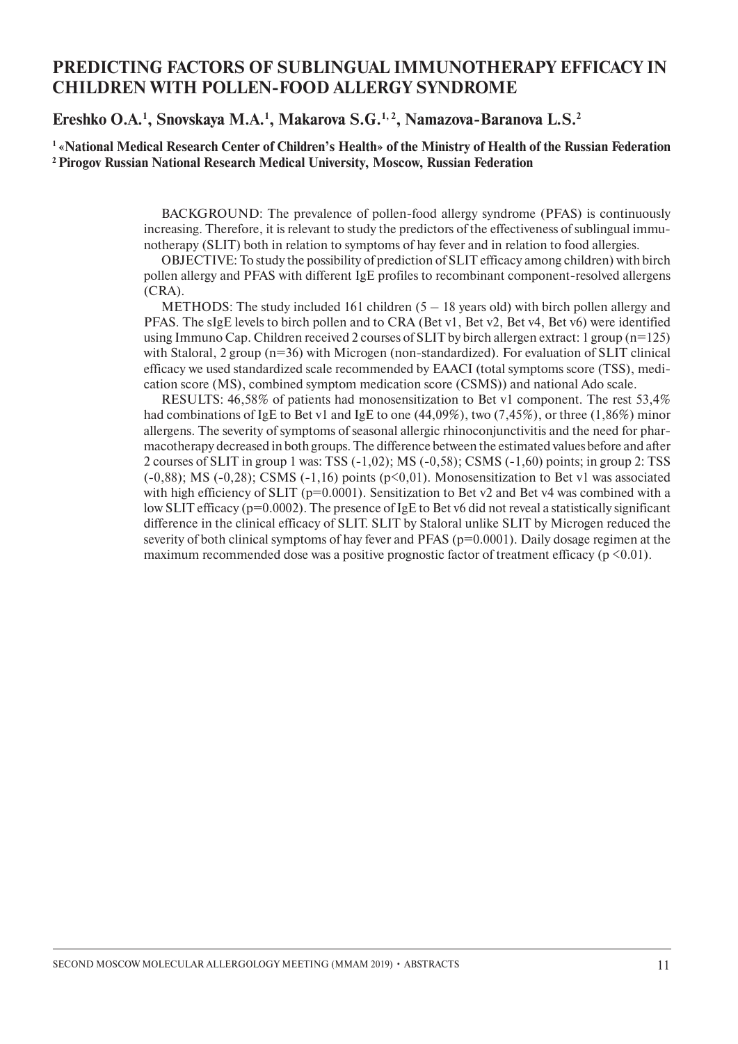# PREDICTING FACTORS OF SUBLINGUAL IMMUNOTHERAPY EFFICACY IN CHILDREN WITH POLLEN-FOOD ALLERGY SYNDROME

**Ereshko O.A.[1], Snovskaya M.A.[1], Makarova S.G.[1,2], Namazova-Baranova L.S.[2]**

**[1] «National Medical Research Center of Children's Health» of the Ministry of Health of the Russian Federation**
**[2] Pirogov Russian National Research Medical University, Moscow, Russian Federation**

BACKGROUND: The prevalence of pollen-food allergy syndrome (PFAS) is continuously increasing. Therefore, it is relevant to study the predictors of the effectiveness of sublingual immunotherapy (SLIT) both in relation to symptoms of hay fever and in relation to food allergies.

OBJECTIVE: To study the possibility of prediction of SLIT efficacy among children) with birch pollen allergy and PFAS with different IgE profiles to recombinant component-resolved allergens (CRA).

METHODS: The study included 161 children (5 – 18 years old) with birch pollen allergy and PFAS. The sIgE levels to birch pollen and to CRA (Bet v1, Bet v2, Bet v4, Bet v6) were identified using Immuno Cap. Children received 2 courses of SLIT by birch allergen extract: 1 group (n=125) with Staloral, 2 group (n=36) with Microgen (non-standardized). For evaluation of SLIT clinical efficacy we used standardized scale recommended by EAACI (total symptoms score (TSS), medication score (MS), combined symptom medication score (CSMS)) and national Ado scale.

RESULTS: 46,58% of patients had monosensitization to Bet v1 component. The rest 53,4% had combinations of IgE to Bet v1 and IgE to one (44,09%), two (7,45%), or three (1,86%) minor allergens. The severity of symptoms of seasonal allergic rhinoconjunctivitis and the need for pharmacotherapy decreased in both groups. The difference between the estimated values before and after 2 courses of SLIT in group 1 was: TSS (-1,02); MS (-0,58); CSMS (-1,60) points; in group 2: TSS (-0,88); MS (-0,28); CSMS (-1,16) points ($p<0,01$). Monosensitization to Bet v1 was associated with high efficiency of SLIT ($p=0.0001$). Sensitization to Bet v2 and Bet v4 was combined with a low SLIT efficacy ($p=0.0002$). The presence of IgE to Bet v6 did not reveal a statistically significant difference in the clinical efficacy of SLIT. SLIT by Staloral unlike SLIT by Microgen reduced the severity of both clinical symptoms of hay fever and PFAS ($p=0.0001$). Daily dosage regimen at the maximum recommended dose was a positive prognostic factor of treatment efficacy ($p<0.01$).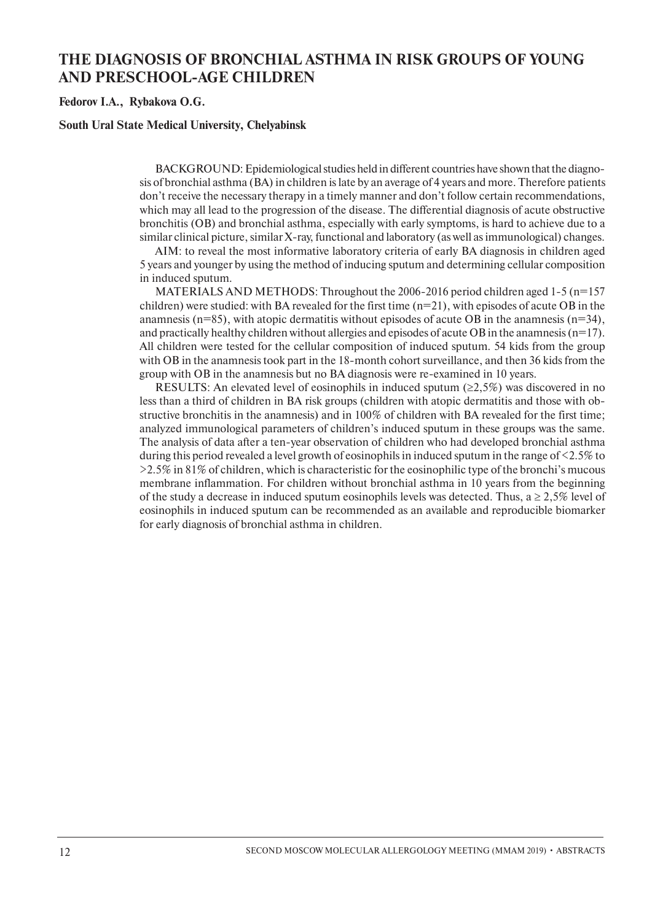# THE DIAGNOSIS OF BRONCHIAL ASTHMA IN RISK GROUPS OF YOUNG AND PRESCHOOL-AGE CHILDREN

**Fedorov I.A., Rybakova O.G.**

**South Ural State Medical University, Chelyabinsk**

BACKGROUND: Epidemiological studies held in different countries have shown that the diagnosis of bronchial asthma (BA) in children is late by an average of 4 years and more. Therefore patients don't receive the necessary therapy in a timely manner and don't follow certain recommendations, which may all lead to the progression of the disease. The differential diagnosis of acute obstructive bronchitis (OB) and bronchial asthma, especially with early symptoms, is hard to achieve due to a similar clinical picture, similar X-ray, functional and laboratory (as well as immunological) changes.

AIM: to reveal the most informative laboratory criteria of early BA diagnosis in children aged 5 years and younger by using the method of inducing sputum and determining cellular composition in induced sputum.

MATERIALS AND METHODS: Throughout the 2006-2016 period children aged 1-5 (n=157 children) were studied: with BA revealed for the first time (n=21), with episodes of acute OB in the anamnesis (n=85), with atopic dermatitis without episodes of acute OB in the anamnesis (n=34), and practically healthy children without allergies and episodes of acute OB in the anamnesis (n=17). All children were tested for the cellular composition of induced sputum. 54 kids from the group with OB in the anamnesis took part in the 18-month cohort surveillance, and then 36 kids from the group with OB in the anamnesis but no BA diagnosis were re-examined in 10 years.

RESULTS: An elevated level of eosinophils in induced sputum (≥2,5%) was discovered in no less than a third of children in BA risk groups (children with atopic dermatitis and those with obstructive bronchitis in the anamnesis) and in 100% of children with BA revealed for the first time; analyzed immunological parameters of children's induced sputum in these groups was the same. The analysis of data after a ten-year observation of children who had developed bronchial asthma during this period revealed a level growth of eosinophils in induced sputum in the range of <2.5% to >2.5% in 81% of children, which is characteristic for the eosinophilic type of the bronchi's mucous membrane inflammation. For children without bronchial asthma in 10 years from the beginning of the study a decrease in induced sputum eosinophils levels was detected. Thus, a ≥ 2,5% level of eosinophils in induced sputum can be recommended as an available and reproducible biomarker for early diagnosis of bronchial asthma in children.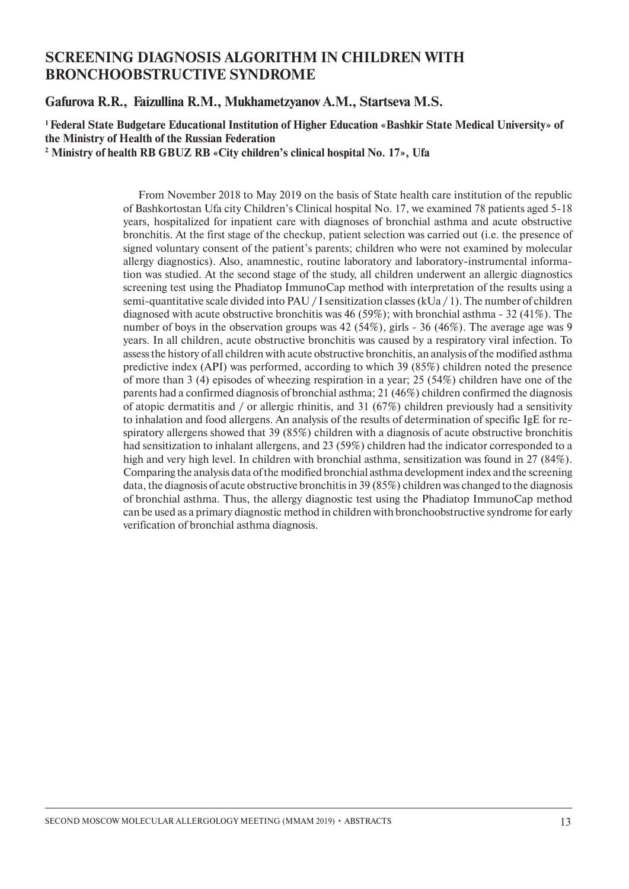# SCREENING DIAGNOSIS ALGORITHM IN CHILDREN WITH BRONCHOOBSTRUCTIVE SYNDROME

**Gafurova R.R., Faizullina R.M., Mukhametzyanov A.M., Startseva M.S.**

**[1] Federal State Budgetare Educational Institution of Higher Education «Bashkir State Medical University» of the Ministry of Health of the Russian Federation**
**[2] Ministry of health RB GBUZ RB «City children's clinical hospital No. 17», Ufa**

From November 2018 to May 2019 on the basis of State health care institution of the republic of Bashkortostan Ufa city Children's Clinical hospital No. 17, we examined 78 patients aged 5-18 years, hospitalized for inpatient care with diagnoses of bronchial asthma and acute obstructive bronchitis. At the first stage of the checkup, patient selection was carried out (i.e. the presence of signed voluntary consent of the patient's parents; children who were not examined by molecular allergy diagnostics). Also, anamnestic, routine laboratory and laboratory-instrumental information was studied. At the second stage of the study, all children underwent an allergic diagnostics screening test using the Phadiatop ImmunoCap method with interpretation of the results using a semi-quantitative scale divided into PAU / I sensitization classes (kUa / 1). The number of children diagnosed with acute obstructive bronchitis was 46 (59%); with bronchial asthma - 32 (41%). The number of boys in the observation groups was 42 (54%), girls - 36 (46%). The average age was 9 years. In all children, acute obstructive bronchitis was caused by a respiratory viral infection. To assess the history of all children with acute obstructive bronchitis, an analysis of the modified asthma predictive index (API) was performed, according to which 39 (85%) children noted the presence of more than 3 (4) episodes of wheezing respiration in a year; 25 (54%) children have one of the parents had a confirmed diagnosis of bronchial asthma; 21 (46%) children confirmed the diagnosis of atopic dermatitis and / or allergic rhinitis, and 31 (67%) children previously had a sensitivity to inhalation and food allergens. An analysis of the results of determination of specific IgE for respiratory allergens showed that 39 (85%) children with a diagnosis of acute obstructive bronchitis had sensitization to inhalant allergens, and 23 (59%) children had the indicator corresponded to a high and very high level. In children with bronchial asthma, sensitization was found in 27 (84%). Comparing the analysis data of the modified bronchial asthma development index and the screening data, the diagnosis of acute obstructive bronchitis in 39 (85%) children was changed to the diagnosis of bronchial asthma. Thus, the allergy diagnostic test using the Phadiatop ImmunoCap method can be used as a primary diagnostic method in children with bronchoobstructive syndrome for early verification of bronchial asthma diagnosis.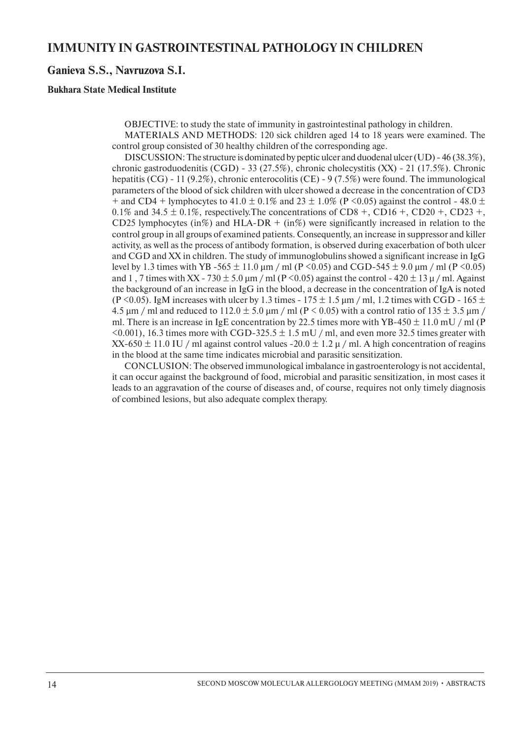## IMMUNITY IN GASTROINTESTINAL PATHOLOGY IN CHILDREN

**Ganieva S.S., Navruzova S.I.**

**Bukhara State Medical Institute**

OBJECTIVE: to study the state of immunity in gastrointestinal pathology in children.

MATERIALS AND METHODS: 120 sick children aged 14 to 18 years were examined. The control group consisted of 30 healthy children of the corresponding age.

DISCUSSION: The structure is dominated by peptic ulcer and duodenal ulcer (UD) - 46 (38.3%), chronic gastroduodenitis (CGD) - 33 (27.5%), chronic cholecystitis (XX) - 21 (17.5%). Chronic hepatitis (CG) - 11 (9.2%), chronic enterocolitis (CE) - 9 (7.5%) were found. The immunological parameters of the blood of sick children with ulcer showed a decrease in the concentration of CD3 + and CD4 + lymphocytes to 41.0 ± 0.1% and 23 ± 1.0% (P <0.05) against the control - 48.0 ± 0.1% and 34.5 ± 0.1%, respectively.The concentrations of CD8 +, CD16 +, CD20 +, CD23 +, CD25 lymphocytes (in%) and HLA-DR + (in%) were significantly increased in relation to the control group in all groups of examined patients. Consequently, an increase in suppressor and killer activity, as well as the process of antibody formation, is observed during exacerbation of both ulcer and CGD and XX in children. The study of immunoglobulins showed a significant increase in IgG level by 1.3 times with YB -565 ± 11.0 μm / ml (P <0.05) and CGD-545 ± 9.0 μm / ml (P <0.05) and 1 , 7 times with XX - 730 ± 5.0 μm / ml (P <0.05) against the control - 420 ± 13 μ / ml. Against the background of an increase in IgG in the blood, a decrease in the concentration of IgA is noted (P <0.05). IgM increases with ulcer by 1.3 times - 175 ± 1.5 μm / ml, 1.2 times with CGD - 165 ± 4.5 μm / ml and reduced to 112.0 ± 5.0 μm / ml (P < 0.05) with a control ratio of 135 ± 3.5 μm / ml. There is an increase in IgE concentration by 22.5 times more with YB-450 ± 11.0 mU / ml (P <0.001), 16.3 times more with CGD-325.5 ± 1.5 mU / ml, and even more 32.5 times greater with XX-650 ± 11.0 IU / ml against control values -20.0 ± 1.2 μ / ml. A high concentration of reagins in the blood at the same time indicates microbial and parasitic sensitization.

CONCLUSION: The observed immunological imbalance in gastroenterology is not accidental, it can occur against the background of food, microbial and parasitic sensitization, in most cases it leads to an aggravation of the course of diseases and, of course, requires not only timely diagnosis of combined lesions, but also adequate complex therapy.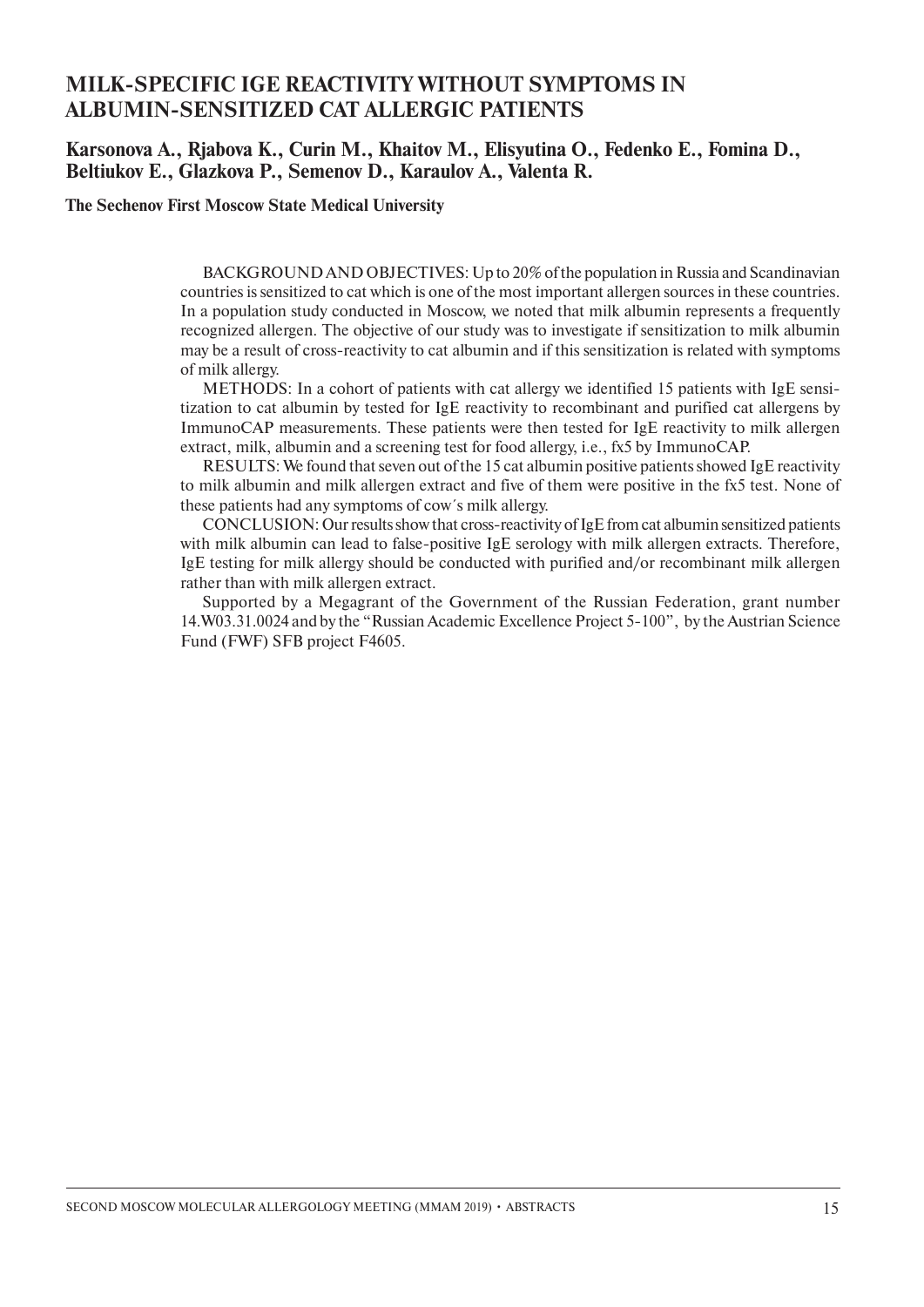# MILK-SPECIFIC IGE REACTIVITY WITHOUT SYMPTOMS IN ALBUMIN-SENSITIZED CAT ALLERGIC PATIENTS

**Karsonova A., Rjabova K., Curin M., Khaitov M., Elisyutina O., Fedenko E., Fomina D., Beltiukov E., Glazkova P., Semenov D., Karaulov A., Valenta R.**

**The Sechenov First Moscow State Medical University**

BACKGROUND AND OBJECTIVES: Up to 20% of the population in Russia and Scandinavian countries is sensitized to cat which is one of the most important allergen sources in these countries. In a population study conducted in Moscow, we noted that milk albumin represents a frequently recognized allergen. The objective of our study was to investigate if sensitization to milk albumin may be a result of cross-reactivity to cat albumin and if this sensitization is related with symptoms of milk allergy.

METHODS: In a cohort of patients with cat allergy we identified 15 patients with IgE sensitization to cat albumin by tested for IgE reactivity to recombinant and purified cat allergens by ImmunoCAP measurements. These patients were then tested for IgE reactivity to milk allergen extract, milk, albumin and a screening test for food allergy, i.e., fx5 by ImmunoCAP.

RESULTS: We found that seven out of the 15 cat albumin positive patients showed IgE reactivity to milk albumin and milk allergen extract and five of them were positive in the fx5 test. None of these patients had any symptoms of cow´s milk allergy.

CONCLUSION: Our results show that cross-reactivity of IgE from cat albumin sensitized patients with milk albumin can lead to false-positive IgE serology with milk allergen extracts. Therefore, IgE testing for milk allergy should be conducted with purified and/or recombinant milk allergen rather than with milk allergen extract.

Supported by a Megagrant of the Government of the Russian Federation, grant number 14.W03.31.0024 and by the "Russian Academic Excellence Project 5-100", by the Austrian Science Fund (FWF) SFB project F4605.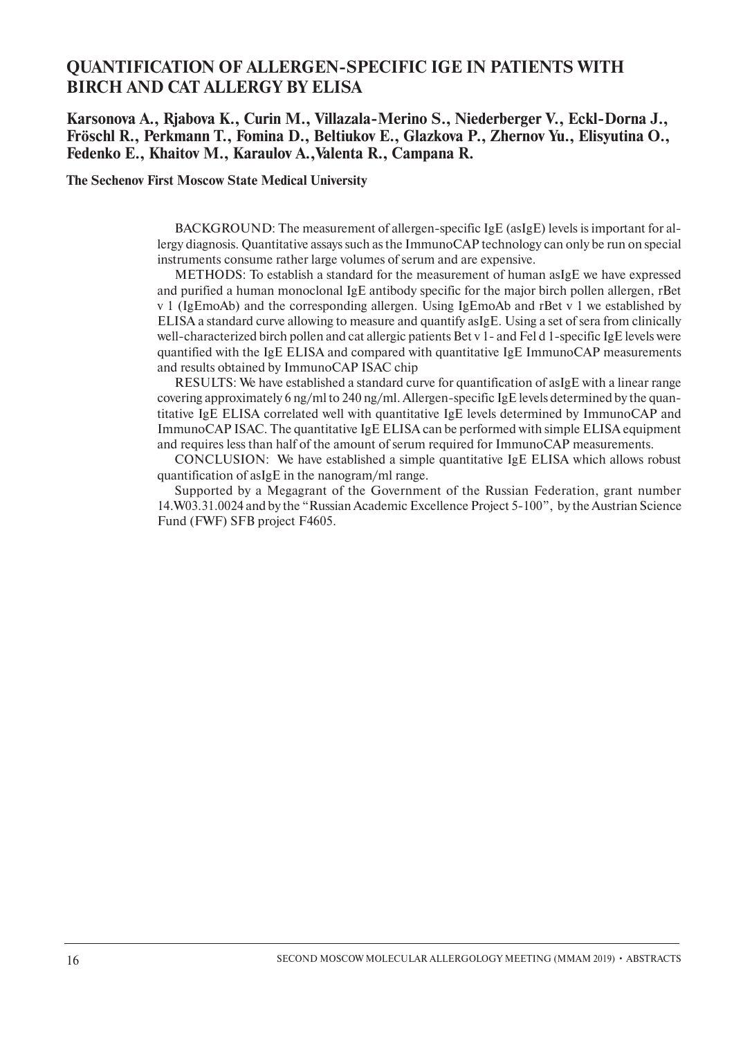## QUANTIFICATION OF ALLERGEN-SPECIFIC IGE IN PATIENTS WITH BIRCH AND CAT ALLERGY BY ELISA

**Karsonova A., Rjabova K., Curin M., Villazala-Merino S., Niederberger V., Eckl-Dorna J., Fröschl R., Perkmann T., Fomina D., Beltiukov E., Glazkova P., Zhernov Yu., Elisyutina O., Fedenko E., Khaitov M., Karaulov A., Valenta R., Campana R.**

**The Sechenov First Moscow State Medical University**

BACKGROUND: The measurement of allergen-specific IgE (asIgE) levels is important for allergy diagnosis. Quantitative assays such as the ImmunoCAP technology can only be run on special instruments consume rather large volumes of serum and are expensive.

METHODS: To establish a standard for the measurement of human asIgE we have expressed and purified a human monoclonal IgE antibody specific for the major birch pollen allergen, rBet v 1 (IgEmoAb) and the corresponding allergen. Using IgEmoAb and rBet v 1 we established by ELISA a standard curve allowing to measure and quantify asIgE. Using a set of sera from clinically well-characterized birch pollen and cat allergic patients Bet v 1- and Fel d 1-specific IgE levels were quantified with the IgE ELISA and compared with quantitative IgE ImmunoCAP measurements and results obtained by ImmunoCAP ISAC chip

RESULTS: We have established a standard curve for quantification of asIgE with a linear range covering approximately 6 ng/ml to 240 ng/ml. Allergen-specific IgE levels determined by the quantitative IgE ELISA correlated well with quantitative IgE levels determined by ImmunoCAP and ImmunoCAP ISAC. The quantitative IgE ELISA can be performed with simple ELISA equipment and requires less than half of the amount of serum required for ImmunoCAP measurements.

CONCLUSION: We have established a simple quantitative IgE ELISA which allows robust quantification of asIgE in the nanogram/ml range.

Supported by a Megagrant of the Government of the Russian Federation, grant number 14.W03.31.0024 and by the "Russian Academic Excellence Project 5-100", by the Austrian Science Fund (FWF) SFB project F4605.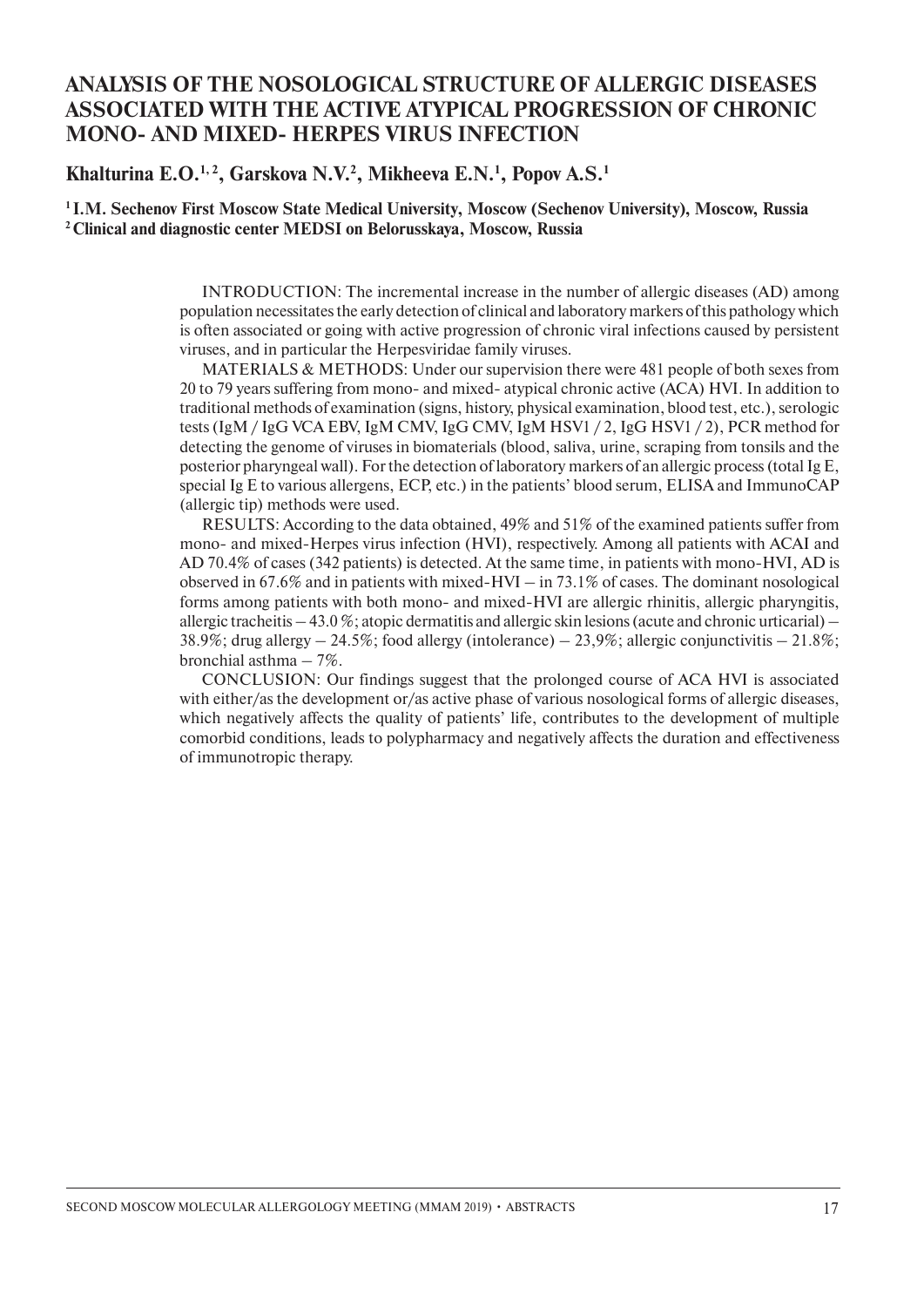# ANALYSIS OF THE NOSOLOGICAL STRUCTURE OF ALLERGIC DISEASES ASSOCIATED WITH THE ACTIVE ATYPICAL PROGRESSION OF CHRONIC MONO- AND MIXED- HERPES VIRUS INFECTION

**Khalturina E.O.[1,2], Garskova N.V.[2], Mikheeva E.N.[1], Popov A.S.[1]**

**[1] I.M. Sechenov First Moscow State Medical University, Moscow (Sechenov University), Moscow, Russia**
**[2] Clinical and diagnostic center MEDSI on Belorusskaya, Moscow, Russia**

INTRODUCTION: The incremental increase in the number of allergic diseases (AD) among population necessitates the early detection of clinical and laboratory markers of this pathology which is often associated or going with active progression of chronic viral infections caused by persistent viruses, and in particular the Herpesviridae family viruses.

MATERIALS & METHODS: Under our supervision there were 481 people of both sexes from 20 to 79 years suffering from mono- and mixed- atypical chronic active (ACA) HVI. In addition to traditional methods of examination (signs, history, physical examination, blood test, etc.), serologic tests (IgM / IgG VCA EBV, IgM CMV, IgG CMV, IgM HSV1 / 2, IgG HSV1 / 2), PCR method for detecting the genome of viruses in biomaterials (blood, saliva, urine, scraping from tonsils and the posterior pharyngeal wall). For the detection of laboratory markers of an allergic process (total Ig E, special Ig E to various allergens, ECP, etc.) in the patients' blood serum, ELISA and ImmunoCAP (allergic tip) methods were used.

RESULTS: According to the data obtained, 49% and 51% of the examined patients suffer from mono- and mixed-Herpes virus infection (HVI), respectively. Among all patients with ACAI and AD 70.4% of cases (342 patients) is detected. At the same time, in patients with mono-HVI, AD is observed in 67.6% and in patients with mixed-HVI – in 73.1% of cases. The dominant nosological forms among patients with both mono- and mixed-HVI are allergic rhinitis, allergic pharyngitis, allergic tracheitis – 43.0 %; atopic dermatitis and allergic skin lesions (acute and chronic urticarial) – 38.9%; drug allergy – 24.5%; food allergy (intolerance) – 23,9%; allergic conjunctivitis – 21.8%; bronchial asthma – 7%.

CONCLUSION: Our findings suggest that the prolonged course of ACA HVI is associated with either/as the development or/as active phase of various nosological forms of allergic diseases, which negatively affects the quality of patients' life, contributes to the development of multiple comorbid conditions, leads to polypharmacy and negatively affects the duration and effectiveness of immunotropic therapy.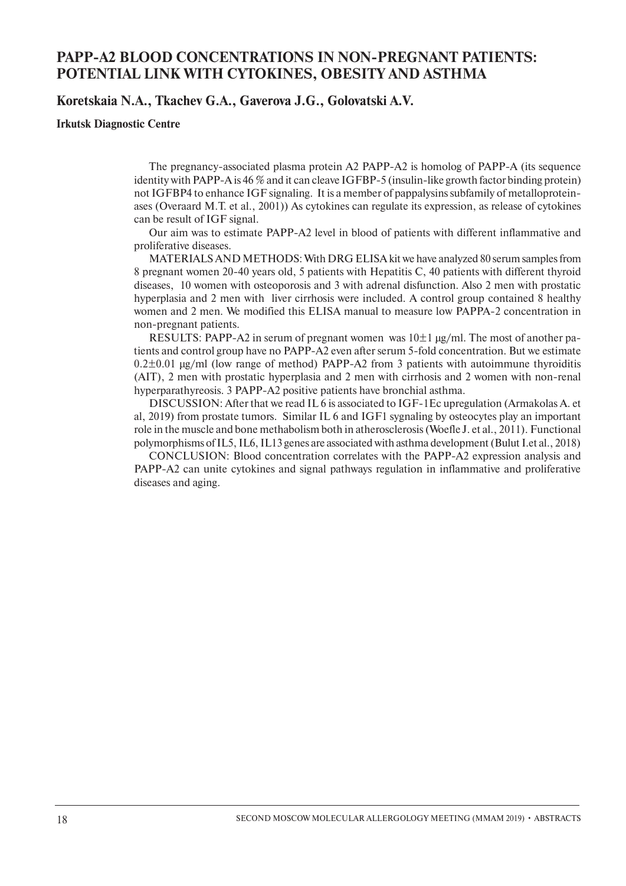# PAPP-A2 BLOOD CONCENTRATIONS IN NON-PREGNANT PATIENTS: POTENTIAL LINK WITH CYTOKINES, OBESITY AND ASTHMA

**Koretskaia N.A., Tkachev G.A., Gaverova J.G., Golovatski A.V.**

**Irkutsk Diagnostic Centre**

The pregnancy-associated plasma protein A2 PAPP-A2 is homolog of PAPP-A (its sequence identity with PAPP-A is 46 % and it can cleave IGFBP-5 (insulin-like growth factor binding protein) not IGFBP4 to enhance IGF signaling. It is a member of pappalysins subfamily of metalloproteinases (Overaard M.T. et al., 2001)) As cytokines can regulate its expression, as release of cytokines can be result of IGF signal.

Our aim was to estimate PAPP-A2 level in blood of patients with different inflammative and proliferative diseases.

MATERIALS AND METHODS: With DRG ELISA kit we have analyzed 80 serum samples from 8 pregnant women 20-40 years old, 5 patients with Hepatitis C, 40 patients with different thyroid diseases, 10 women with osteoporosis and 3 with adrenal disfunction. Also 2 men with prostatic hyperplasia and 2 men with liver cirrhosis were included. A control group contained 8 healthy women and 2 men. We modified this ELISA manual to measure low PAPPA-2 concentration in non-pregnant patients.

RESULTS: PAPP-A2 in serum of pregnant women was $10\pm1$ µg/ml. The most of another patients and control group have no PAPP-A2 even after serum 5-fold concentration. But we estimate $0.2\pm0.01$ µg/ml (low range of method) PAPP-A2 from 3 patients with autoimmune thyroiditis (AIT), 2 men with prostatic hyperplasia and 2 men with cirrhosis and 2 women with non-renal hyperparathyreosis. 3 PAPP-A2 positive patients have bronchial asthma.

DISCUSSION: After that we read IL 6 is associated to IGF-1Ec upregulation (Armakolas A. et al, 2019) from prostate tumors. Similar IL 6 and IGF1 sygnaling by osteocytes play an important role in the muscle and bone methabolism both in atherosclerosis (Woefle J. et al., 2011). Functional polymorphisms of IL5, IL6, IL13 genes are associated with asthma development (Bulut I.et al., 2018)

CONCLUSION: Blood concentration correlates with the PAPP-A2 expression analysis and PAPP-A2 can unite cytokines and signal pathways regulation in inflammative and proliferative diseases and aging.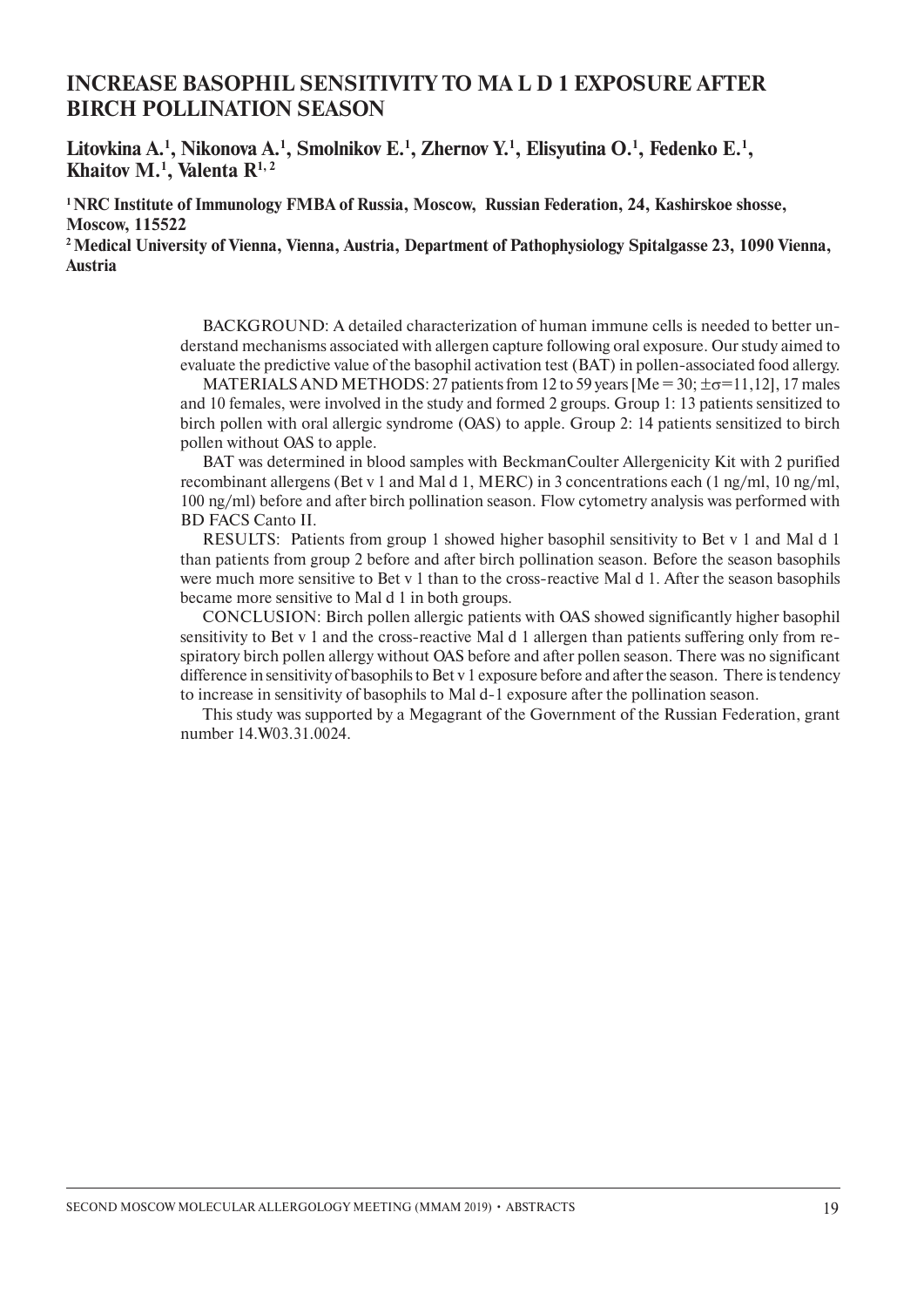## INCREASE BASOPHIL SENSITIVITY TO MA L D 1 EXPOSURE AFTER BIRCH POLLINATION SEASON

**Litovkina A.[1], Nikonova A.[1], Smolnikov E.[1], Zhernov Y.[1], Elisyutina O.[1], Fedenko E.[1], Khaitov M.[1], Valenta R[1, 2]**

**[1] NRC Institute of Immunology FMBA of Russia, Moscow, Russian Federation, 24, Kashirskoe shosse, Moscow, 115522**

**[2] Medical University of Vienna, Vienna, Austria, Department of Pathophysiology Spitalgasse 23, 1090 Vienna, Austria**

BACKGROUND: A detailed characterization of human immune cells is needed to better understand mechanisms associated with allergen capture following oral exposure. Our study aimed to evaluate the predictive value of the basophil activation test (BAT) in pollen-associated food allergy.

MATERIALS AND METHODS: 27 patients from 12 to 59 years [Me = 30; $\pm\sigma$=11,12], 17 males and 10 females, were involved in the study and formed 2 groups. Group 1: 13 patients sensitized to birch pollen with oral allergic syndrome (OAS) to apple. Group 2: 14 patients sensitized to birch pollen without OAS to apple.

BAT was determined in blood samples with BeckmanCoulter Allergenicity Kit with 2 purified recombinant allergens (Bet v 1 and Mal d 1, MERC) in 3 concentrations each (1 ng/ml, 10 ng/ml, 100 ng/ml) before and after birch pollination season. Flow cytometry analysis was performed with BD FACS Canto II.

RESULTS: Patients from group 1 showed higher basophil sensitivity to Bet v 1 and Mal d 1 than patients from group 2 before and after birch pollination season. Before the season basophils were much more sensitive to Bet v 1 than to the cross-reactive Mal d 1. After the season basophils became more sensitive to Mal d 1 in both groups.

CONCLUSION: Birch pollen allergic patients with OAS showed significantly higher basophil sensitivity to Bet v 1 and the cross-reactive Mal d 1 allergen than patients suffering only from respiratory birch pollen allergy without OAS before and after pollen season. There was no significant difference in sensitivity of basophils to Bet v 1 exposure before and after the season. There is tendency to increase in sensitivity of basophils to Mal d-1 exposure after the pollination season.

This study was supported by a Megagrant of the Government of the Russian Federation, grant number 14.W03.31.0024.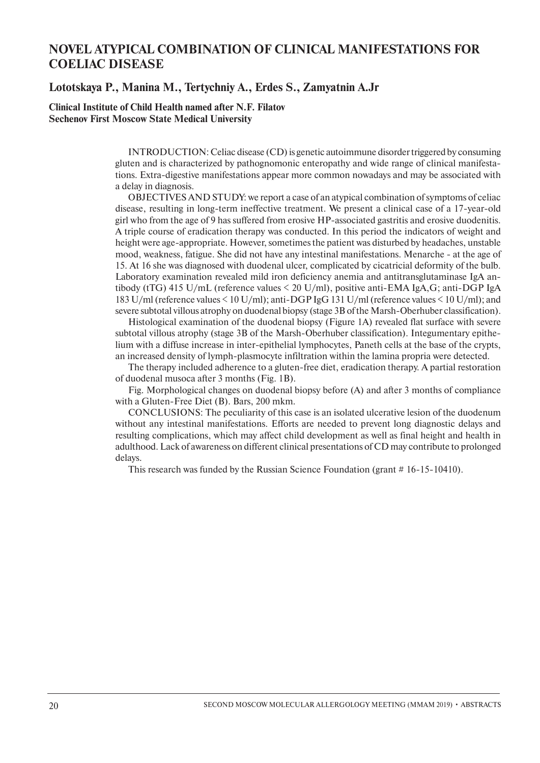# NOVEL ATYPICAL COMBINATION OF CLINICAL MANIFESTATIONS FOR COELIAC DISEASE

## Lototskaya P., Manina M., Tertychniy A., Erdes S., Zamyatnin A.Jr

**Clinical Institute of Child Health named after N.F. Filatov**
**Sechenov First Moscow State Medical University**

INTRODUCTION: Celiac disease (CD) is genetic autoimmune disorder triggered by consuming gluten and is characterized by pathognomonic enteropathy and wide range of clinical manifestations. Extra-digestive manifestations appear more common nowadays and may be associated with a delay in diagnosis.

OBJECTIVES AND STUDY: we report a case of an atypical combination of symptoms of celiac disease, resulting in long-term ineffective treatment. We present a clinical case of a 17-year-old girl who from the age of 9 has suffered from erosive HP-associated gastritis and erosive duodenitis. A triple course of eradication therapy was conducted. In this period the indicators of weight and height were age-appropriate. However, sometimes the patient was disturbed by headaches, unstable mood, weakness, fatigue. She did not have any intestinal manifestations. Menarche - at the age of 15. At 16 she was diagnosed with duodenal ulcer, complicated by cicatricial deformity of the bulb. Laboratory examination revealed mild iron deficiency anemia and antitransglutaminase IgA antibody (tTG) 415 U/mL (reference values < 20 U/ml), positive anti-EMA IgA,G; anti-DGP IgA 183 U/ml (reference values < 10 U/ml); anti-DGP IgG 131 U/ml (reference values < 10 U/ml); and severe subtotal villous atrophy on duodenal biopsy (stage 3B of the Marsh-Oberhuber classification).

Histological examination of the duodenal biopsy (Figure 1A) revealed flat surface with severe subtotal villous atrophy (stage 3B of the Marsh-Oberhuber classification). Integumentary epithelium with a diffuse increase in inter-epithelial lymphocytes, Paneth cells at the base of the crypts, an increased density of lymph-plasmocyte infiltration within the lamina propria were detected.

The therapy included adherence to a gluten-free diet, eradication therapy. A partial restoration of duodenal musoca after 3 months (Fig. 1B).

Fig. Morphological changes on duodenal biopsy before (A) and after 3 months of compliance with a Gluten-Free Diet (B). Bars, 200 mkm.

CONCLUSIONS: The peculiarity of this case is an isolated ulcerative lesion of the duodenum without any intestinal manifestations. Efforts are needed to prevent long diagnostic delays and resulting complications, which may affect child development as well as final height and health in adulthood. Lack of awareness on different clinical presentations of CD may contribute to prolonged delays.

This research was funded by the Russian Science Foundation (grant # 16-15-10410).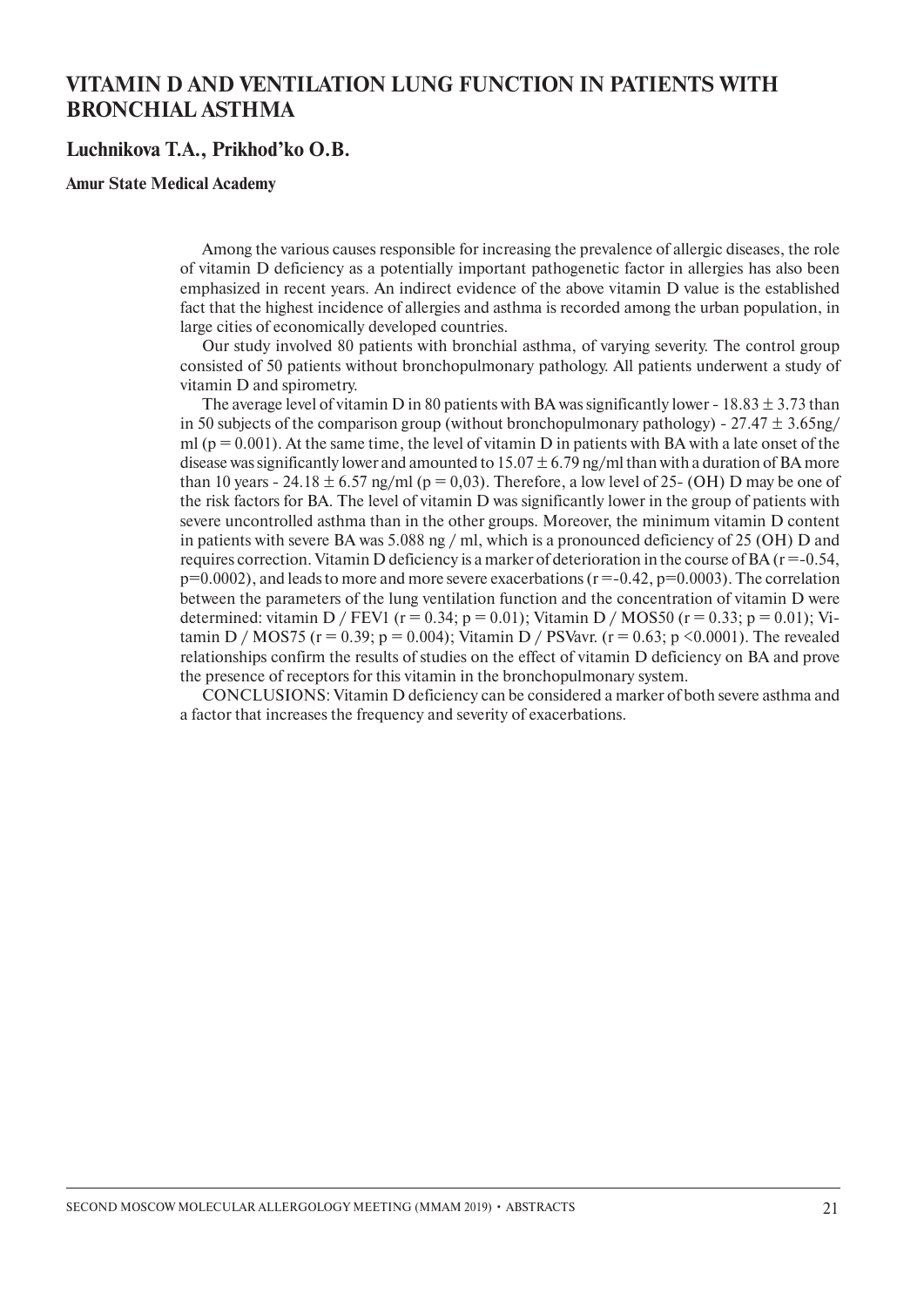## VITAMIN D AND VENTILATION LUNG FUNCTION IN PATIENTS WITH BRONCHIAL ASTHMA

**Luchnikova T.A., Prikhod'ko O.B.**

**Amur State Medical Academy**

Among the various causes responsible for increasing the prevalence of allergic diseases, the role of vitamin D deficiency as a potentially important pathogenetic factor in allergies has also been emphasized in recent years. An indirect evidence of the above vitamin D value is the established fact that the highest incidence of allergies and asthma is recorded among the urban population, in large cities of economically developed countries.

Our study involved 80 patients with bronchial asthma, of varying severity. The control group consisted of 50 patients without bronchopulmonary pathology. All patients underwent a study of vitamin D and spirometry.

The average level of vitamin D in 80 patients with BA was significantly lower - $18.83 \pm 3.73$ than in 50 subjects of the comparison group (without bronchopulmonary pathology) - $27.47 \pm 3.65$ng/ml ($p = 0.001$). At the same time, the level of vitamin D in patients with BA with a late onset of the disease was significantly lower and amounted to $15.07 \pm 6.79$ ng/ml than with a duration of BA more than 10 years - $24.18 \pm 6.57$ ng/ml ($p = 0,03$). Therefore, a low level of 25- (OH) D may be one of the risk factors for BA. The level of vitamin D was significantly lower in the group of patients with severe uncontrolled asthma than in the other groups. Moreover, the minimum vitamin D content in patients with severe BA was 5.088 ng / ml, which is a pronounced deficiency of 25 (OH) D and requires correction. Vitamin D deficiency is a marker of deterioration in the course of BA ($r = -0.54$, $p = 0.0002$), and leads to more and more severe exacerbations ($r = -0.42$, $p = 0.0003$). The correlation between the parameters of the lung ventilation function and the concentration of vitamin D were determined: vitamin D / FEV1 ($r = 0.34$; $p = 0.01$); Vitamin D / MOS50 ($r = 0.33$; $p = 0.01$); Vitamin D / MOS75 ($r = 0.39$; $p = 0.004$); Vitamin D / PSVavr. ($r = 0.63$; $p < 0.0001$). The revealed relationships confirm the results of studies on the effect of vitamin D deficiency on BA and prove the presence of receptors for this vitamin in the bronchopulmonary system.

CONCLUSIONS: Vitamin D deficiency can be considered a marker of both severe asthma and a factor that increases the frequency and severity of exacerbations.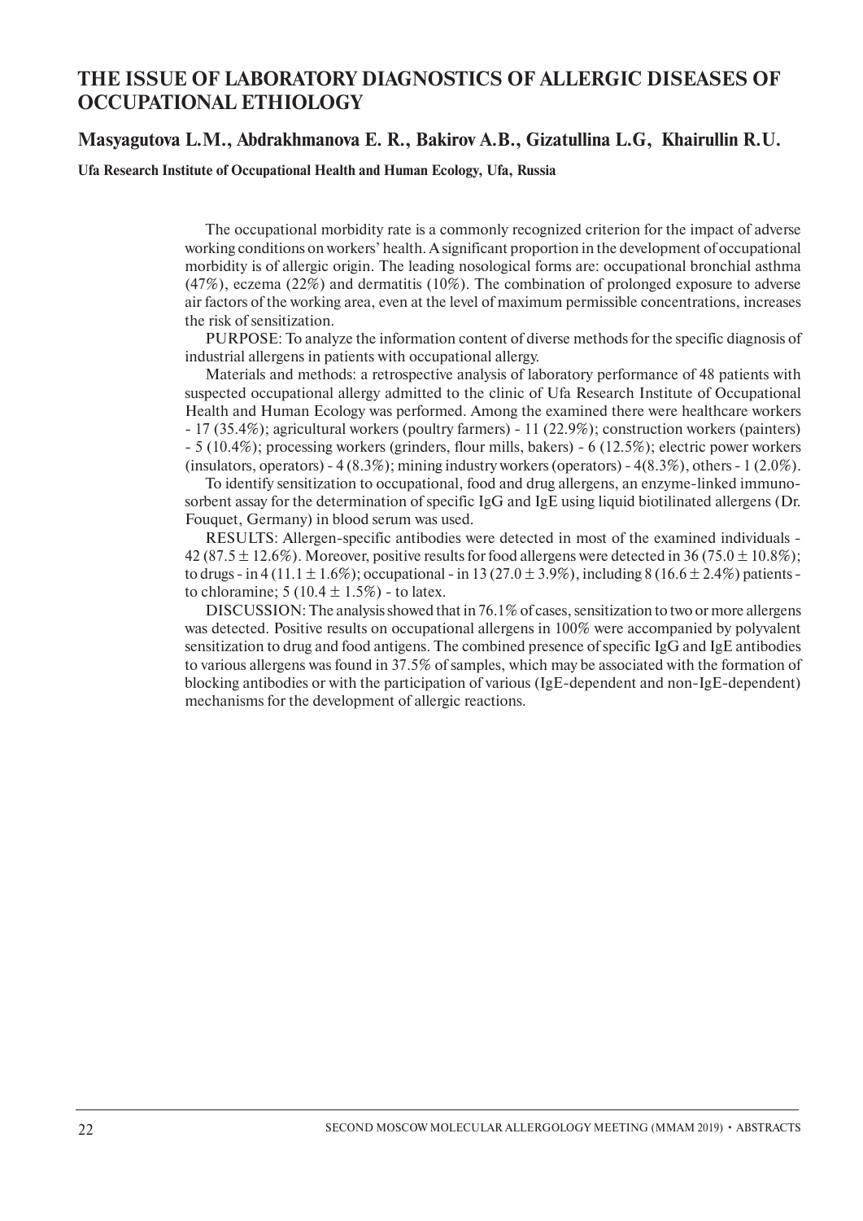## THE ISSUE OF LABORATORY DIAGNOSTICS OF ALLERGIC DISEASES OF OCCUPATIONAL ETHIOLOGY

### Masyagutova L.M., Abdrakhmanova E. R., Bakirov A.B., Gizatullina L.G, Khairullin R.U.

**Ufa Research Institute of Occupational Health and Human Ecology, Ufa, Russia**

The occupational morbidity rate is a commonly recognized criterion for the impact of adverse working conditions on workers' health. A significant proportion in the development of occupational morbidity is of allergic origin. The leading nosological forms are: occupational bronchial asthma (47%), eczema (22%) and dermatitis (10%). The combination of prolonged exposure to adverse air factors of the working area, even at the level of maximum permissible concentrations, increases the risk of sensitization.

PURPOSE: To analyze the information content of diverse methods for the specific diagnosis of industrial allergens in patients with occupational allergy.

Materials and methods: a retrospective analysis of laboratory performance of 48 patients with suspected occupational allergy admitted to the clinic of Ufa Research Institute of Occupational Health and Human Ecology was performed. Among the examined there were healthcare workers - 17 (35.4%); agricultural workers (poultry farmers) - 11 (22.9%); construction workers (painters) - 5 (10.4%); processing workers (grinders, flour mills, bakers) - 6 (12.5%); electric power workers (insulators, operators) - 4 (8.3%); mining industry workers (operators) - 4(8.3%), others - 1 (2.0%).

To identify sensitization to occupational, food and drug allergens, an enzyme-linked immunosorbent assay for the determination of specific IgG and IgE using liquid biotilinated allergens (Dr. Fouquet, Germany) in blood serum was used.

RESULTS: Allergen-specific antibodies were detected in most of the examined individuals - 42 ($87.5 \pm 12.6$%). Moreover, positive results for food allergens were detected in 36 ($75.0 \pm 10.8$%); to drugs - in 4 ($11.1 \pm 1.6$%); occupational - in 13 ($27.0 \pm 3.9$%), including 8 ($16.6 \pm 2.4$%) patients - to chloramine; 5 ($10.4 \pm 1.5$%) - to latex.

DISCUSSION: The analysis showed that in 76.1% of cases, sensitization to two or more allergens was detected. Positive results on occupational allergens in 100% were accompanied by polyvalent sensitization to drug and food antigens. The combined presence of specific IgG and IgE antibodies to various allergens was found in 37.5% of samples, which may be associated with the formation of blocking antibodies or with the participation of various (IgE-dependent and non-IgE-dependent) mechanisms for the development of allergic reactions.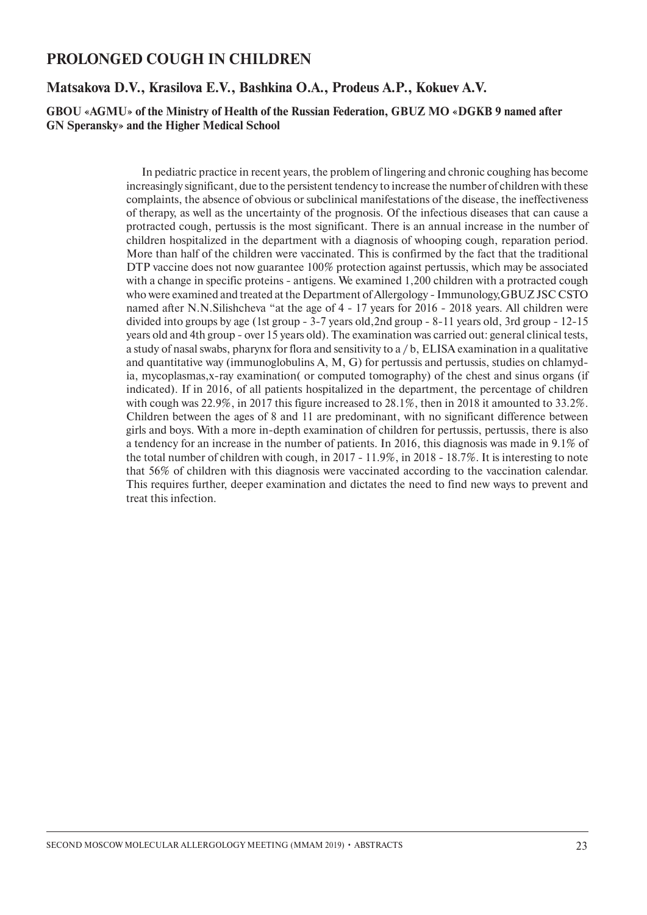## PROLONGED COUGH IN CHILDREN

### Matsakova D.V., Krasilova E.V., Bashkina O.A., Prodeus A.P., Kokuev A.V.

**GBOU «AGMU» of the Ministry of Health of the Russian Federation, GBUZ MO «DGKB 9 named after GN Speransky» and the Higher Medical School**

In pediatric practice in recent years, the problem of lingering and chronic coughing has become increasingly significant, due to the persistent tendency to increase the number of children with these complaints, the absence of obvious or subclinical manifestations of the disease, the ineffectiveness of therapy, as well as the uncertainty of the prognosis. Of the infectious diseases that can cause a protracted cough, pertussis is the most significant. There is an annual increase in the number of children hospitalized in the department with a diagnosis of whooping cough, reparation period. More than half of the children were vaccinated. This is confirmed by the fact that the traditional DTP vaccine does not now guarantee 100% protection against pertussis, which may be associated with a change in specific proteins - antigens. We examined 1,200 children with a protracted cough who were examined and treated at the Department of Allergology - Immunology, GBUZ JSC CSTO named after N.N.Silishcheva "at the age of 4 - 17 years for 2016 - 2018 years. All children were divided into groups by age (1st group - 3-7 years old, 2nd group - 8-11 years old, 3rd group - 12-15 years old and 4th group - over 15 years old). The examination was carried out: general clinical tests, a study of nasal swabs, pharynx for flora and sensitivity to a / b, ELISA examination in a qualitative and quantitative way (immunoglobulins A, M, G) for pertussis and pertussis, studies on chlamydia, mycoplasmas, x-ray examination( or computed tomography) of the chest and sinus organs (if indicated). If in 2016, of all patients hospitalized in the department, the percentage of children with cough was 22.9%, in 2017 this figure increased to 28.1%, then in 2018 it amounted to 33.2%. Children between the ages of 8 and 11 are predominant, with no significant difference between girls and boys. With a more in-depth examination of children for pertussis, pertussis, there is also a tendency for an increase in the number of patients. In 2016, this diagnosis was made in 9.1% of the total number of children with cough, in 2017 - 11.9%, in 2018 - 18.7%. It is interesting to note that 56% of children with this diagnosis were vaccinated according to the vaccination calendar. This requires further, deeper examination and dictates the need to find new ways to prevent and treat this infection.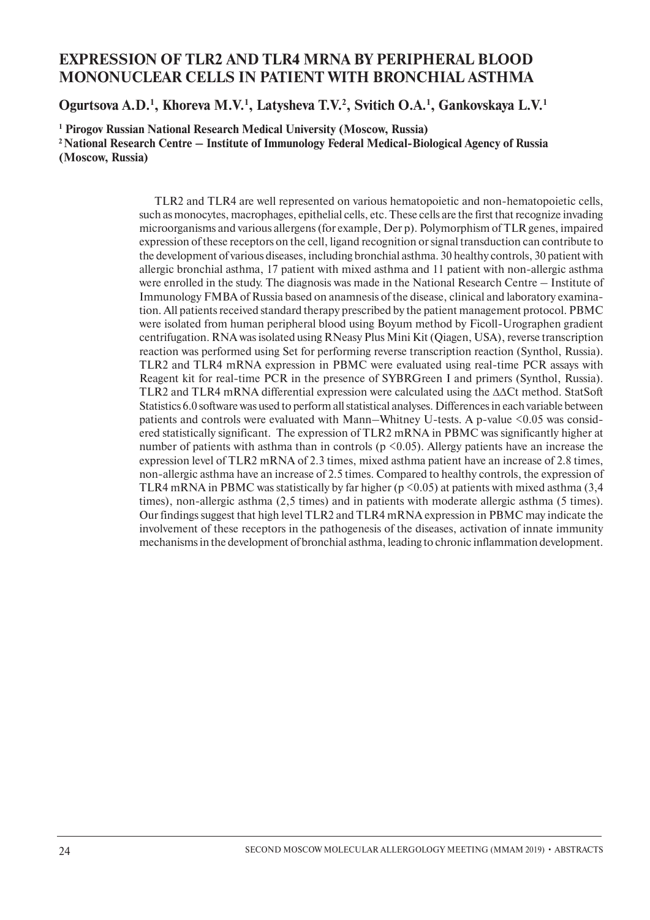# EXPRESSION OF TLR2 AND TLR4 MRNA BY PERIPHERAL BLOOD MONONUCLEAR CELLS IN PATIENT WITH BRONCHIAL ASTHMA

**Ogurtsova A.D.[1], Khoreva M.V.[1], Latysheva T.V.[2], Svitich O.A.[1], Gankovskaya L.V.[1]**

**[1] Pirogov Russian National Research Medical University (Moscow, Russia)**
**[2] National Research Centre – Institute of Immunology Federal Medical-Biological Agency of Russia (Moscow, Russia)**

TLR2 and TLR4 are well represented on various hematopoietic and non-hematopoietic cells, such as monocytes, macrophages, epithelial cells, etc. These cells are the first that recognize invading microorganisms and various allergens (for example, Der p). Polymorphism of TLR genes, impaired expression of these receptors on the cell, ligand recognition or signal transduction can contribute to the development of various diseases, including bronchial asthma. 30 healthy controls, 30 patient with allergic bronchial asthma, 17 patient with mixed asthma and 11 patient with non-allergic asthma were enrolled in the study. The diagnosis was made in the National Research Centre – Institute of Immunology FMBA of Russia based on anamnesis of the disease, clinical and laboratory examination. All patients received standard therapy prescribed by the patient management protocol. PBMC were isolated from human peripheral blood using Boyum method by Ficoll-Urographen gradient centrifugation. RNA was isolated using RNeasy Plus Mini Kit (Qiagen, USA), reverse transcription reaction was performed using Set for performing reverse transcription reaction (Synthol, Russia). TLR2 and TLR4 mRNA expression in PBMC were evaluated using real-time PCR assays with Reagent kit for real-time PCR in the presence of SYBRGreen I and primers (Synthol, Russia). TLR2 and TLR4 mRNA differential expression were calculated using the ΔΔCt method. StatSoft Statistics 6.0 software was used to perform all statistical analyses. Differences in each variable between patients and controls were evaluated with Mann–Whitney U-tests. A p-value $<0.05$ was considered statistically significant. The expression of TLR2 mRNA in PBMC was significantly higher at number of patients with asthma than in controls ($p < 0.05$). Allergy patients have an increase the expression level of TLR2 mRNA of 2.3 times, mixed asthma patient have an increase of 2.8 times, non-allergic asthma have an increase of 2.5 times. Compared to healthy controls, the expression of TLR4 mRNA in PBMC was statistically by far higher ($p < 0.05$) at patients with mixed asthma (3,4 times), non-allergic asthma (2,5 times) and in patients with moderate allergic asthma (5 times). Our findings suggest that high level TLR2 and TLR4 mRNA expression in PBMC may indicate the involvement of these receptors in the pathogenesis of the diseases, activation of innate immunity mechanisms in the development of bronchial asthma, leading to chronic inflammation development.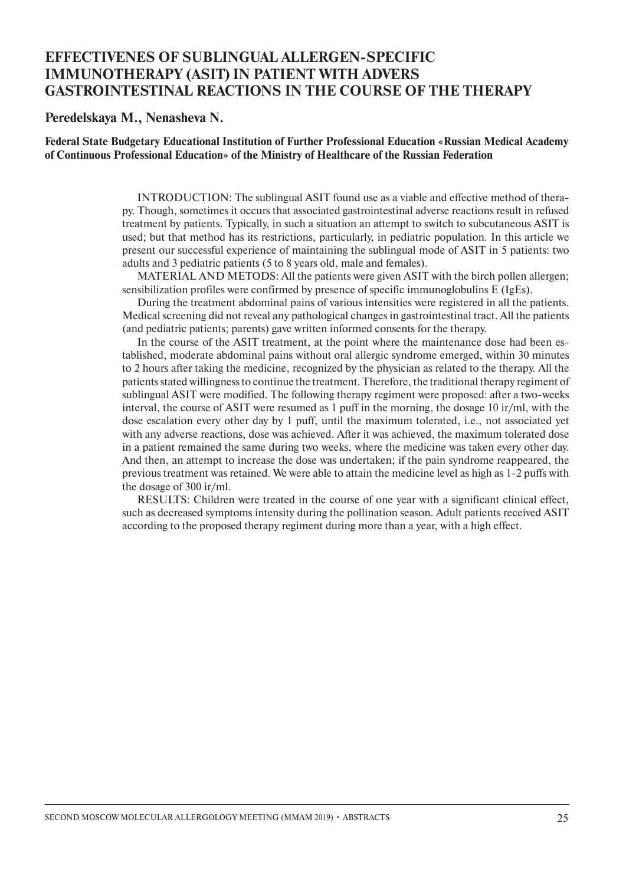# EFFECTIVENES OF SUBLINGUAL ALLERGEN-SPECIFIC IMMUNOTHERAPY (ASIT) IN PATIENT WITH ADVERS GASTROINTESTINAL REACTIONS IN THE COURSE OF THE THERAPY

**Peredelskaya M., Nenasheva N.**

**Federal State Budgetary Educational Institution of Further Professional Education «Russian Medical Academy of Continuous Professional Education» of the Ministry of Healthcare of the Russian Federation**

INTRODUCTION: The sublingual ASIT found use as a viable and effective method of therapy. Though, sometimes it occurs that associated gastrointestinal adverse reactions result in refused treatment by patients. Typically, in such a situation an attempt to switch to subcutaneous ASIT is used; but that method has its restrictions, particularly, in pediatric population. In this article we present our successful experience of maintaining the sublingual mode of ASIT in 5 patients: two adults and 3 pediatric patients (5 to 8 years old, male and females).

MATERIAL AND METODS: All the patients were given ASIT with the birch pollen allergen; sensibilization profiles were confirmed by presence of specific immunoglobulins E (IgEs).

During the treatment abdominal pains of various intensities were registered in all the patients. Medical screening did not reveal any pathological changes in gastrointestinal tract. All the patients (and pediatric patients; parents) gave written informed consents for the therapy.

In the course of the ASIT treatment, at the point where the maintenance dose had been established, moderate abdominal pains without oral allergic syndrome emerged, within 30 minutes to 2 hours after taking the medicine, recognized by the physician as related to the therapy. All the patients stated willingness to continue the treatment. Therefore, the traditional therapy regiment of sublingual ASIT were modified. The following therapy regiment were proposed: after a two-weeks interval, the course of ASIT were resumed as 1 puff in the morning, the dosage 10 ir/ml, with the dose escalation every other day by 1 puff, until the maximum tolerated, i.e., not associated yet with any adverse reactions, dose was achieved. After it was achieved, the maximum tolerated dose in a patient remained the same during two weeks, where the medicine was taken every other day. And then, an attempt to increase the dose was undertaken; if the pain syndrome reappeared, the previous treatment was retained. We were able to attain the medicine level as high as 1-2 puffs with the dosage of 300 ir/ml.

RESULTS: Children were treated in the course of one year with a significant clinical effect, such as decreased symptoms intensity during the pollination season. Adult patients received ASIT according to the proposed therapy regiment during more than a year, with a high effect.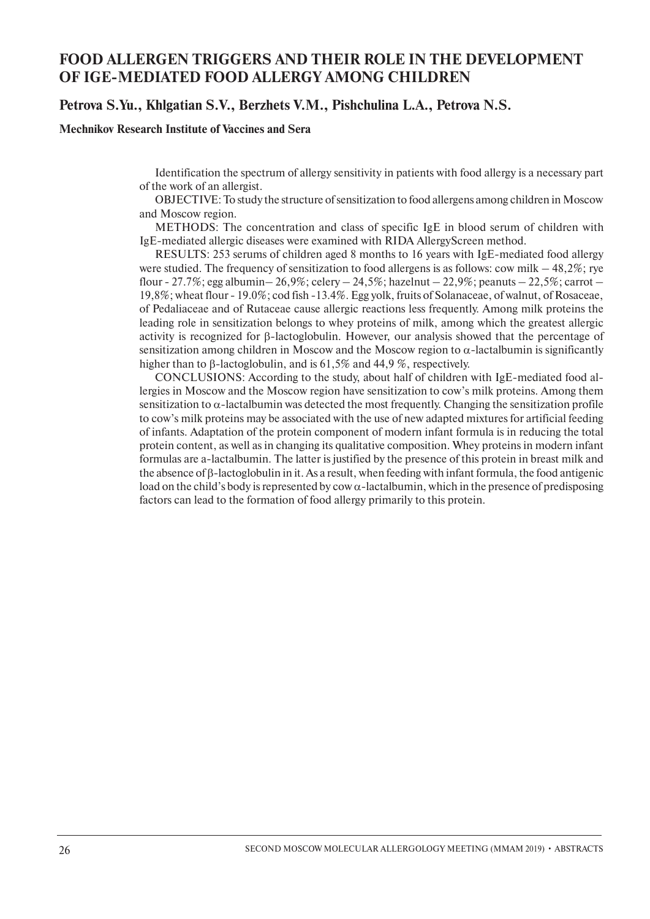# FOOD ALLERGEN TRIGGERS AND THEIR ROLE IN THE DEVELOPMENT OF IGE-MEDIATED FOOD ALLERGY AMONG CHILDREN

**Petrova S.Yu., Khlgatian S.V., Berzhets V.M., Pishchulina L.A., Petrova N.S.**

**Mechnikov Research Institute of Vaccines and Sera**

Identification the spectrum of allergy sensitivity in patients with food allergy is a necessary part of the work of an allergist.

OBJECTIVE: To study the structure of sensitization to food allergens among children in Moscow and Moscow region.

METHODS: The concentration and class of specific IgE in blood serum of children with IgE-mediated allergic diseases were examined with RIDA AllergyScreen method.

RESULTS: 253 serums of children aged 8 months to 16 years with IgE-mediated food allergy were studied. The frequency of sensitization to food allergens is as follows: cow milk – 48,2%; rye flour - 27.7%; egg albumin– 26,9%; celery – 24,5%; hazelnut – 22,9%; peanuts – 22,5%; carrot – 19,8%; wheat flour - 19.0%; cod fish -13.4%. Egg yolk, fruits of Solanaceae, of walnut, of Rosaceae, of Pedaliaceae and of Rutaceae cause allergic reactions less frequently. Among milk proteins the leading role in sensitization belongs to whey proteins of milk, among which the greatest allergic activity is recognized for β-lactoglobulin. However, our analysis showed that the percentage of sensitization among children in Moscow and the Moscow region to α-lactalbumin is significantly higher than to β-lactoglobulin, and is 61,5% and 44,9 %, respectively.

CONCLUSIONS: According to the study, about half of children with IgE-mediated food allergies in Moscow and the Moscow region have sensitization to cow's milk proteins. Among them sensitization to α-lactalbumin was detected the most frequently. Changing the sensitization profile to cow's milk proteins may be associated with the use of new adapted mixtures for artificial feeding of infants. Adaptation of the protein component of modern infant formula is in reducing the total protein content, as well as in changing its qualitative composition. Whey proteins in modern infant formulas are a-lactalbumin. The latter is justified by the presence of this protein in breast milk and the absence of β-lactoglobulin in it. As a result, when feeding with infant formula, the food antigenic load on the child's body is represented by cow α-lactalbumin, which in the presence of predisposing factors can lead to the formation of food allergy primarily to this protein.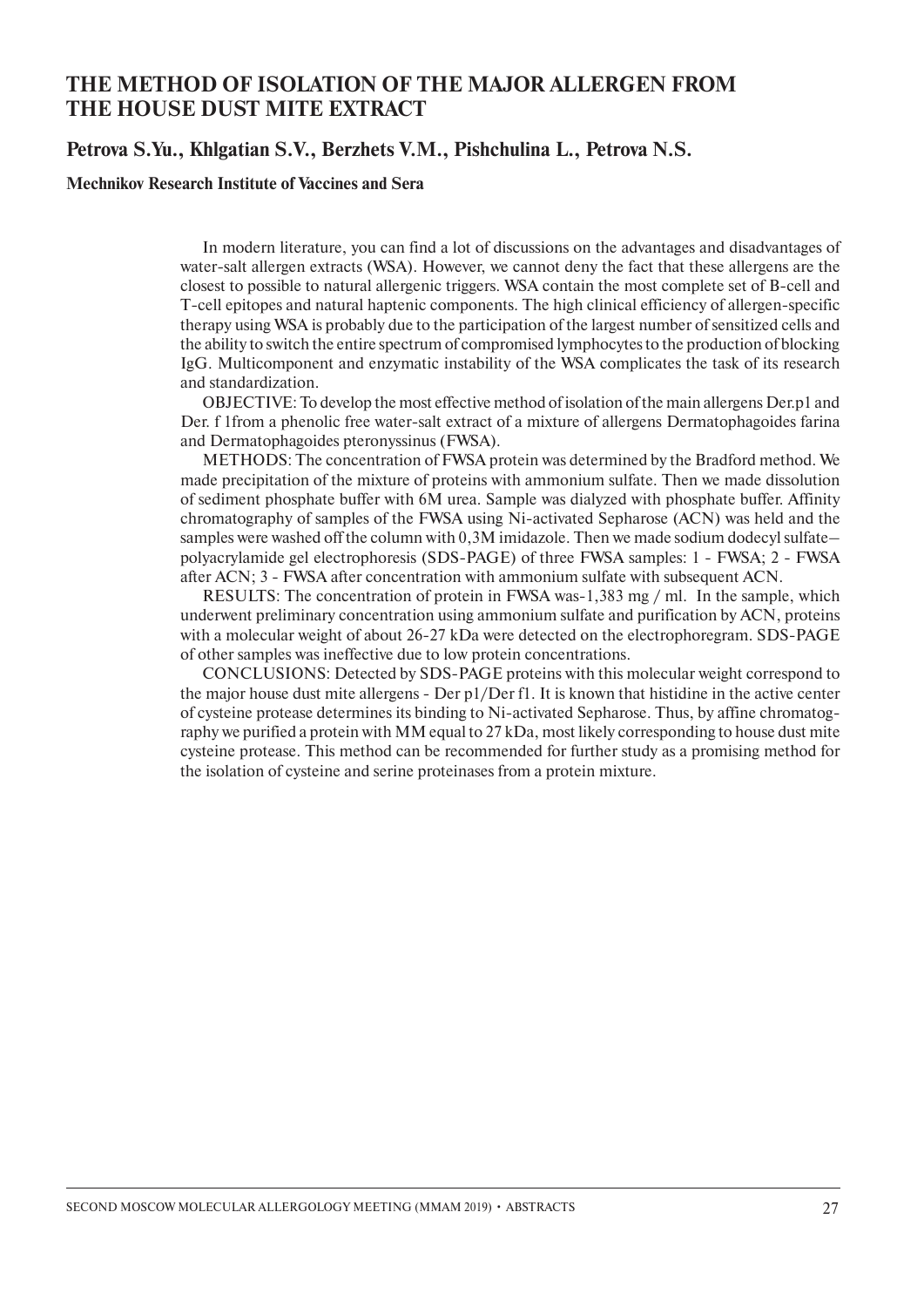# THE METHOD OF ISOLATION OF THE MAJOR ALLERGEN FROM THE HOUSE DUST MITE EXTRACT

## Petrova S.Yu., Khlgatian S.V., Berzhets V.M., Pishchulina L., Petrova N.S.

**Mechnikov Research Institute of Vaccines and Sera**

In modern literature, you can find a lot of discussions on the advantages and disadvantages of water-salt allergen extracts (WSA). However, we cannot deny the fact that these allergens are the closest to possible to natural allergenic triggers. WSA contain the most complete set of B-cell and T-cell epitopes and natural haptenic components. The high clinical efficiency of allergen-specific therapy using WSA is probably due to the participation of the largest number of sensitized cells and the ability to switch the entire spectrum of compromised lymphocytes to the production of blocking IgG. Multicomponent and enzymatic instability of the WSA complicates the task of its research and standardization.

OBJECTIVE: To develop the most effective method of isolation of the main allergens Der.p1 and Der. f 1from a phenolic free water-salt extract of a mixture of allergens Dermatophagoides farina and Dermatophagoides pteronyssinus (FWSA).

METHODS: The concentration of FWSA protein was determined by the Bradford method. We made precipitation of the mixture of proteins with ammonium sulfate. Then we made dissolution of sediment phosphate buffer with 6M urea. Sample was dialyzed with phosphate buffer. Affinity chromatography of samples of the FWSA using Ni-activated Sepharose (ACN) was held and the samples were washed off the column with 0,3M imidazole. Then we made sodium dodecyl sulfate–polyacrylamide gel electrophoresis (SDS-PAGE) of three FWSA samples: 1 - FWSA; 2 - FWSA after ACN; 3 - FWSA after concentration with ammonium sulfate with subsequent ACN.

RESULTS: The concentration of protein in FWSA was-1,383 mg / ml. In the sample, which underwent preliminary concentration using ammonium sulfate and purification by ACN, proteins with a molecular weight of about 26-27 kDa were detected on the electrophoregram. SDS-PAGE of other samples was ineffective due to low protein concentrations.

CONCLUSIONS: Detected by SDS-PAGE proteins with this molecular weight correspond to the major house dust mite allergens - Der p1/Der f1. It is known that histidine in the active center of cysteine protease determines its binding to Ni-activated Sepharose. Thus, by affine chromatography we purified a protein with MM equal to 27 kDa, most likely corresponding to house dust mite cysteine protease. This method can be recommended for further study as a promising method for the isolation of cysteine and serine proteinases from a protein mixture.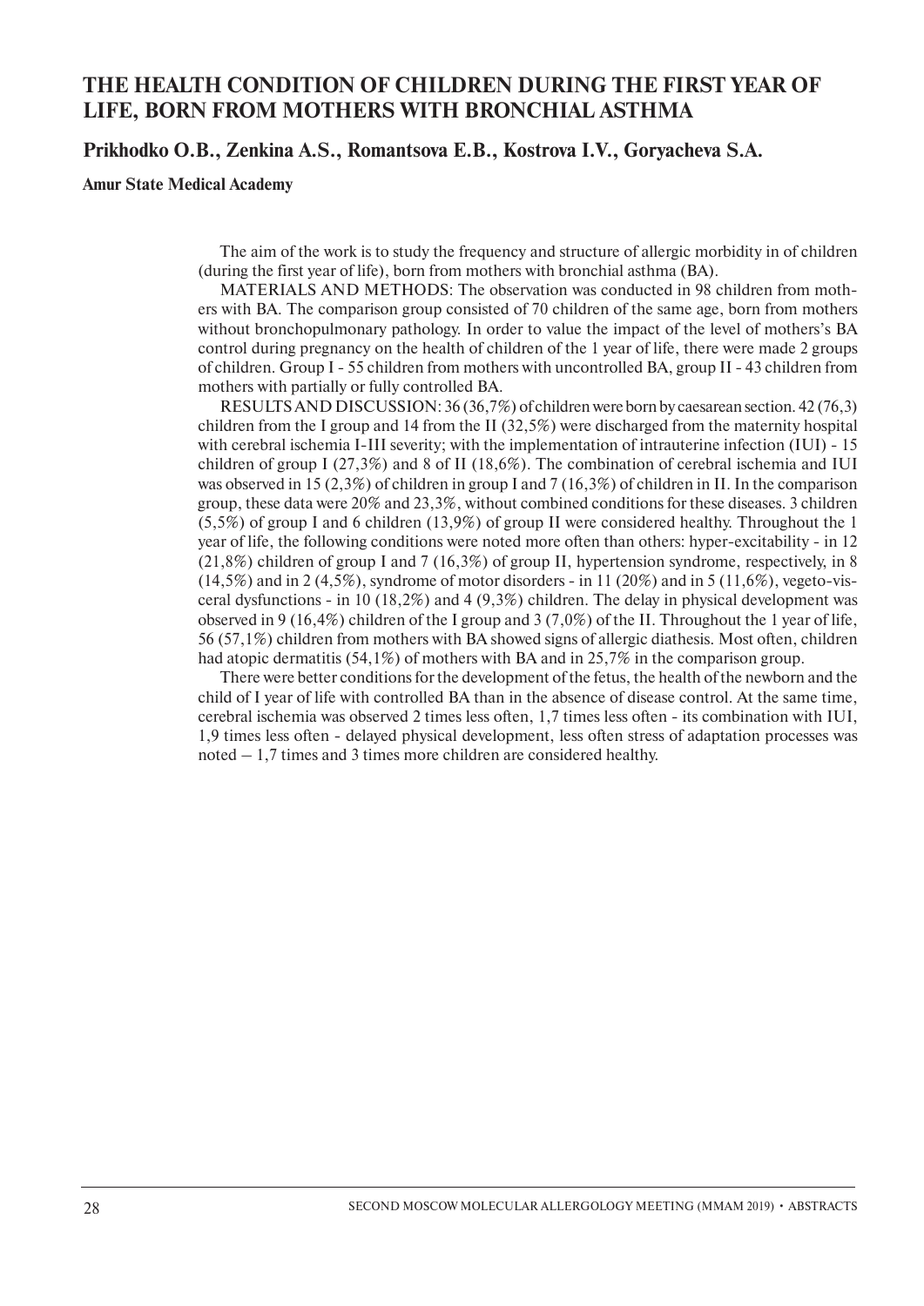# THE HEALTH CONDITION OF CHILDREN DURING THE FIRST YEAR OF LIFE, BORN FROM MOTHERS WITH BRONCHIAL ASTHMA

**Prikhodko O.B., Zenkina A.S., Romantsova E.B., Kostrova I.V., Goryacheva S.A.**

**Amur State Medical Academy**

The aim of the work is to study the frequency and structure of allergic morbidity in of children (during the first year of life), born from mothers with bronchial asthma (BA).

MATERIALS AND METHODS: The observation was conducted in 98 children from mothers with BA. The comparison group consisted of 70 children of the same age, born from mothers without bronchopulmonary pathology. In order to value the impact of the level of mothers's BA control during pregnancy on the health of children of the 1 year of life, there were made 2 groups of children. Group I - 55 children from mothers with uncontrolled BA, group II - 43 children from mothers with partially or fully controlled BA.

RESULTS AND DISCUSSION: 36 (36,7%) of children were born by caesarean section. 42 (76,3) children from the I group and 14 from the II (32,5%) were discharged from the maternity hospital with cerebral ischemia I-III severity; with the implementation of intrauterine infection (IUI) - 15 children of group I (27,3%) and 8 of II (18,6%). The combination of cerebral ischemia and IUI was observed in 15 (2,3%) of children in group I and 7 (16,3%) of children in II. In the comparison group, these data were 20% and 23,3%, without combined conditions for these diseases. 3 children (5,5%) of group I and 6 children (13,9%) of group II were considered healthy. Throughout the 1 year of life, the following conditions were noted more often than others: hyper-excitability - in 12 (21,8%) children of group I and 7 (16,3%) of group II, hypertension syndrome, respectively, in 8 (14,5%) and in 2 (4,5%), syndrome of motor disorders - in 11 (20%) and in 5 (11,6%), vegeto-visceral dysfunctions - in 10 (18,2%) and 4 (9,3%) children. The delay in physical development was observed in 9 (16,4%) children of the I group and 3 (7,0%) of the II. Throughout the 1 year of life, 56 (57,1%) children from mothers with BA showed signs of allergic diathesis. Most often, children had atopic dermatitis (54,1%) of mothers with BA and in 25,7% in the comparison group.

There were better conditions for the development of the fetus, the health of the newborn and the child of I year of life with controlled BA than in the absence of disease control. At the same time, cerebral ischemia was observed 2 times less often, 1,7 times less often - its combination with IUI, 1,9 times less often - delayed physical development, less often stress of adaptation processes was noted – 1,7 times and 3 times more children are considered healthy.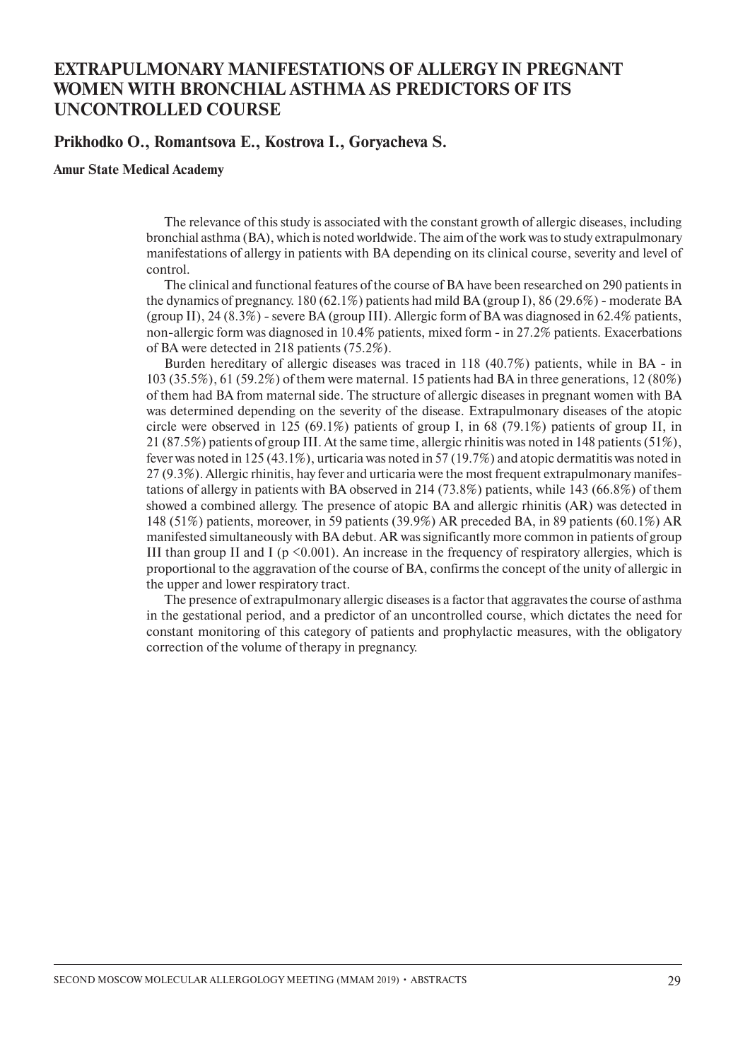# EXTRAPULMONARY MANIFESTATIONS OF ALLERGY IN PREGNANT WOMEN WITH BRONCHIAL ASTHMA AS PREDICTORS OF ITS UNCONTROLLED COURSE

**Prikhodko O., Romantsova E., Kostrova I., Goryacheva S.**

**Amur State Medical Academy**

The relevance of this study is associated with the constant growth of allergic diseases, including bronchial asthma (BA), which is noted worldwide. The aim of the work was to study extrapulmonary manifestations of allergy in patients with BA depending on its clinical course, severity and level of control.

The clinical and functional features of the course of BA have been researched on 290 patients in the dynamics of pregnancy. 180 (62.1%) patients had mild BA (group I), 86 (29.6%) - moderate BA (group II), 24 (8.3%) - severe BA (group III). Allergic form of BA was diagnosed in 62.4% patients, non-allergic form was diagnosed in 10.4% patients, mixed form - in 27.2% patients. Exacerbations of BA were detected in 218 patients (75.2%).

Burden hereditary of allergic diseases was traced in 118 (40.7%) patients, while in BA - in 103 (35.5%), 61 (59.2%) of them were maternal. 15 patients had BA in three generations, 12 (80%) of them had BA from maternal side. The structure of allergic diseases in pregnant women with BA was determined depending on the severity of the disease. Extrapulmonary diseases of the atopic circle were observed in 125 (69.1%) patients of group I, in 68 (79.1%) patients of group II, in 21 (87.5%) patients of group III. At the same time, allergic rhinitis was noted in 148 patients (51%), fever was noted in 125 (43.1%), urticaria was noted in 57 (19.7%) and atopic dermatitis was noted in 27 (9.3%). Allergic rhinitis, hay fever and urticaria were the most frequent extrapulmonary manifestations of allergy in patients with BA observed in 214 (73.8%) patients, while 143 (66.8%) of them showed a combined allergy. The presence of atopic BA and allergic rhinitis (AR) was detected in 148 (51%) patients, moreover, in 59 patients (39.9%) AR preceded BA, in 89 patients (60.1%) AR manifested simultaneously with BA debut. AR was significantly more common in patients of group III than group II and I ($p < 0.001$). An increase in the frequency of respiratory allergies, which is proportional to the aggravation of the course of BA, confirms the concept of the unity of allergic in the upper and lower respiratory tract.

The presence of extrapulmonary allergic diseases is a factor that aggravates the course of asthma in the gestational period, and a predictor of an uncontrolled course, which dictates the need for constant monitoring of this category of patients and prophylactic measures, with the obligatory correction of the volume of therapy in pregnancy.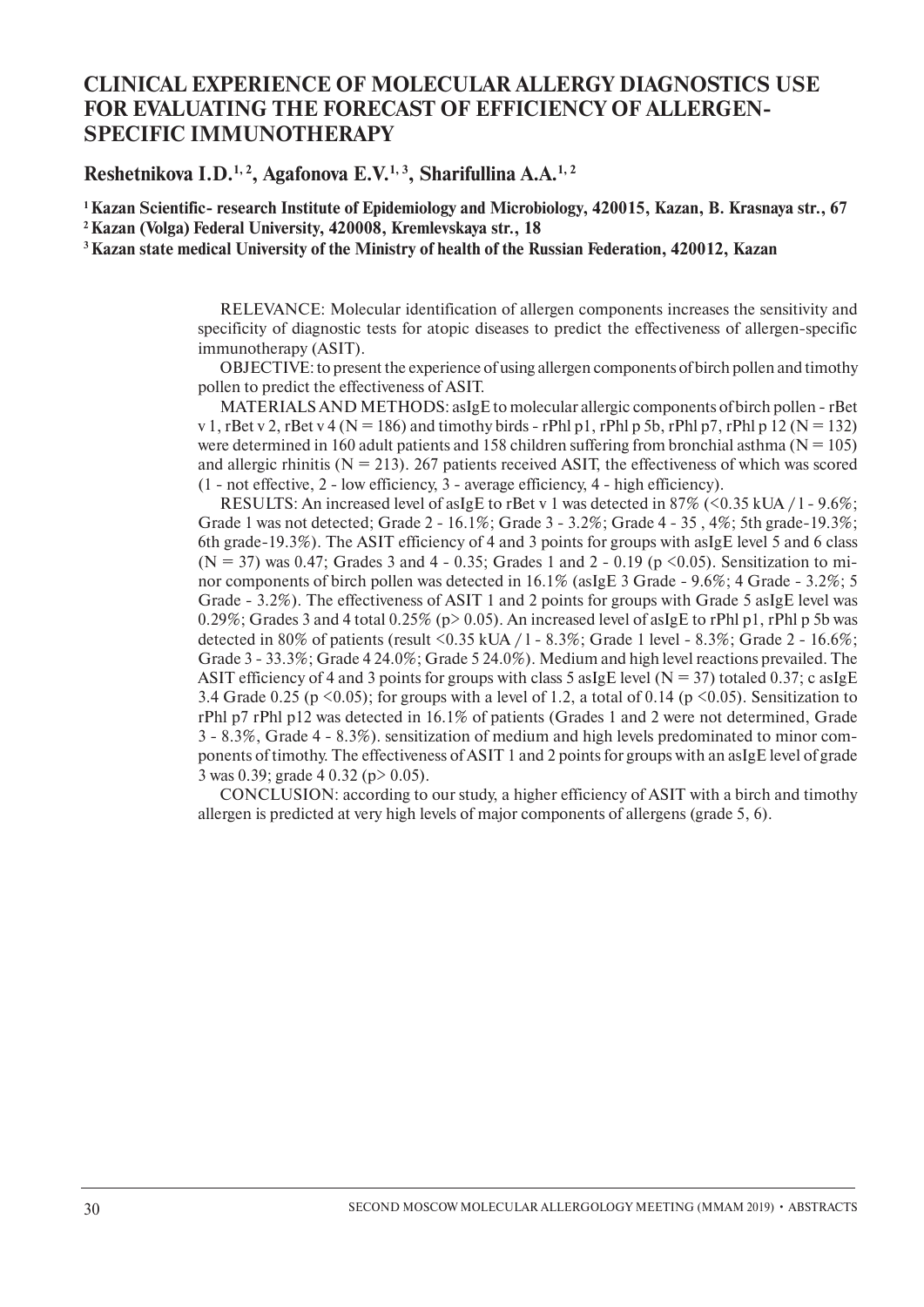# CLINICAL EXPERIENCE OF MOLECULAR ALLERGY DIAGNOSTICS USE FOR EVALUATING THE FORECAST OF EFFICIENCY OF ALLERGEN-SPECIFIC IMMUNOTHERAPY

**Reshetnikova I.D.[1, 2], Agafonova E.V.[1, 3], Sharifullina A.A.[1, 2]**

**[1] Kazan Scientific- research Institute of Epidemiology and Microbiology, 420015, Kazan, B. Krasnaya str., 67**
**[2] Kazan (Volga) Federal University, 420008, Kremlevskaya str., 18**
**[3] Kazan state medical University of the Ministry of health of the Russian Federation, 420012, Kazan**

RELEVANCE: Molecular identification of allergen components increases the sensitivity and specificity of diagnostic tests for atopic diseases to predict the effectiveness of allergen-specific immunotherapy (ASIT).

OBJECTIVE: to present the experience of using allergen components of birch pollen and timothy pollen to predict the effectiveness of ASIT.

MATERIALS AND METHODS: asIgE to molecular allergic components of birch pollen - rBet v 1, rBet v 2, rBet v 4 (N = 186) and timothy birds - rPhl p1, rPhl p 5b, rPhl p7, rPhl p 12 (N = 132) were determined in 160 adult patients and 158 children suffering from bronchial asthma (N = 105) and allergic rhinitis (N = 213). 267 patients received ASIT, the effectiveness of which was scored (1 - not effective, 2 - low efficiency, 3 - average efficiency, 4 - high efficiency).

RESULTS: An increased level of asIgE to rBet v 1 was detected in 87% (<0.35 kUA / l - 9.6%; Grade 1 was not detected; Grade 2 - 16.1%; Grade 3 - 3.2%; Grade 4 - 35 , 4%; 5th grade-19.3%; 6th grade-19.3%). The ASIT efficiency of 4 and 3 points for groups with asIgE level 5 and 6 class (N = 37) was 0.47; Grades 3 and 4 - 0.35; Grades 1 and 2 - 0.19 ($p < 0.05$). Sensitization to minor components of birch pollen was detected in 16.1% (asIgE 3 Grade - 9.6%; 4 Grade - 3.2%; 5 Grade - 3.2%). The effectiveness of ASIT 1 and 2 points for groups with Grade 5 asIgE level was 0.29%; Grades 3 and 4 total 0.25% ($p > 0.05$). An increased level of asIgE to rPhl p1, rPhl p 5b was detected in 80% of patients (result <0.35 kUA / l - 8.3%; Grade 1 level - 8.3%; Grade 2 - 16.6%; Grade 3 - 33.3%; Grade 4 24.0%; Grade 5 24.0%). Medium and high level reactions prevailed. The ASIT efficiency of 4 and 3 points for groups with class 5 asIgE level (N = 37) totaled 0.37; c asIgE 3.4 Grade 0.25 ($p < 0.05$); for groups with a level of 1.2, a total of 0.14 ($p < 0.05$). Sensitization to rPhl p7 rPhl p12 was detected in 16.1% of patients (Grades 1 and 2 were not determined, Grade 3 - 8.3%, Grade 4 - 8.3%). sensitization of medium and high levels predominated to minor components of timothy. The effectiveness of ASIT 1 and 2 points for groups with an asIgE level of grade 3 was 0.39; grade 4 0.32 ($p > 0.05$).

CONCLUSION: according to our study, a higher efficiency of ASIT with a birch and timothy allergen is predicted at very high levels of major components of allergens (grade 5, 6).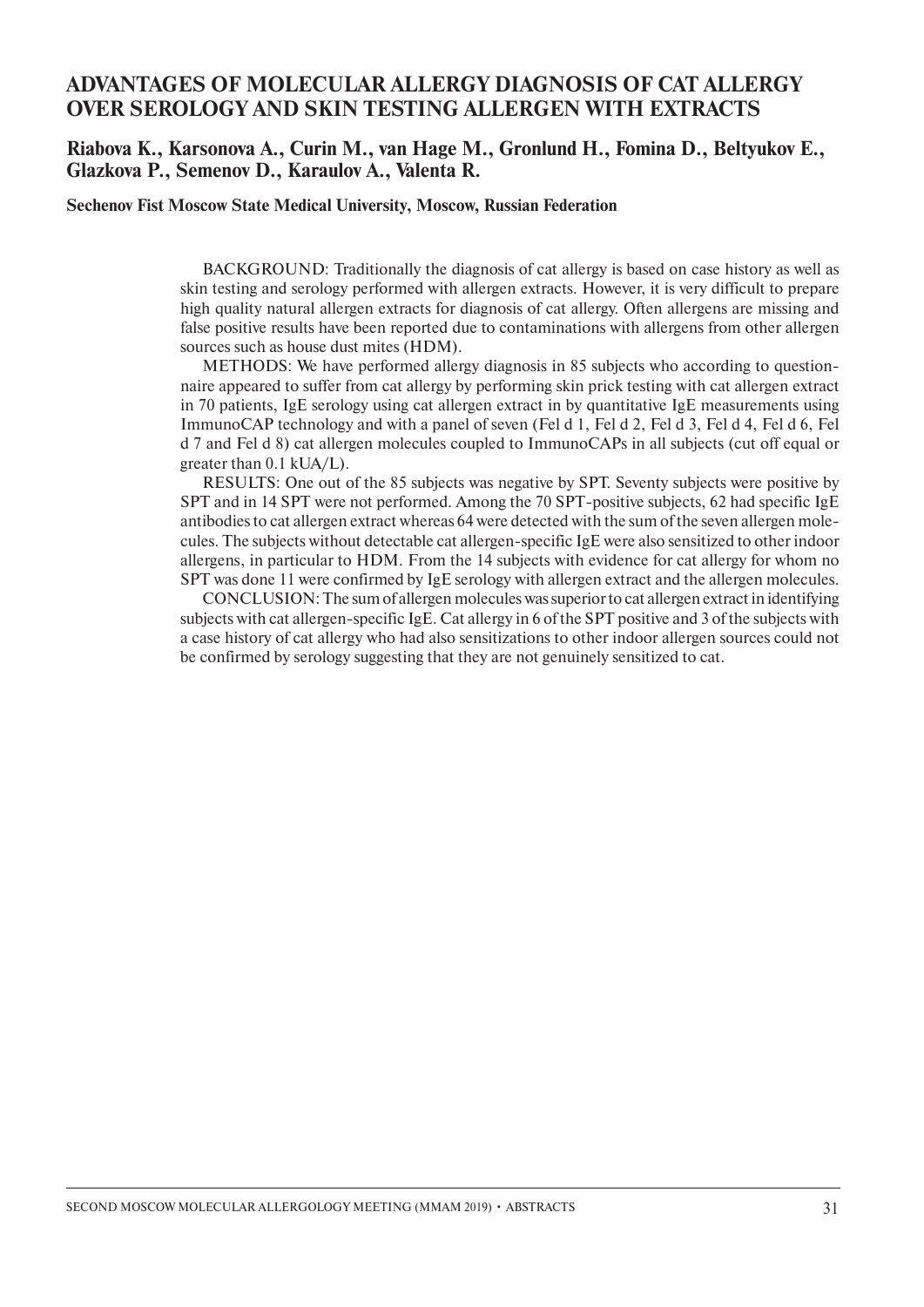# ADVANTAGES OF MOLECULAR ALLERGY DIAGNOSIS OF CAT ALLERGY OVER SEROLOGY AND SKIN TESTING ALLERGEN WITH EXTRACTS

**Riabova K., Karsonova A., Curin M., van Hage M., Gronlund H., Fomina D., Beltyukov E., Glazkova P., Semenov D., Karaulov A., Valenta R.**

**Sechenov Fist Moscow State Medical University, Moscow, Russian Federation**

BACKGROUND: Traditionally the diagnosis of cat allergy is based on case history as well as skin testing and serology performed with allergen extracts. However, it is very difficult to prepare high quality natural allergen extracts for diagnosis of cat allergy. Often allergens are missing and false positive results have been reported due to contaminations with allergens from other allergen sources such as house dust mites (HDM).

METHODS: We have performed allergy diagnosis in 85 subjects who according to questionnaire appeared to suffer from cat allergy by performing skin prick testing with cat allergen extract in 70 patients, IgE serology using cat allergen extract in by quantitative IgE measurements using ImmunoCAP technology and with a panel of seven (Fel d 1, Fel d 2, Fel d 3, Fel d 4, Fel d 6, Fel d 7 and Fel d 8) cat allergen molecules coupled to ImmunoCAPs in all subjects (cut off equal or greater than 0.1 kUA/L).

RESULTS: One out of the 85 subjects was negative by SPT. Seventy subjects were positive by SPT and in 14 SPT were not performed. Among the 70 SPT-positive subjects, 62 had specific IgE antibodies to cat allergen extract whereas 64 were detected with the sum of the seven allergen molecules. The subjects without detectable cat allergen-specific IgE were also sensitized to other indoor allergens, in particular to HDM. From the 14 subjects with evidence for cat allergy for whom no SPT was done 11 were confirmed by IgE serology with allergen extract and the allergen molecules.

CONCLUSION: The sum of allergen molecules was superior to cat allergen extract in identifying subjects with cat allergen-specific IgE. Cat allergy in 6 of the SPT positive and 3 of the subjects with a case history of cat allergy who had also sensitizations to other indoor allergen sources could not be confirmed by serology suggesting that they are not genuinely sensitized to cat.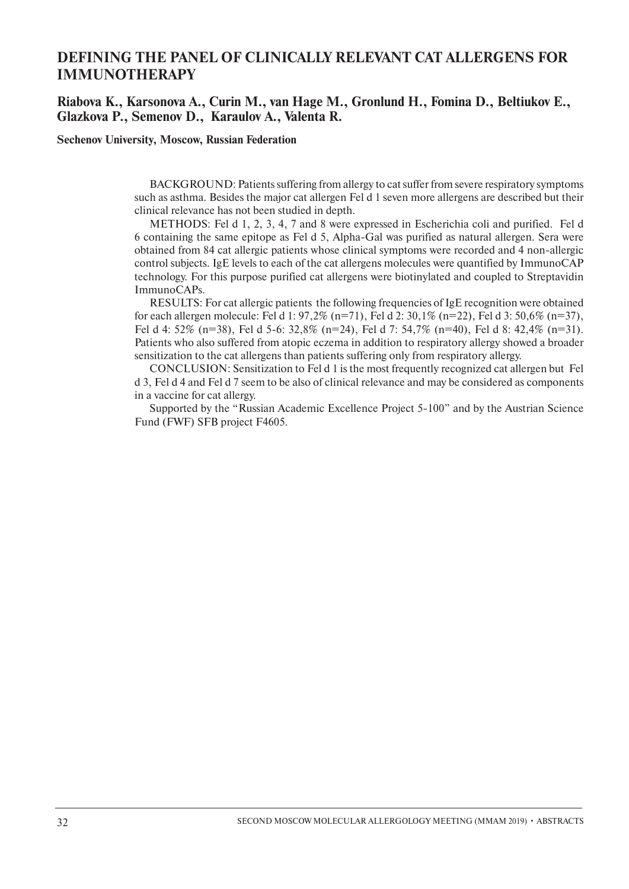# DEFINING THE PANEL OF CLINICALLY RELEVANT CAT ALLERGENS FOR IMMUNOTHERAPY

**Riabova K., Karsonova A., Curin M., van Hage M., Gronlund H., Fomina D., Beltiukov E., Glazkova P., Semenov D., Karaulov A., Valenta R.**

**Sechenov University, Moscow, Russian Federation**

BACKGROUND: Patients suffering from allergy to cat suffer from severe respiratory symptoms such as asthma. Besides the major cat allergen Fel d 1 seven more allergens are described but their clinical relevance has not been studied in depth.

METHODS: Fel d 1, 2, 3, 4, 7 and 8 were expressed in Escherichia coli and purified. Fel d 6 containing the same epitope as Fel d 5, Alpha-Gal was purified as natural allergen. Sera were obtained from 84 cat allergic patients whose clinical symptoms were recorded and 4 non-allergic control subjects. IgE levels to each of the cat allergens molecules were quantified by ImmunoCAP technology. For this purpose purified cat allergens were biotinylated and coupled to Streptavidin ImmunoCAPs.

RESULTS: For cat allergic patients the following frequencies of IgE recognition were obtained for each allergen molecule: Fel d 1: 97,2% (n=71), Fel d 2: 30,1% (n=22), Fel d 3: 50,6% (n=37), Fel d 4: 52% (n=38), Fel d 5-6: 32,8% (n=24), Fel d 7: 54,7% (n=40), Fel d 8: 42,4% (n=31). Patients who also suffered from atopic eczema in addition to respiratory allergy showed a broader sensitization to the cat allergens than patients suffering only from respiratory allergy.

CONCLUSION: Sensitization to Fel d 1 is the most frequently recognized cat allergen but Fel d 3, Fel d 4 and Fel d 7 seem to be also of clinical relevance and may be considered as components in a vaccine for cat allergy.

Supported by the "Russian Academic Excellence Project 5-100" and by the Austrian Science Fund (FWF) SFB project F4605.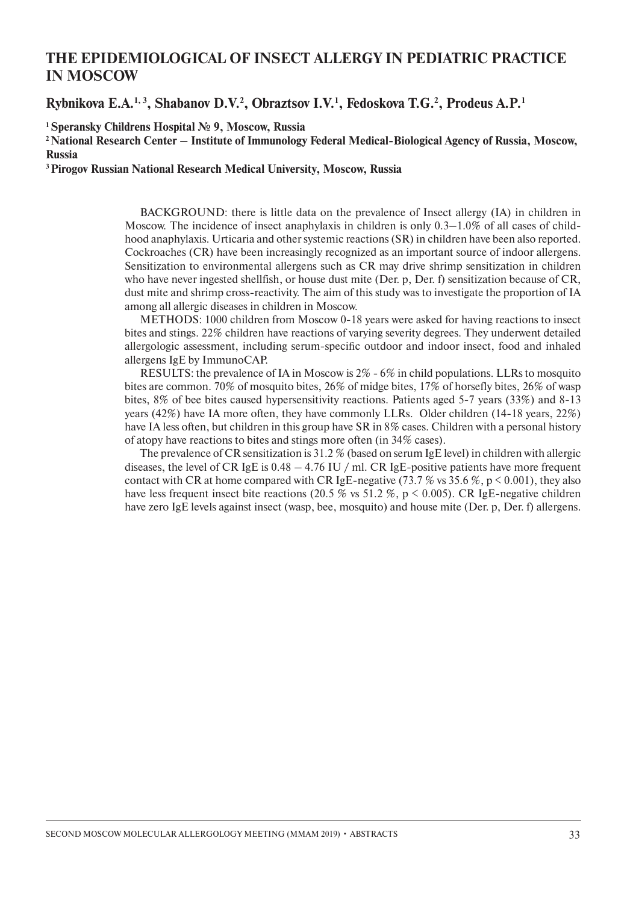# THE EPIDEMIOLOGICAL OF INSECT ALLERGY IN PEDIATRIC PRACTICE IN MOSCOW

**Rybnikova E.A.[1,3], Shabanov D.V.[2], Obraztsov I.V.[1], Fedoskova T.G.[2], Prodeus A.P.[1]**

**[1] Speransky Childrens Hospital № 9, Moscow, Russia**
**[2] National Research Center – Institute of Immunology Federal Medical-Biological Agency of Russia, Moscow, Russia**
**[3] Pirogov Russian National Research Medical University, Moscow, Russia**

BACKGROUND: there is little data on the prevalence of Insect allergy (IA) in children in Moscow. The incidence of insect anaphylaxis in children is only 0.3–1.0% of all cases of childhood anaphylaxis. Urticaria and other systemic reactions (SR) in children have been also reported. Cockroaches (CR) have been increasingly recognized as an important source of indoor allergens. Sensitization to environmental allergens such as CR may drive shrimp sensitization in children who have never ingested shellfish, or house dust mite (Der. p, Der. f) sensitization because of CR, dust mite and shrimp cross-reactivity. The aim of this study was to investigate the proportion of IA among all allergic diseases in children in Moscow.

METHODS: 1000 children from Moscow 0-18 years were asked for having reactions to insect bites and stings. 22% children have reactions of varying severity degrees. They underwent detailed allergologic assessment, including serum-specific outdoor and indoor insect, food and inhaled allergens IgE by ImmunoCAP.

RESULTS: the prevalence of IA in Moscow is 2% - 6% in child populations. LLRs to mosquito bites are common. 70% of mosquito bites, 26% of midge bites, 17% of horsefly bites, 26% of wasp bites, 8% of bee bites caused hypersensitivity reactions. Patients aged 5-7 years (33%) and 8-13 years (42%) have IA more often, they have commonly LLRs. Older children (14-18 years, 22%) have IA less often, but children in this group have SR in 8% cases. Children with a personal history of atopy have reactions to bites and stings more often (in 34% cases).

The prevalence of CR sensitization is 31.2 % (based on serum IgE level) in children with allergic diseases, the level of CR IgE is 0.48 – 4.76 IU / ml. CR IgE-positive patients have more frequent contact with CR at home compared with CR IgE-negative (73.7 % vs 35.6 %, $p < 0.001$), they also have less frequent insect bite reactions (20.5 % vs 51.2 %, $p < 0.005$). CR IgE-negative children have zero IgE levels against insect (wasp, bee, mosquito) and house mite (Der. p, Der. f) allergens.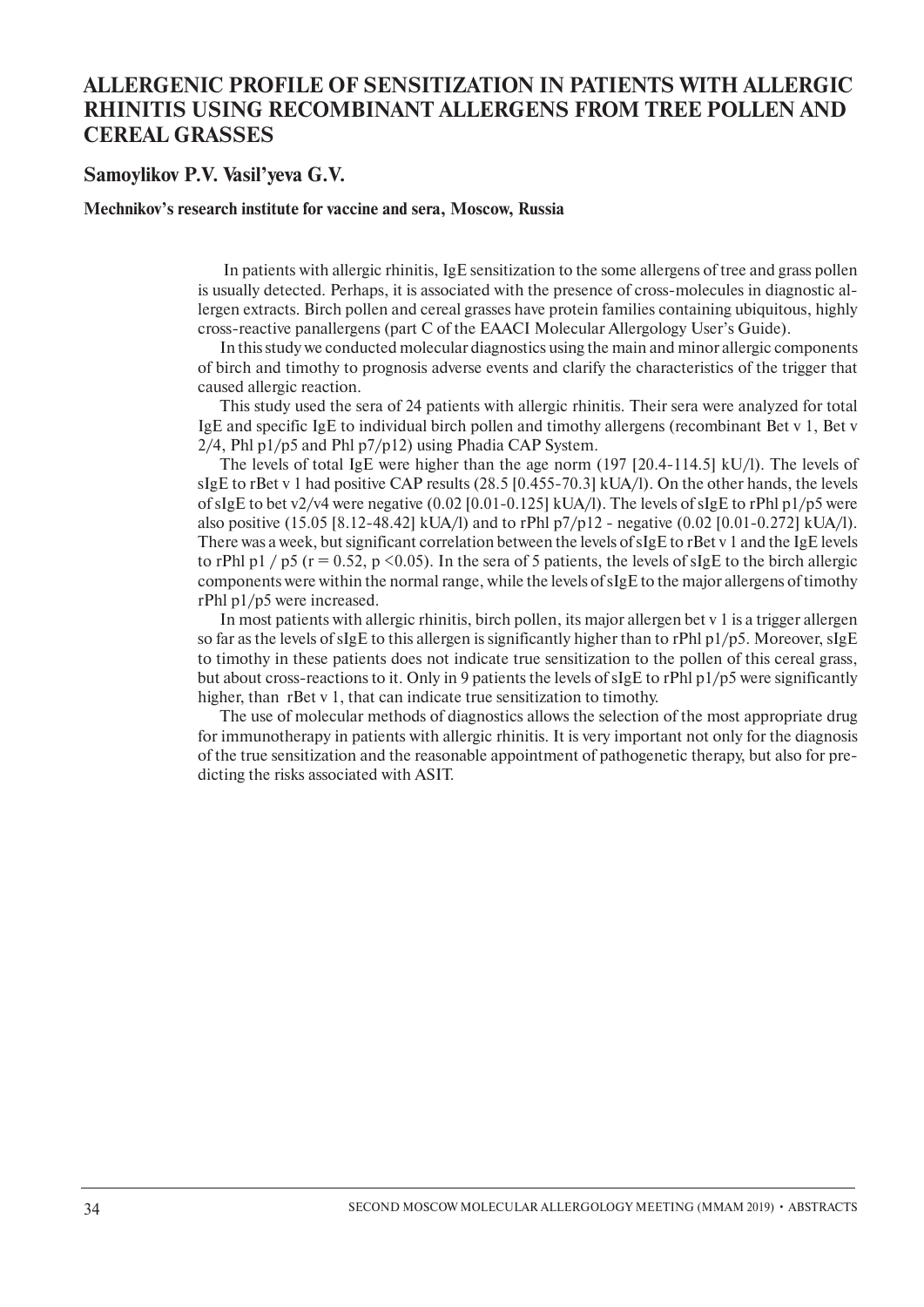# ALLERGENIC PROFILE OF SENSITIZATION IN PATIENTS WITH ALLERGIC RHINITIS USING RECOMBINANT ALLERGENS FROM TREE POLLEN AND CEREAL GRASSES

**Samoylikov P.V. Vasil'yeva G.V.**

**Mechnikov's research institute for vaccine and sera, Moscow, Russia**

In patients with allergic rhinitis, IgE sensitization to the some allergens of tree and grass pollen is usually detected. Perhaps, it is associated with the presence of cross-molecules in diagnostic allergen extracts. Birch pollen and cereal grasses have protein families containing ubiquitous, highly cross-reactive panallergens (part C of the EAACI Molecular Allergology User's Guide).

In this study we conducted molecular diagnostics using the main and minor allergic components of birch and timothy to prognosis adverse events and clarify the characteristics of the trigger that caused allergic reaction.

This study used the sera of 24 patients with allergic rhinitis. Their sera were analyzed for total IgE and specific IgE to individual birch pollen and timothy allergens (recombinant Bet v 1, Bet v 2/4, Phl p1/p5 and Phl p7/p12) using Phadia CAP System.

The levels of total IgE were higher than the age norm (197 [20.4-114.5] kU/l). The levels of sIgE to rBet v 1 had positive CAP results (28.5 [0.455-70.3] kUA/l). On the other hands, the levels of sIgE to bet v2/v4 were negative (0.02 [0.01-0.125] kUA/l). The levels of sIgE to rPhl p1/p5 were also positive (15.05 [8.12-48.42] kUA/l) and to rPhl p7/p12 - negative (0.02 [0.01-0.272] kUA/l). There was a week, but significant correlation between the levels of sIgE to rBet v 1 and the IgE levels to rPhl p1 / p5 ($r = 0.52$, $p < 0.05$). In the sera of 5 patients, the levels of sIgE to the birch allergic components were within the normal range, while the levels of sIgE to the major allergens of timothy rPhl p1/p5 were increased.

In most patients with allergic rhinitis, birch pollen, its major allergen bet v 1 is a trigger allergen so far as the levels of sIgE to this allergen is significantly higher than to rPhl p1/p5. Moreover, sIgE to timothy in these patients does not indicate true sensitization to the pollen of this cereal grass, but about cross-reactions to it. Only in 9 patients the levels of sIgE to rPhl p1/p5 were significantly higher, than rBet v 1, that can indicate true sensitization to timothy.

The use of molecular methods of diagnostics allows the selection of the most appropriate drug for immunotherapy in patients with allergic rhinitis. It is very important not only for the diagnosis of the true sensitization and the reasonable appointment of pathogenetic therapy, but also for predicting the risks associated with ASIT.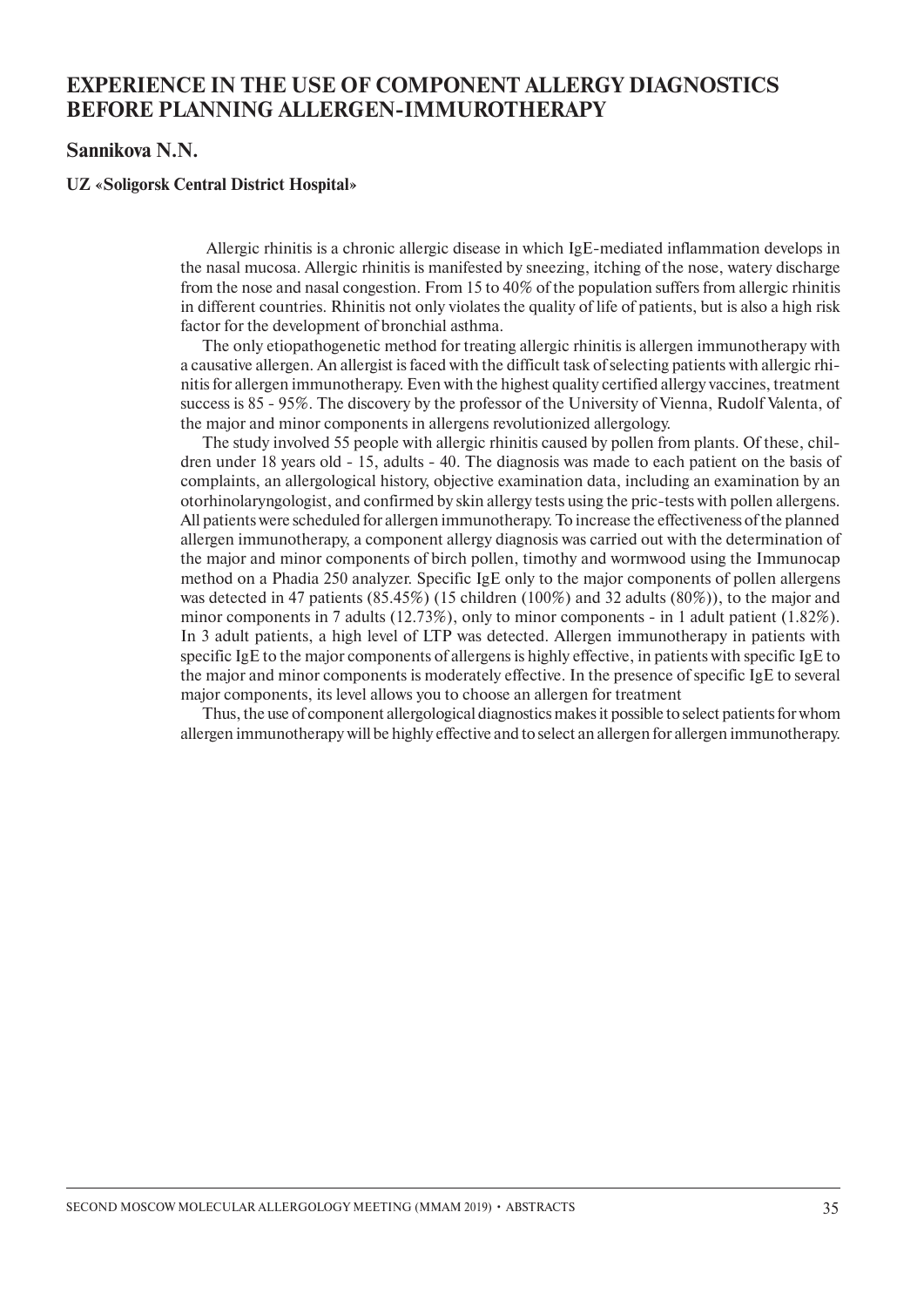# EXPERIENCE IN THE USE OF COMPONENT ALLERGY DIAGNOSTICS BEFORE PLANNING ALLERGEN-IMMUROTHERAPY

## Sannikova N.N.

**UZ «Soligorsk Central District Hospital»**

Allergic rhinitis is a chronic allergic disease in which IgE-mediated inflammation develops in the nasal mucosa. Allergic rhinitis is manifested by sneezing, itching of the nose, watery discharge from the nose and nasal congestion. From 15 to 40% of the population suffers from allergic rhinitis in different countries. Rhinitis not only violates the quality of life of patients, but is also a high risk factor for the development of bronchial asthma.

The only etiopathogenetic method for treating allergic rhinitis is allergen immunotherapy with a causative allergen. An allergist is faced with the difficult task of selecting patients with allergic rhinitis for allergen immunotherapy. Even with the highest quality certified allergy vaccines, treatment success is 85 - 95%. The discovery by the professor of the University of Vienna, Rudolf Valenta, of the major and minor components in allergens revolutionized allergology.

The study involved 55 people with allergic rhinitis caused by pollen from plants. Of these, children under 18 years old - 15, adults - 40. The diagnosis was made to each patient on the basis of complaints, an allergological history, objective examination data, including an examination by an otorhinolaryngologist, and confirmed by skin allergy tests using the pric-tests with pollen allergens. All patients were scheduled for allergen immunotherapy. To increase the effectiveness of the planned allergen immunotherapy, a component allergy diagnosis was carried out with the determination of the major and minor components of birch pollen, timothy and wormwood using the Immunocap method on a Phadia 250 analyzer. Specific IgE only to the major components of pollen allergens was detected in 47 patients (85.45%) (15 children (100%) and 32 adults (80%)), to the major and minor components in 7 adults (12.73%), only to minor components - in 1 adult patient (1.82%). In 3 adult patients, a high level of LTP was detected. Allergen immunotherapy in patients with specific IgE to the major components of allergens is highly effective, in patients with specific IgE to the major and minor components is moderately effective. In the presence of specific IgE to several major components, its level allows you to choose an allergen for treatment

Thus, the use of component allergological diagnostics makes it possible to select patients for whom allergen immunotherapy will be highly effective and to select an allergen for allergen immunotherapy.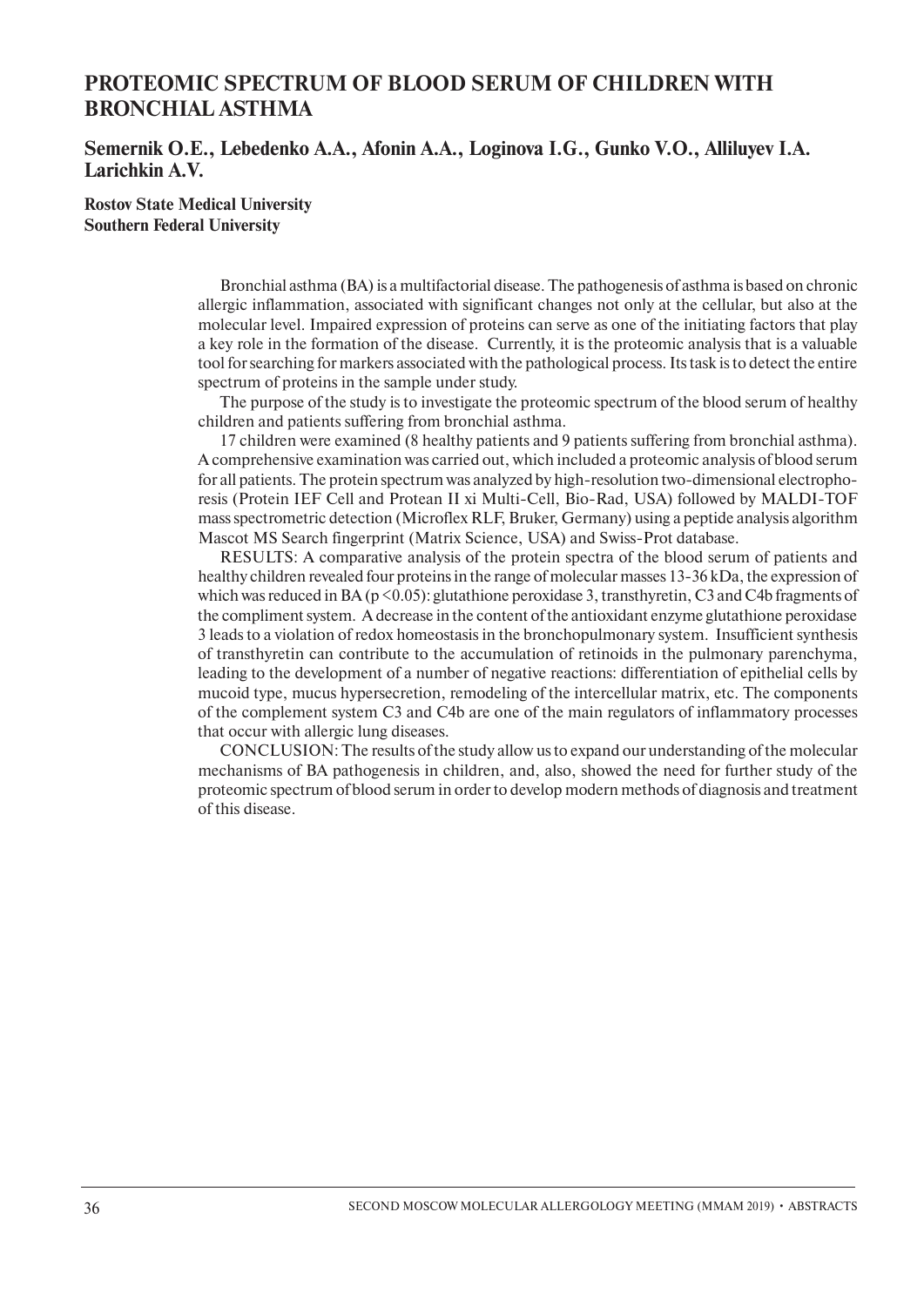# PROTEOMIC SPECTRUM OF BLOOD SERUM OF CHILDREN WITH BRONCHIAL ASTHMA

## Semernik O.E., Lebedenko A.A., Afonin A.A., Loginova I.G., Gunko V.O., Alliluyev I.A. Larichkin A.V.

**Rostov State Medical University**
**Southern Federal University**

Bronchial asthma (BA) is a multifactorial disease. The pathogenesis of asthma is based on chronic allergic inflammation, associated with significant changes not only at the cellular, but also at the molecular level. Impaired expression of proteins can serve as one of the initiating factors that play a key role in the formation of the disease. Currently, it is the proteomic analysis that is a valuable tool for searching for markers associated with the pathological process. Its task is to detect the entire spectrum of proteins in the sample under study.

The purpose of the study is to investigate the proteomic spectrum of the blood serum of healthy children and patients suffering from bronchial asthma.

17 children were examined (8 healthy patients and 9 patients suffering from bronchial asthma). A comprehensive examination was carried out, which included a proteomic analysis of blood serum for all patients. The protein spectrum was analyzed by high-resolution two-dimensional electrophoresis (Protein IEF Cell and Protean II xi Multi-Cell, Bio-Rad, USA) followed by MALDI-TOF mass spectrometric detection (Microflex RLF, Bruker, Germany) using a peptide analysis algorithm Mascot MS Search fingerprint (Matrix Science, USA) and Swiss-Prot database.

RESULTS: A comparative analysis of the protein spectra of the blood serum of patients and healthy children revealed four proteins in the range of molecular masses 13-36 kDa, the expression of which was reduced in BA ($p < 0.05$): glutathione peroxidase 3, transthyretin, C3 and C4b fragments of the compliment system. A decrease in the content of the antioxidant enzyme glutathione peroxidase 3 leads to a violation of redox homeostasis in the bronchopulmonary system. Insufficient synthesis of transthyretin can contribute to the accumulation of retinoids in the pulmonary parenchyma, leading to the development of a number of negative reactions: differentiation of epithelial cells by mucoid type, mucus hypersecretion, remodeling of the intercellular matrix, etc. The components of the complement system C3 and C4b are one of the main regulators of inflammatory processes that occur with allergic lung diseases.

CONCLUSION: The results of the study allow us to expand our understanding of the molecular mechanisms of BA pathogenesis in children, and, also, showed the need for further study of the proteomic spectrum of blood serum in order to develop modern methods of diagnosis and treatment of this disease.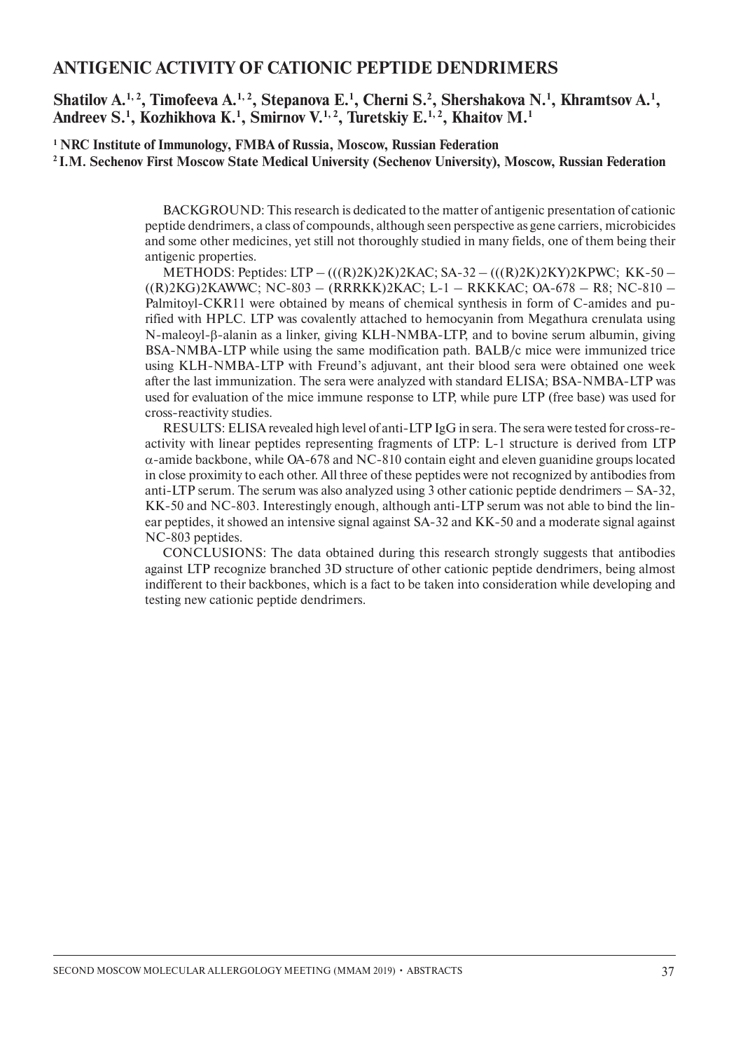## ANTIGENIC ACTIVITY OF CATIONIC PEPTIDE DENDRIMERS

**Shatilov A.[1, 2], Timofeeva A.[1, 2], Stepanova E.[1], Cherni S.[2], Shershakova N.[1], Khramtsov A.[1], Andreev S.[1], Kozhikhova K.[1], Smirnov V.[1, 2], Turetskiy E.[1, 2], Khaitov M.[1]**

**[1] NRC Institute of Immunology, FMBA of Russia, Moscow, Russian Federation**
**[2] I.M. Sechenov First Moscow State Medical University (Sechenov University), Moscow, Russian Federation**

BACKGROUND: This research is dedicated to the matter of antigenic presentation of cationic peptide dendrimers, a class of compounds, although seen perspective as gene carriers, microbicides and some other medicines, yet still not thoroughly studied in many fields, one of them being their antigenic properties.

METHODS: Peptides: LTP – (((R)2K)2K)2KAC; SA-32 – (((R)2K)2KY)2KPWC; KK-50 – ((R)2KG)2KAWWC; NC-803 – (RRRKK)2KAC; L-1 – RKKKAC; OA-678 – R8; NC-810 – Palmitoyl-CKR11 were obtained by means of chemical synthesis in form of C-amides and purified with HPLC. LTP was covalently attached to hemocyanin from Megathura crenulata using N-maleoyl-β-alanin as a linker, giving KLH-NMBA-LTP, and to bovine serum albumin, giving BSA-NMBA-LTP while using the same modification path. BALB/c mice were immunized trice using KLH-NMBA-LTP with Freund's adjuvant, ant their blood sera were obtained one week after the last immunization. The sera were analyzed with standard ELISA; BSA-NMBA-LTP was used for evaluation of the mice immune response to LTP, while pure LTP (free base) was used for cross-reactivity studies.

RESULTS: ELISA revealed high level of anti-LTP IgG in sera. The sera were tested for cross-reactivity with linear peptides representing fragments of LTP: L-1 structure is derived from LTP α-amide backbone, while OA-678 and NC-810 contain eight and eleven guanidine groups located in close proximity to each other. All three of these peptides were not recognized by antibodies from anti-LTP serum. The serum was also analyzed using 3 other cationic peptide dendrimers – SA-32, KK-50 and NC-803. Interestingly enough, although anti-LTP serum was not able to bind the linear peptides, it showed an intensive signal against SA-32 and KK-50 and a moderate signal against NC-803 peptides.

CONCLUSIONS: The data obtained during this research strongly suggests that antibodies against LTP recognize branched 3D structure of other cationic peptide dendrimers, being almost indifferent to their backbones, which is a fact to be taken into consideration while developing and testing new cationic peptide dendrimers.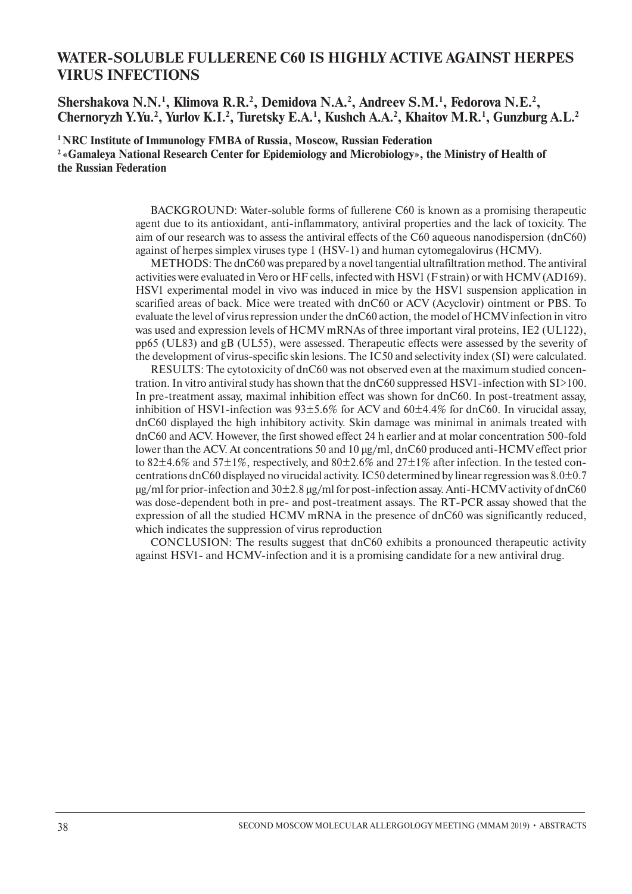# WATER-SOLUBLE FULLERENE C60 IS HIGHLY ACTIVE AGAINST HERPES VIRUS INFECTIONS

**Shershakova N.N.[1], Klimova R.R.[2], Demidova N.A.[2], Andreev S.M.[1], Fedorova N.E.[2], Chernoryzh Y.Yu.[2], Yurlov K.I.[2], Turetsky E.A.[1], Kushch A.A.[2], Khaitov M.R.[1], Gunzburg A.L.[2]**

**[1] NRC Institute of Immunology FMBA of Russia, Moscow, Russian Federation**
**[2] «Gamaleya National Research Center for Epidemiology and Microbiology», the Ministry of Health of the Russian Federation**

BACKGROUND: Water-soluble forms of fullerene C60 is known as a promising therapeutic agent due to its antioxidant, anti-inflammatory, antiviral properties and the lack of toxicity. The aim of our research was to assess the antiviral effects of the C60 aqueous nanodispersion (dnC60) against of herpes simplex viruses type 1 (HSV-1) and human cytomegalovirus (HCMV).

METHODS: The dnC60 was prepared by a novel tangential ultrafiltration method. The antiviral activities were evaluated in Vero or HF cells, infected with HSV1 (F strain) or with HCMV (AD169). HSV1 experimental model in vivo was induced in mice by the HSV1 suspension application in scarified areas of back. Mice were treated with dnC60 or ACV (Acyclovir) ointment or PBS. To evaluate the level of virus repression under the dnC60 action, the model of HCMV infection in vitro was used and expression levels of HCMV mRNAs of three important viral proteins, IE2 (UL122), pp65 (UL83) and gB (UL55), were assessed. Therapeutic effects were assessed by the severity of the development of virus-specific skin lesions. The IC50 and selectivity index (SI) were calculated.

RESULTS: The cytotoxicity of dnC60 was not observed even at the maximum studied concentration. In vitro antiviral study has shown that the dnC60 suppressed HSV1-infection with SI>100. In pre-treatment assay, maximal inhibition effect was shown for dnC60. In post-treatment assay, inhibition of HSV1-infection was 93±5.6% for ACV and 60±4.4% for dnC60. In virucidal assay, dnC60 displayed the high inhibitory activity. Skin damage was minimal in animals treated with dnC60 and ACV. However, the first showed effect 24 h earlier and at molar concentration 500-fold lower than the ACV. At concentrations 50 and 10 μg/ml, dnC60 produced anti-HCMV effect prior to 82±4.6% and 57±1%, respectively, and 80±2.6% and 27±1% after infection. In the tested concentrations dnC60 displayed no virucidal activity. IC50 determined by linear regression was 8.0±0.7 μg/ml for prior-infection and 30±2.8 μg/ml for post-infection assay. Anti-HCMV activity of dnC60 was dose-dependent both in pre- and post-treatment assays. The RT-PCR assay showed that the expression of all the studied HCMV mRNA in the presence of dnC60 was significantly reduced, which indicates the suppression of virus reproduction

CONCLUSION: The results suggest that dnC60 exhibits a pronounced therapeutic activity against HSV1- and HCMV-infection and it is a promising candidate for a new antiviral drug.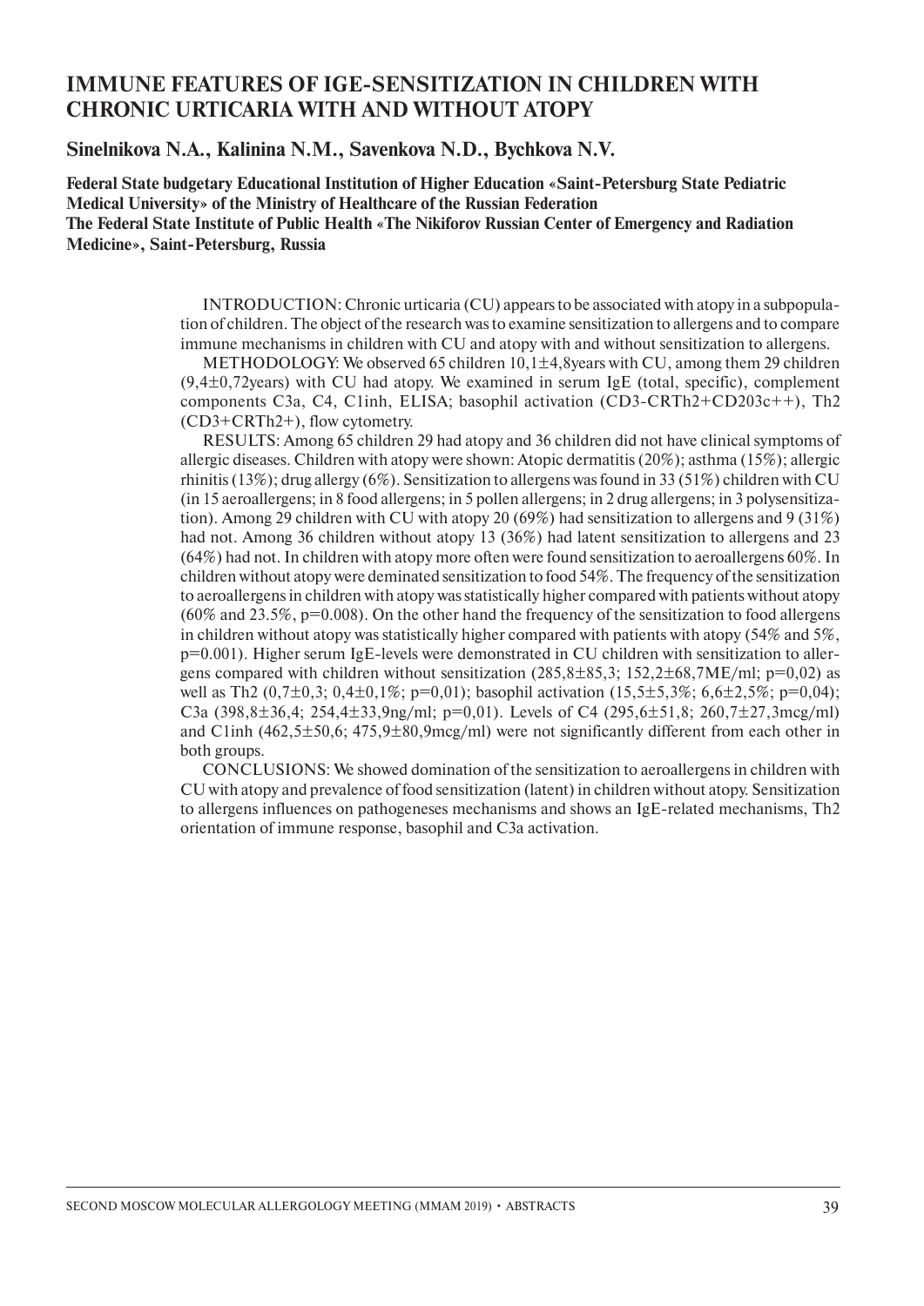# IMMUNE FEATURES OF IGE-SENSITIZATION IN CHILDREN WITH CHRONIC URTICARIA WITH AND WITHOUT ATOPY

**Sinelnikova N.A., Kalinina N.M., Savenkova N.D., Bychkova N.V.**

**Federal State budgetary Educational Institution of Higher Education «Saint-Petersburg State Pediatric Medical University» of the Ministry of Healthcare of the Russian Federation**
**The Federal State Institute of Public Health «The Nikiforov Russian Center of Emergency and Radiation Medicine», Saint-Petersburg, Russia**

INTRODUCTION: Chronic urticaria (CU) appears to be associated with atopy in a subpopulation of children. The object of the research was to examine sensitization to allergens and to compare immune mechanisms in children with CU and atopy with and without sensitization to allergens.

METHODOLOGY: We observed 65 children 10,1±4,8years with CU, among them 29 children (9,4±0,72years) with CU had atopy. We examined in serum IgE (total, specific), complement components C3a, C4, C1inh, ELISA; basophil activation (CD3-CRTh2+CD203c++), Th2 (CD3+CRTh2+), flow cytometry.

RESULTS: Among 65 children 29 had atopy and 36 children did not have clinical symptoms of allergic diseases. Children with atopy were shown: Atopic dermatitis (20%); asthma (15%); allergic rhinitis (13%); drug allergy (6%). Sensitization to allergens was found in 33 (51%) children with CU (in 15 aeroallergens; in 8 food allergens; in 5 pollen allergens; in 2 drug allergens; in 3 polysensitization). Among 29 children with CU with atopy 20 (69%) had sensitization to allergens and 9 (31%) had not. Among 36 children without atopy 13 (36%) had latent sensitization to allergens and 23 (64%) had not. In children with atopy more often were found sensitization to aeroallergens 60%. In children without atopy were deminated sensitization to food 54%. The frequency of the sensitization to aeroallergens in children with atopy was statistically higher compared with patients without atopy (60% and 23.5%, p=0.008). On the other hand the frequency of the sensitization to food allergens in children without atopy was statistically higher compared with patients with atopy (54% and 5%, p=0.001). Higher serum IgE-levels were demonstrated in CU children with sensitization to allergens compared with children without sensitization (285,8±85,3; 152,2±68,7ME/ml; p=0,02) as well as Th2 (0,7±0,3; 0,4±0,1%; p=0,01); basophil activation (15,5±5,3%; 6,6±2,5%; p=0,04); C3a (398,8±36,4; 254,4±33,9ng/ml; p=0,01). Levels of C4 (295,6±51,8; 260,7±27,3mcg/ml) and C1inh (462,5±50,6; 475,9±80,9mcg/ml) were not significantly different from each other in both groups.

CONCLUSIONS: We showed domination of the sensitization to aeroallergens in children with CU with atopy and prevalence of food sensitization (latent) in children without atopy. Sensitization to allergens influences on pathogeneses mechanisms and shows an IgE-related mechanisms, Th2 orientation of immune response, basophil and C3a activation.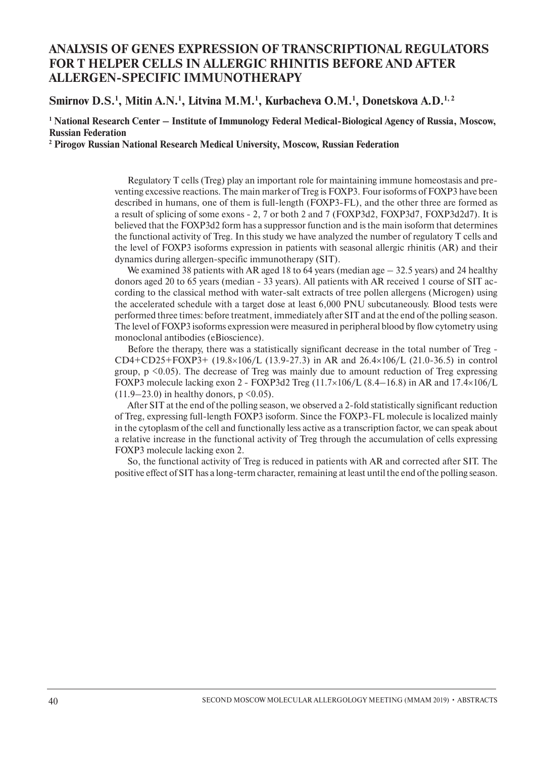# ANALYSIS OF GENES EXPRESSION OF TRANSCRIPTIONAL REGULATORS FOR T HELPER CELLS IN ALLERGIC RHINITIS BEFORE AND AFTER ALLERGEN-SPECIFIC IMMUNOTHERAPY

**Smirnov D.S.[1], Mitin A.N.[1], Litvina M.M.[1], Kurbacheva O.M.[1], Donetskova A.D.[1,2]**

**[1] National Research Center – Institute of Immunology Federal Medical-Biological Agency of Russia, Moscow, Russian Federation**

**[2] Pirogov Russian National Research Medical University, Moscow, Russian Federation**

Regulatory T cells (Treg) play an important role for maintaining immune homeostasis and preventing excessive reactions. The main marker of Treg is FOXP3. Four isoforms of FOXP3 have been described in humans, one of them is full-length (FOXP3-FL), and the other three are formed as a result of splicing of some exons - 2, 7 or both 2 and 7 (FOXP3d2, FOXP3d7, FOXP3d2d7). It is believed that the FOXP3d2 form has a suppressor function and is the main isoform that determines the functional activity of Treg. In this study we have analyzed the number of regulatory T cells and the level of FOXP3 isoforms expression in patients with seasonal allergic rhinitis (AR) and their dynamics during allergen-specific immunotherapy (SIT).

We examined 38 patients with AR aged 18 to 64 years (median age – 32.5 years) and 24 healthy donors aged 20 to 65 years (median - 33 years). All patients with AR received 1 course of SIT according to the classical method with water-salt extracts of tree pollen allergens (Microgen) using the accelerated schedule with a target dose at least 6,000 PNU subcutaneously. Blood tests were performed three times: before treatment, immediately after SIT and at the end of the polling season. The level of FOXP3 isoforms expression were measured in peripheral blood by flow cytometry using monoclonal antibodies (eBioscience).

Before the therapy, there was a statistically significant decrease in the total number of Treg - CD4+CD25+FOXP3+ ($19.8 \times 10^6$/L (13.9-27.3) in AR and $26.4 \times 10^6$/L (21.0-36.5) in control group, $p < 0.05$). The decrease of Treg was mainly due to amount reduction of Treg expressing FOXP3 molecule lacking exon 2 - FOXP3d2 Treg ($11.7 \times 10^6$/L (8.4–16.8) in AR and $17.4 \times 10^6$/L (11.9–23.0) in healthy donors, $p < 0.05$).

After SIT at the end of the polling season, we observed a 2-fold statistically significant reduction of Treg, expressing full-length FOXP3 isoform. Since the FOXP3-FL molecule is localized mainly in the cytoplasm of the cell and functionally less active as a transcription factor, we can speak about a relative increase in the functional activity of Treg through the accumulation of cells expressing FOXP3 molecule lacking exon 2.

So, the functional activity of Treg is reduced in patients with AR and corrected after SIT. The positive effect of SIT has a long-term character, remaining at least until the end of the polling season.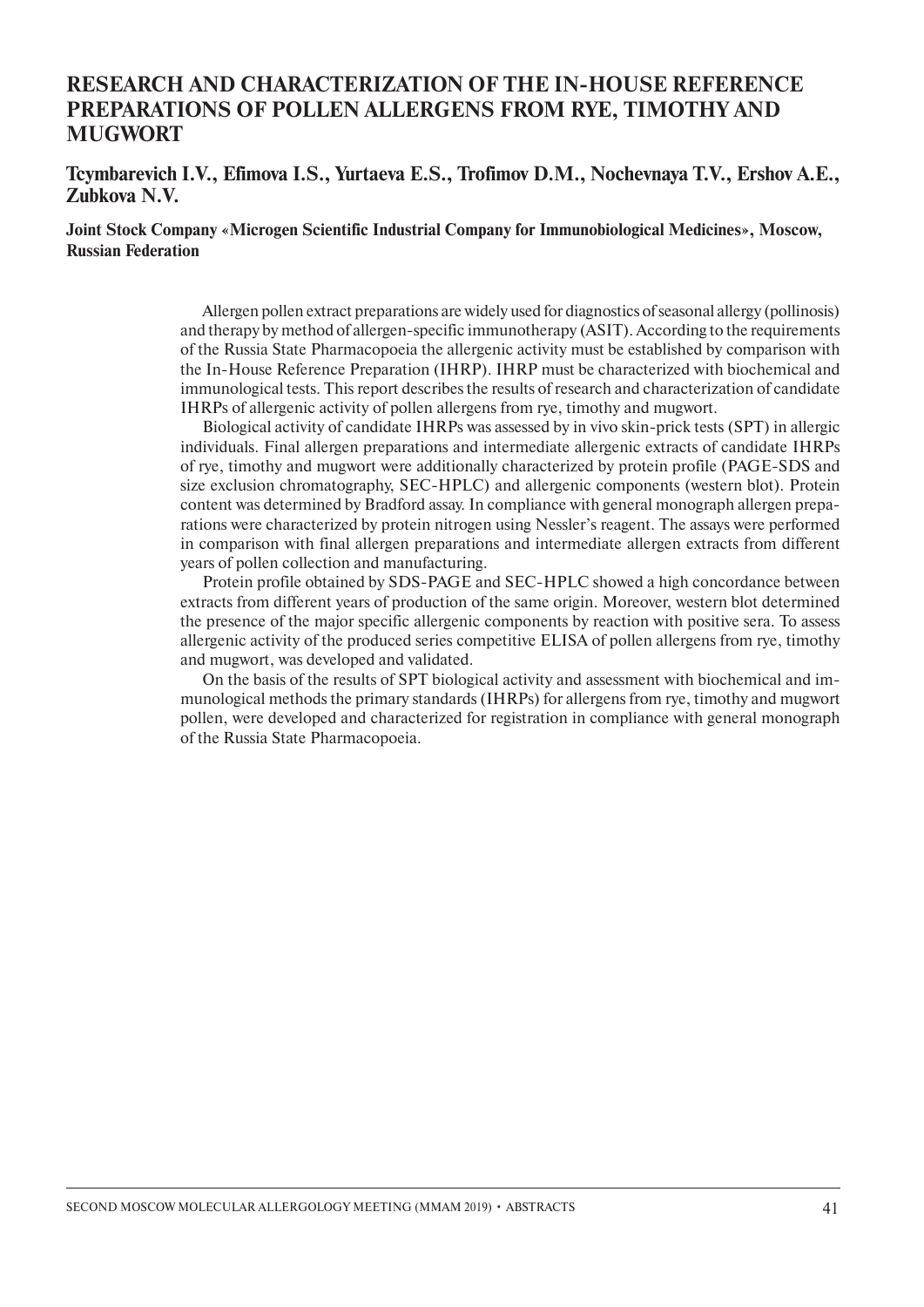# RESEARCH AND CHARACTERIZATION OF THE IN-HOUSE REFERENCE PREPARATIONS OF POLLEN ALLERGENS FROM RYE, TIMOTHY AND MUGWORT

**Tcymbarevich I.V., Efimova I.S., Yurtaeva E.S., Trofimov D.M., Nochevnaya T.V., Ershov A.E., Zubkova N.V.**

**Joint Stock Company «Microgen Scientific Industrial Company for Immunobiological Medicines», Moscow, Russian Federation**

Allergen pollen extract preparations are widely used for diagnostics of seasonal allergy (pollinosis) and therapy by method of allergen-specific immunotherapy (ASIT). According to the requirements of the Russia State Pharmacopoeia the allergenic activity must be established by comparison with the In-House Reference Preparation (IHRP). IHRP must be characterized with biochemical and immunological tests. This report describes the results of research and characterization of candidate IHRPs of allergenic activity of pollen allergens from rye, timothy and mugwort.

Biological activity of candidate IHRPs was assessed by in vivo skin-prick tests (SPT) in allergic individuals. Final allergen preparations and intermediate allergenic extracts of candidate IHRPs of rye, timothy and mugwort were additionally characterized by protein profile (PAGE-SDS and size exclusion chromatography, SEC-HPLC) and allergenic components (western blot). Protein content was determined by Bradford assay. In compliance with general monograph allergen preparations were characterized by protein nitrogen using Nessler's reagent. The assays were performed in comparison with final allergen preparations and intermediate allergen extracts from different years of pollen collection and manufacturing.

Protein profile obtained by SDS-PAGE and SEC-HPLC showed a high concordance between extracts from different years of production of the same origin. Moreover, western blot determined the presence of the major specific allergenic components by reaction with positive sera. To assess allergenic activity of the produced series competitive ELISA of pollen allergens from rye, timothy and mugwort, was developed and validated.

On the basis of the results of SPT biological activity and assessment with biochemical and immunological methods the primary standards (IHRPs) for allergens from rye, timothy and mugwort pollen, were developed and characterized for registration in compliance with general monograph of the Russia State Pharmacopoeia.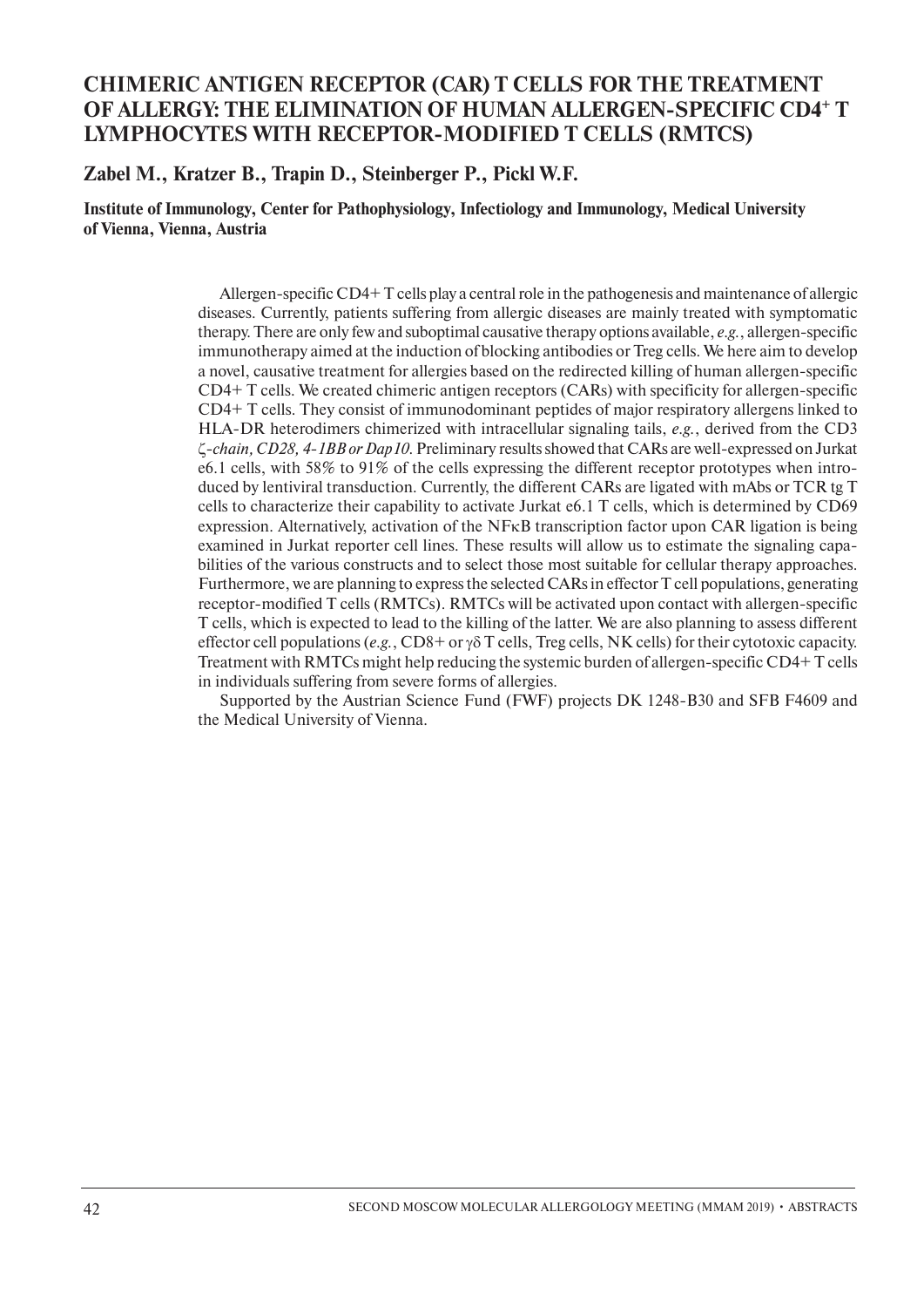# CHIMERIC ANTIGEN RECEPTOR (CAR) T CELLS FOR THE TREATMENT OF ALLERGY: THE ELIMINATION OF HUMAN ALLERGEN-SPECIFIC $CD4^+$ T LYMPHOCYTES WITH RECEPTOR-MODIFIED T CELLS (RMTCS)

**Zabel M., Kratzer B., Trapin D., Steinberger P., Pickl W.F.**

**Institute of Immunology, Center for Pathophysiology, Infectiology and Immunology, Medical University of Vienna, Vienna, Austria**

Allergen-specific CD4+ T cells play a central role in the pathogenesis and maintenance of allergic diseases. Currently, patients suffering from allergic diseases are mainly treated with symptomatic therapy. There are only few and suboptimal causative therapy options available, *e.g.*, allergen-specific immunotherapy aimed at the induction of blocking antibodies or Treg cells. We here aim to develop a novel, causative treatment for allergies based on the redirected killing of human allergen-specific CD4+ T cells. We created chimeric antigen receptors (CARs) with specificity for allergen-specific CD4+ T cells. They consist of immunodominant peptides of major respiratory allergens linked to HLA-DR heterodimers chimerized with intracellular signaling tails, *e.g.*, derived from the CD3 *ζ-chain, CD28, 4-1BB or Dap10.* Preliminary results showed that CARs are well-expressed on Jurkat e6.1 cells, with 58% to 91% of the cells expressing the different receptor prototypes when introduced by lentiviral transduction. Currently, the different CARs are ligated with mAbs or TCR tg T cells to characterize their capability to activate Jurkat e6.1 T cells, which is determined by CD69 expression. Alternatively, activation of the NFκB transcription factor upon CAR ligation is being examined in Jurkat reporter cell lines. These results will allow us to estimate the signaling capabilities of the various constructs and to select those most suitable for cellular therapy approaches. Furthermore, we are planning to express the selected CARs in effector T cell populations, generating receptor-modified T cells (RMTCs). RMTCs will be activated upon contact with allergen-specific T cells, which is expected to lead to the killing of the latter. We are also planning to assess different effector cell populations (*e.g.*, CD8+ or γδ T cells, Treg cells, NK cells) for their cytotoxic capacity. Treatment with RMTCs might help reducing the systemic burden of allergen-specific CD4+ T cells in individuals suffering from severe forms of allergies.

Supported by the Austrian Science Fund (FWF) projects DK 1248-B30 and SFB F4609 and the Medical University of Vienna.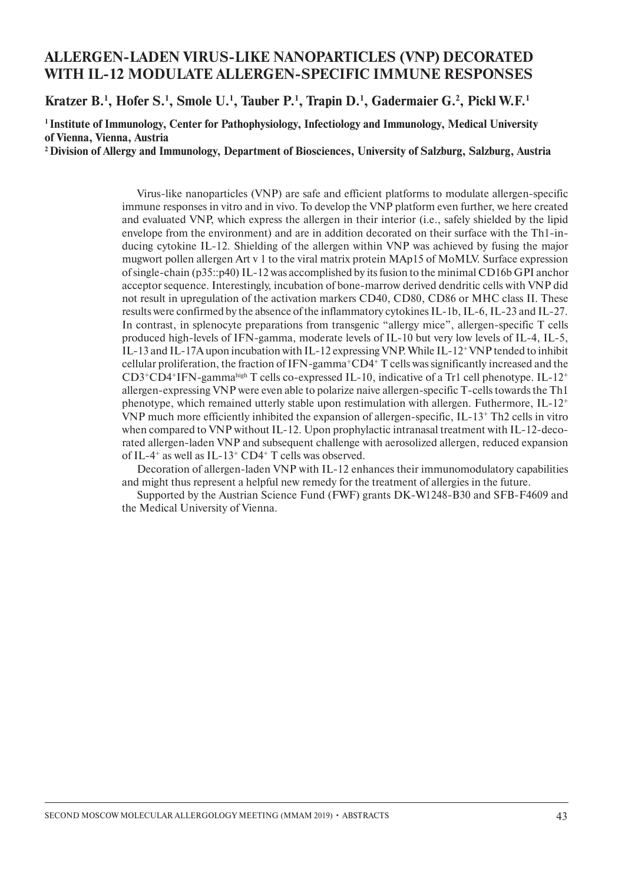# ALLERGEN-LADEN VIRUS-LIKE NANOPARTICLES (VNP) DECORATED WITH IL-12 MODULATE ALLERGEN-SPECIFIC IMMUNE RESPONSES

**Kratzer B.[1], Hofer S.[1], Smole U.[1], Tauber P.[1], Trapin D.[1], Gadermaier G.[2], Pickl W.F.[1]**

**[1] Institute of Immunology, Center for Pathophysiology, Infectiology and Immunology, Medical University of Vienna, Vienna, Austria**
**[2] Division of Allergy and Immunology, Department of Biosciences, University of Salzburg, Salzburg, Austria**

Virus-like nanoparticles (VNP) are safe and efficient platforms to modulate allergen-specific immune responses in vitro and in vivo. To develop the VNP platform even further, we here created and evaluated VNP, which express the allergen in their interior (i.e., safely shielded by the lipid envelope from the environment) and are in addition decorated on their surface with the Th1-inducing cytokine IL-12. Shielding of the allergen within VNP was achieved by fusing the major mugwort pollen allergen Art v 1 to the viral matrix protein MAp15 of MoMLV. Surface expression of single-chain (p35::p40) IL-12 was accomplished by its fusion to the minimal CD16b GPI anchor acceptor sequence. Interestingly, incubation of bone-marrow derived dendritic cells with VNP did not result in upregulation of the activation markers CD40, CD80, CD86 or MHC class II. These results were confirmed by the absence of the inflammatory cytokines IL-1b, IL-6, IL-23 and IL-27. In contrast, in splenocyte preparations from transgenic "allergy mice", allergen-specific T cells produced high-levels of IFN-gamma, moderate levels of IL-10 but very low levels of IL-4, IL-5, IL-13 and IL-17A upon incubation with IL-12 expressing VNP. While IL-12$^{+}$ VNP tended to inhibit cellular proliferation, the fraction of IFN-gamma$^{+}$CD4$^{+}$ T cells was significantly increased and the CD3$^{+}$CD4$^{+}$IFN-gamma$^{high}$ T cells co-expressed IL-10, indicative of a Tr1 cell phenotype. IL-12$^{+}$ allergen-expressing VNP were even able to polarize naive allergen-specific T-cells towards the Th1 phenotype, which remained utterly stable upon restimulation with allergen. Futhermore, IL-12$^{+}$ VNP much more efficiently inhibited the expansion of allergen-specific, IL-13$^{+}$ Th2 cells in vitro when compared to VNP without IL-12. Upon prophylactic intranasal treatment with IL-12-decorated allergen-laden VNP and subsequent challenge with aerosolized allergen, reduced expansion of IL-4$^{+}$ as well as IL-13$^{+}$ CD4$^{+}$ T cells was observed.

Decoration of allergen-laden VNP with IL-12 enhances their immunomodulatory capabilities and might thus represent a helpful new remedy for the treatment of allergies in the future.

Supported by the Austrian Science Fund (FWF) grants DK-W1248-B30 and SFB-F4609 and the Medical University of Vienna.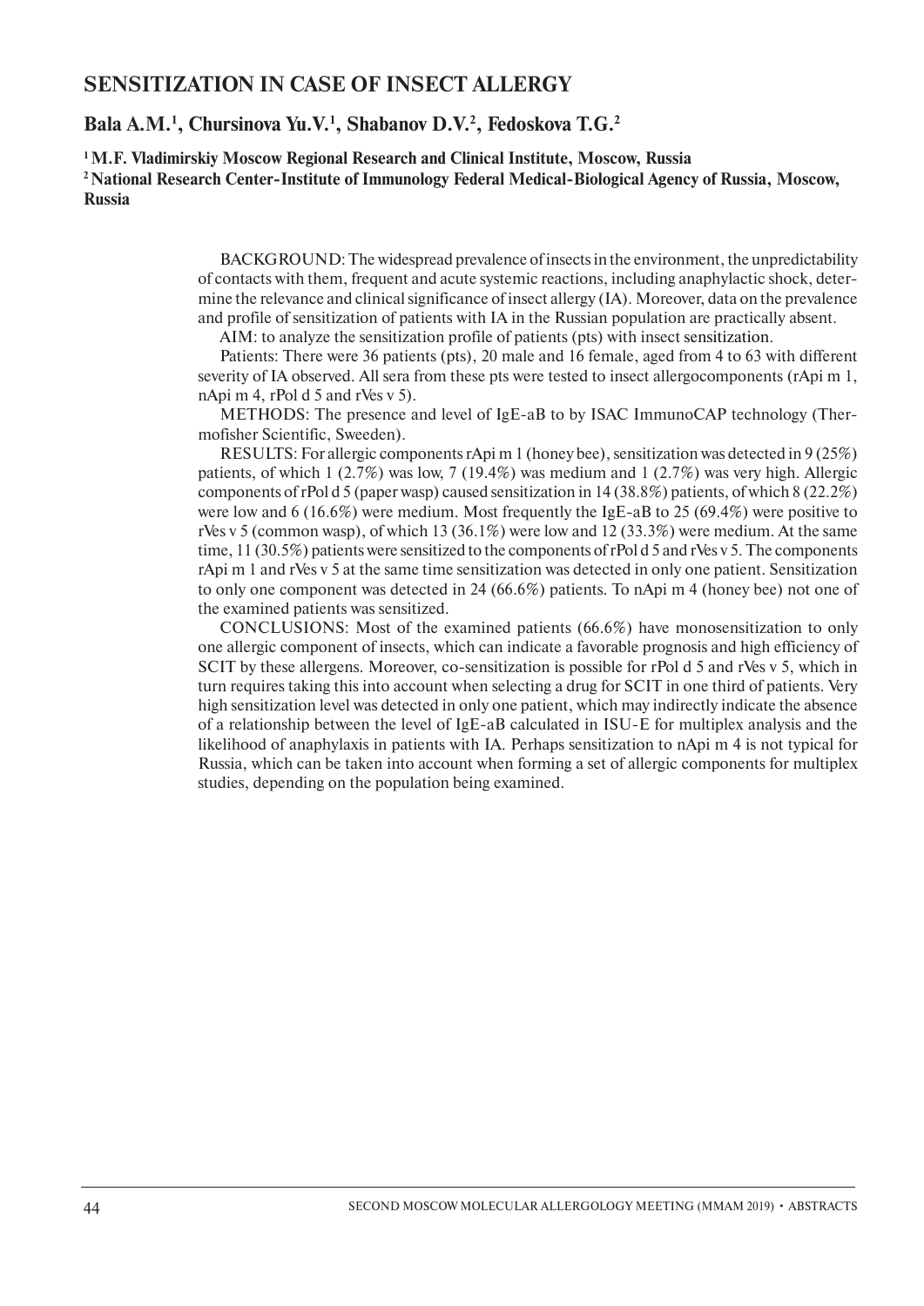## SENSITIZATION IN CASE OF INSECT ALLERGY

**Bala A.M.[1], Chursinova Yu.V.[1], Shabanov D.V.[2], Fedoskova T.G.[2]**

**[1] M.F. Vladimirskiy Moscow Regional Research and Clinical Institute, Moscow, Russia**
**[2] National Research Center-Institute of Immunology Federal Medical-Biological Agency of Russia, Moscow, Russia**

BACKGROUND: The widespread prevalence of insects in the environment, the unpredictability of contacts with them, frequent and acute systemic reactions, including anaphylactic shock, determine the relevance and clinical significance of insect allergy (IA). Moreover, data on the prevalence and profile of sensitization of patients with IA in the Russian population are practically absent.

AIM: to analyze the sensitization profile of patients (pts) with insect sensitization.

Patients: There were 36 patients (pts), 20 male and 16 female, aged from 4 to 63 with different severity of IA observed. All sera from these pts were tested to insect allergocomponents (rApi m 1, nApi m 4, rPol d 5 and rVes v 5).

METHODS: The presence and level of IgE-aB to by ISAC ImmunoCAP technology (Thermofisher Scientific, Sweeden).

RESULTS: For allergic components rApi m 1 (honey bee), sensitization was detected in 9 (25%) patients, of which 1 (2.7%) was low, 7 (19.4%) was medium and 1 (2.7%) was very high. Allergic components of rPol d 5 (paper wasp) caused sensitization in 14 (38.8%) patients, of which 8 (22.2%) were low and 6 (16.6%) were medium. Most frequently the IgE-aB to 25 (69.4%) were positive to rVes v 5 (common wasp), of which 13 (36.1%) were low and 12 (33.3%) were medium. At the same time, 11 (30.5%) patients were sensitized to the components of rPol d 5 and rVes v 5. The components rApi m 1 and rVes v 5 at the same time sensitization was detected in only one patient. Sensitization to only one component was detected in 24 (66.6%) patients. To nApi m 4 (honey bee) not one of the examined patients was sensitized.

CONCLUSIONS: Most of the examined patients (66.6%) have monosensitization to only one allergic component of insects, which can indicate a favorable prognosis and high efficiency of SCIT by these allergens. Moreover, co-sensitization is possible for rPol d 5 and rVes v 5, which in turn requires taking this into account when selecting a drug for SCIT in one third of patients. Very high sensitization level was detected in only one patient, which may indirectly indicate the absence of a relationship between the level of IgE-aB calculated in ISU-E for multiplex analysis and the likelihood of anaphylaxis in patients with IA. Perhaps sensitization to nApi m 4 is not typical for Russia, which can be taken into account when forming a set of allergic components for multiplex studies, depending on the population being examined.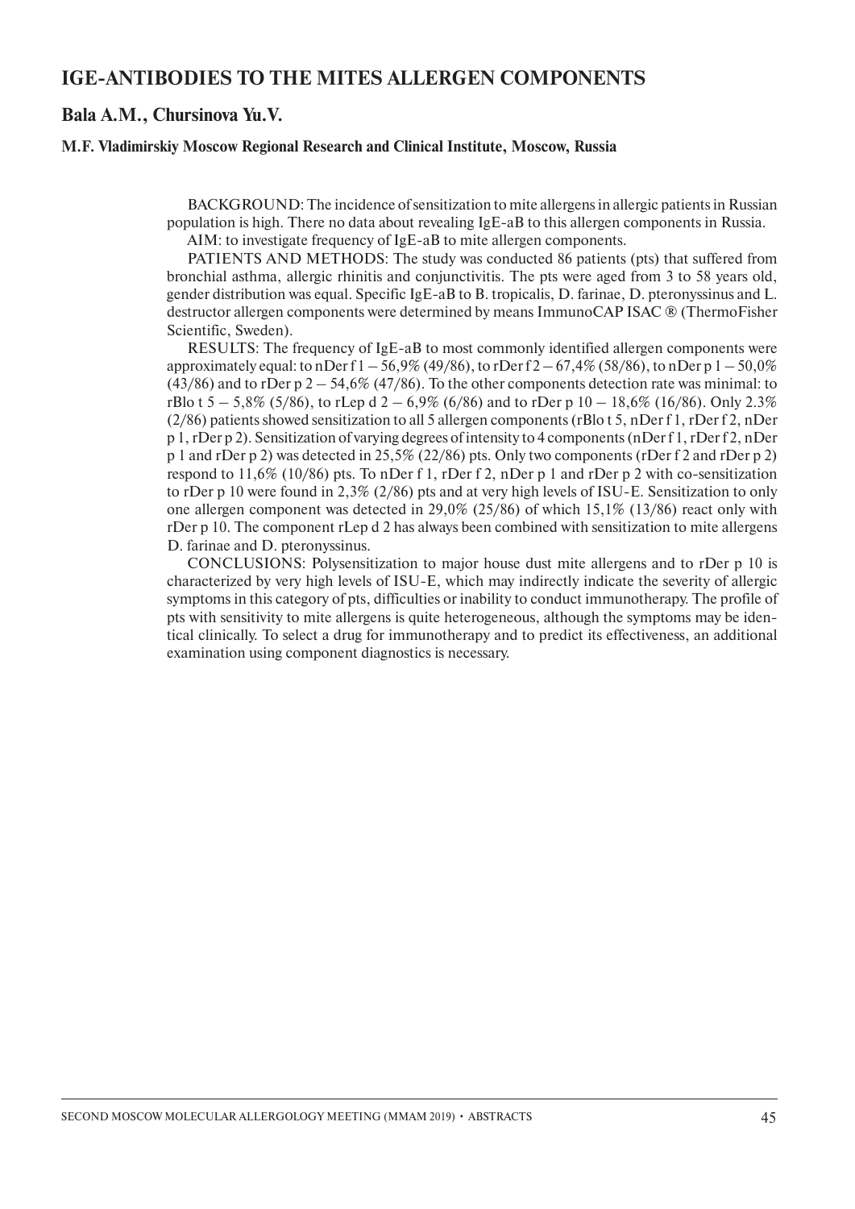## IGE-ANTIBODIES TO THE MITES ALLERGEN COMPONENTS

**Bala A.M., Chursinova Yu.V.**

**M.F. Vladimirskiy Moscow Regional Research and Clinical Institute, Moscow, Russia**

BACKGROUND: The incidence of sensitization to mite allergens in allergic patients in Russian population is high. There no data about revealing IgE-aB to this allergen components in Russia.

AIM: to investigate frequency of IgE-aB to mite allergen components.

PATIENTS AND METHODS: The study was conducted 86 patients (pts) that suffered from bronchial asthma, allergic rhinitis and conjunctivitis. The pts were aged from 3 to 58 years old, gender distribution was equal. Specific IgE-aB to B. tropicalis, D. farinae, D. pteronyssinus and L. destructor allergen components were determined by means ImmunoCAP ISAC ® (ThermoFisher Scientific, Sweden).

RESULTS: The frequency of IgE-aB to most commonly identified allergen components were approximately equal: to nDer f 1 – 56,9% (49/86), to rDer f 2 – 67,4% (58/86), to nDer p 1 – 50,0% (43/86) and to rDer p 2 – 54,6% (47/86). To the other components detection rate was minimal: to rBlo t 5 – 5,8% (5/86), to rLep d 2 – 6,9% (6/86) and to rDer p 10 – 18,6% (16/86). Only 2.3% (2/86) patients showed sensitization to all 5 allergen components (rBlo t 5, nDer f 1, rDer f 2, nDer p 1, rDer p 2). Sensitization of varying degrees of intensity to 4 components (nDer f 1, rDer f 2, nDer p 1 and rDer p 2) was detected in 25,5% (22/86) pts. Only two components (rDer f 2 and rDer p 2) respond to 11,6% (10/86) pts. To nDer f 1, rDer f 2, nDer p 1 and rDer p 2 with co-sensitization to rDer p 10 were found in 2,3% (2/86) pts and at very high levels of ISU-E. Sensitization to only one allergen component was detected in 29,0% (25/86) of which 15,1% (13/86) react only with rDer p 10. The component rLep d 2 has always been combined with sensitization to mite allergens D. farinae and D. pteronyssinus.

CONCLUSIONS: Polysensitization to major house dust mite allergens and to rDer p 10 is characterized by very high levels of ISU-E, which may indirectly indicate the severity of allergic symptoms in this category of pts, difficulties or inability to conduct immunotherapy. The profile of pts with sensitivity to mite allergens is quite heterogeneous, although the symptoms may be identical clinically. To select a drug for immunotherapy and to predict its effectiveness, an additional examination using component diagnostics is necessary.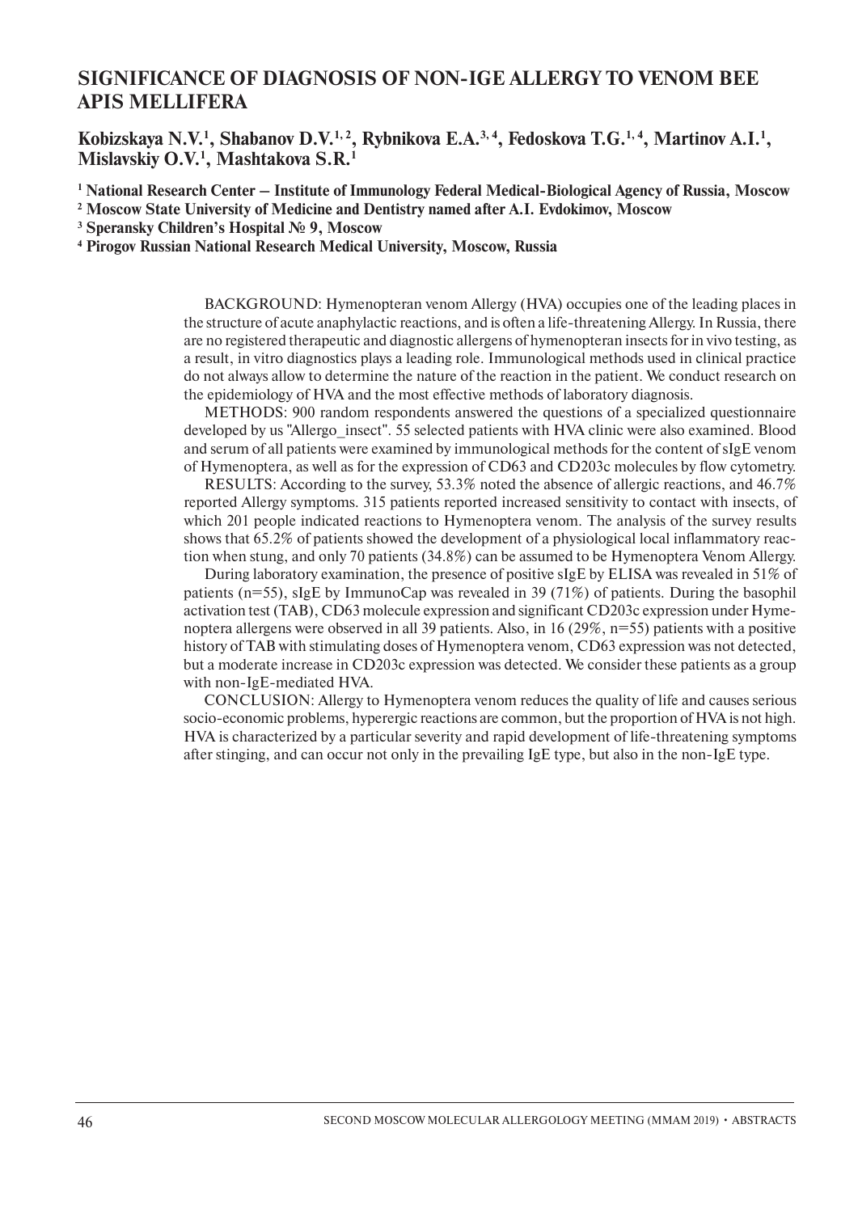# SIGNIFICANCE OF DIAGNOSIS OF NON-IGE ALLERGY TO VENOM BEE APIS MELLIFERA

**Kobizskaya N.V.[1], Shabanov D.V.[1,2], Rybnikova E.A.[3,4], Fedoskova T.G.[1,4], Martinov A.I.[1], Mislavskiy O.V.[1], Mashtakova S.R.[1]**

[1] **National Research Center – Institute of Immunology Federal Medical-Biological Agency of Russia, Moscow**

[2] **Moscow State University of Medicine and Dentistry named after A.I. Evdokimov, Moscow**

[3] **Speransky Children's Hospital № 9, Moscow**

[4] **Pirogov Russian National Research Medical University, Moscow, Russia**

BACKGROUND: Hymenopteran venom Allergy (HVA) occupies one of the leading places in the structure of acute anaphylactic reactions, and is often a life-threatening Allergy. In Russia, there are no registered therapeutic and diagnostic allergens of hymenopteran insects for in vivo testing, as a result, in vitro diagnostics plays a leading role. Immunological methods used in clinical practice do not always allow to determine the nature of the reaction in the patient. We conduct research on the epidemiology of HVA and the most effective methods of laboratory diagnosis.

METHODS: 900 random respondents answered the questions of a specialized questionnaire developed by us "Allergo_insect". 55 selected patients with HVA clinic were also examined. Blood and serum of all patients were examined by immunological methods for the content of sIgE venom of Hymenoptera, as well as for the expression of CD63 and CD203c molecules by flow cytometry.

RESULTS: According to the survey, 53.3% noted the absence of allergic reactions, and 46.7% reported Allergy symptoms. 315 patients reported increased sensitivity to contact with insects, of which 201 people indicated reactions to Hymenoptera venom. The analysis of the survey results shows that 65.2% of patients showed the development of a physiological local inflammatory reaction when stung, and only 70 patients (34.8%) can be assumed to be Hymenoptera Venom Allergy.

During laboratory examination, the presence of positive sIgE by ELISA was revealed in 51% of patients (n=55), sIgE by ImmunoCap was revealed in 39 (71%) of patients. During the basophil activation test (TAB), CD63 molecule expression and significant CD203c expression under Hymenoptera allergens were observed in all 39 patients. Also, in 16 (29%, n=55) patients with a positive history of TAB with stimulating doses of Hymenoptera venom, CD63 expression was not detected, but a moderate increase in CD203c expression was detected. We consider these patients as a group with non-IgE-mediated HVA.

CONCLUSION: Allergy to Hymenoptera venom reduces the quality of life and causes serious socio-economic problems, hyperergic reactions are common, but the proportion of HVA is not high. HVA is characterized by a particular severity and rapid development of life-threatening symptoms after stinging, and can occur not only in the prevailing IgE type, but also in the non-IgE type.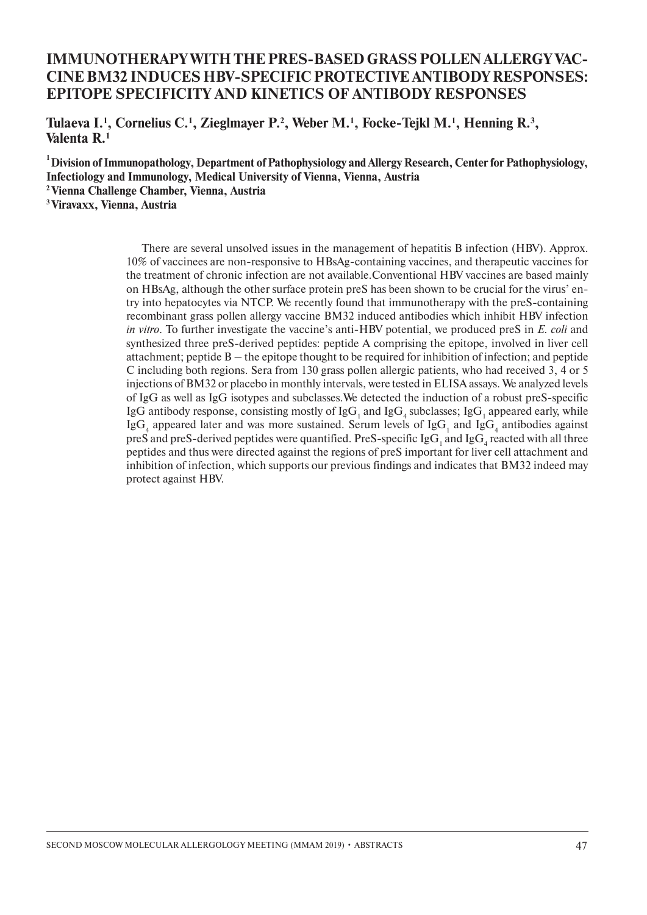# IMMUNOTHERAPY WITH THE PRES-BASED GRASS POLLEN ALLERGY VACCINE BM32 INDUCES HBV-SPECIFIC PROTECTIVE ANTIBODY RESPONSES: EPITOPE SPECIFICITY AND KINETICS OF ANTIBODY RESPONSES

**Tulaeva I.[1], Cornelius C.[1], Zieglmayer P.[2], Weber M.[1], Focke-Tejkl M.[1], Henning R.[3], Valenta R.[1]**

[1] **Division of Immunopathology, Department of Pathophysiology and Allergy Research, Center for Pathophysiology, Infectiology and Immunology, Medical University of Vienna, Vienna, Austria**
[2] **Vienna Challenge Chamber, Vienna, Austria**
[3] **Viravaxx, Vienna, Austria**

There are several unsolved issues in the management of hepatitis B infection (HBV). Approx. 10% of vaccinees are non-responsive to HBsAg-containing vaccines, and therapeutic vaccines for the treatment of chronic infection are not available. Conventional HBV vaccines are based mainly on HBsAg, although the other surface protein preS has been shown to be crucial for the virus' entry into hepatocytes via NTCP. We recently found that immunotherapy with the preS-containing recombinant grass pollen allergy vaccine BM32 induced antibodies which inhibit HBV infection *in vitro*. To further investigate the vaccine's anti-HBV potential, we produced preS in *E. coli* and synthesized three preS-derived peptides: peptide A comprising the epitope, involved in liver cell attachment; peptide B – the epitope thought to be required for inhibition of infection; and peptide C including both regions. Sera from 130 grass pollen allergic patients, who had received 3, 4 or 5 injections of BM32 or placebo in monthly intervals, were tested in ELISA assays. We analyzed levels of IgG as well as IgG isotypes and subclasses. We detected the induction of a robust preS-specific IgG antibody response, consisting mostly of $IgG_1$ and $IgG_4$ subclasses; $IgG_1$ appeared early, while $IgG_4$ appeared later and was more sustained. Serum levels of $IgG_1$ and $IgG_4$ antibodies against preS and preS-derived peptides were quantified. PreS-specific $IgG_1$ and $IgG_4$ reacted with all three peptides and thus were directed against the regions of preS important for liver cell attachment and inhibition of infection, which supports our previous findings and indicates that BM32 indeed may protect against HBV.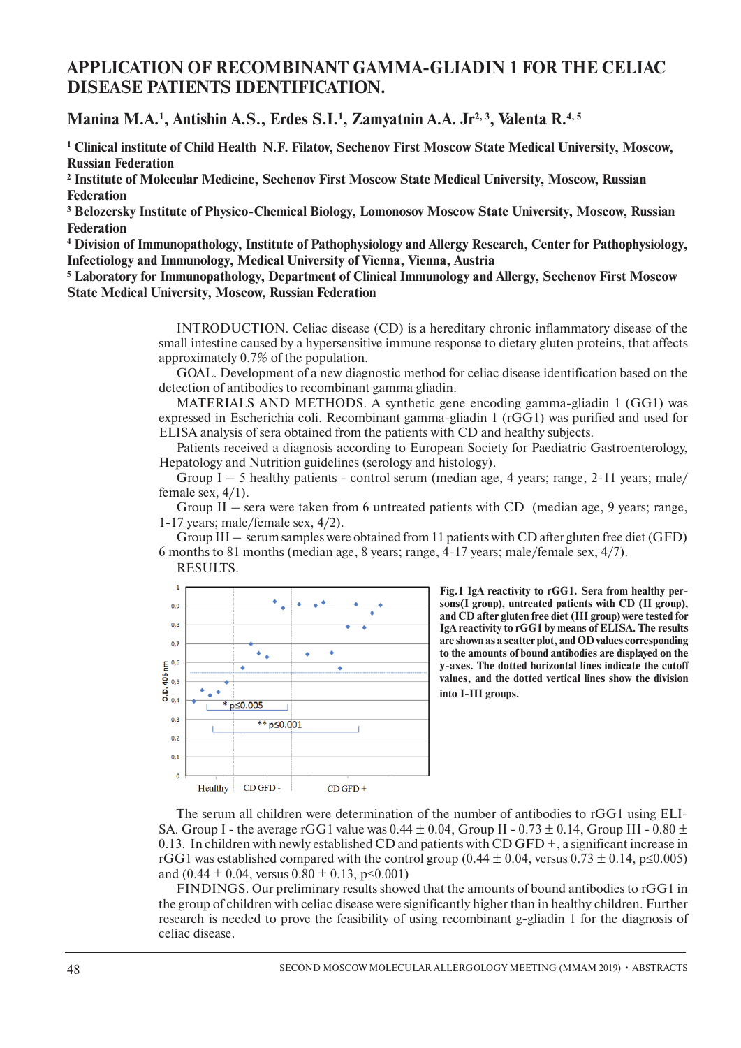# APPLICATION OF RECOMBINANT GAMMA-GLIADIN 1 FOR THE CELIAC DISEASE PATIENTS IDENTIFICATION.

**Manina M.A.[1], Antishin A.S., Erdes S.I.[1], Zamyatnin A.A. Jr[2, 3], Valenta R.[4, 5]**

**[1] Clinical institute of Child Health N.F. Filatov, Sechenov First Moscow State Medical University, Moscow, Russian Federation**
**[2] Institute of Molecular Medicine, Sechenov First Moscow State Medical University, Moscow, Russian Federation**
**[3] Belozersky Institute of Physico-Chemical Biology, Lomonosov Moscow State University, Moscow, Russian Federation**
**[4] Division of Immunopathology, Institute of Pathophysiology and Allergy Research, Center for Pathophysiology, Infectiology and Immunology, Medical University of Vienna, Vienna, Austria**
**[5] Laboratory for Immunopathology, Department of Clinical Immunology and Allergy, Sechenov First Moscow State Medical University, Moscow, Russian Federation**

INTRODUCTION. Celiac disease (CD) is a hereditary chronic inflammatory disease of the small intestine caused by a hypersensitive immune response to dietary gluten proteins, that affects approximately 0.7% of the population.

GOAL. Development of a new diagnostic method for celiac disease identification based on the detection of antibodies to recombinant gamma gliadin.

MATERIALS AND METHODS. A synthetic gene encoding gamma-gliadin 1 (GG1) was expressed in Escherichia coli. Recombinant gamma-gliadin 1 (rGG1) was purified and used for ELISA analysis of sera obtained from the patients with CD and healthy subjects.

Patients received a diagnosis according to European Society for Paediatric Gastroenterology, Hepatology and Nutrition guidelines (serology and histology).

Group I – 5 healthy patients - control serum (median age, 4 years; range, 2-11 years; male/female sex, 4/1).

Group II – sera were taken from 6 untreated patients with CD (median age, 9 years; range, 1-17 years; male/female sex, 4/2).

Group III – serum samples were obtained from 11 patients with CD after gluten free diet (GFD) 6 months to 81 months (median age, 8 years; range, 4-17 years; male/female sex, 4/7).

RESULTS.

**Fig.1 IgA reactivity to rGG1. Sera from healthy persons(I group), untreated patients with CD (II group), and CD after gluten free diet (III group) were tested for IgA reactivity to rGG1 by means of ELISA. The results are shown as a scatter plot, and OD values corresponding to the amounts of bound antibodies are displayed on the y-axes. The dotted horizontal lines indicate the cutoff values, and the dotted vertical lines show the division into I-III groups.**

The serum all children were determination of the number of antibodies to rGG1 using ELISA. Group I - the average rGG1 value was 0.44 ± 0.04, Group II - 0.73 ± 0.14, Group III - 0.80 ± 0.13. In children with newly established CD and patients with CD GFD +, a significant increase in rGG1 was established compared with the control group (0.44 ± 0.04, versus 0.73 ± 0.14, $p \leq 0.005$) and (0.44 ± 0.04, versus 0.80 ± 0.13, $p \leq 0.001$)

FINDINGS. Our preliminary results showed that the amounts of bound antibodies to rGG1 in the group of children with celiac disease were significantly higher than in healthy children. Further research is needed to prove the feasibility of using recombinant g-gliadin 1 for the diagnosis of celiac disease.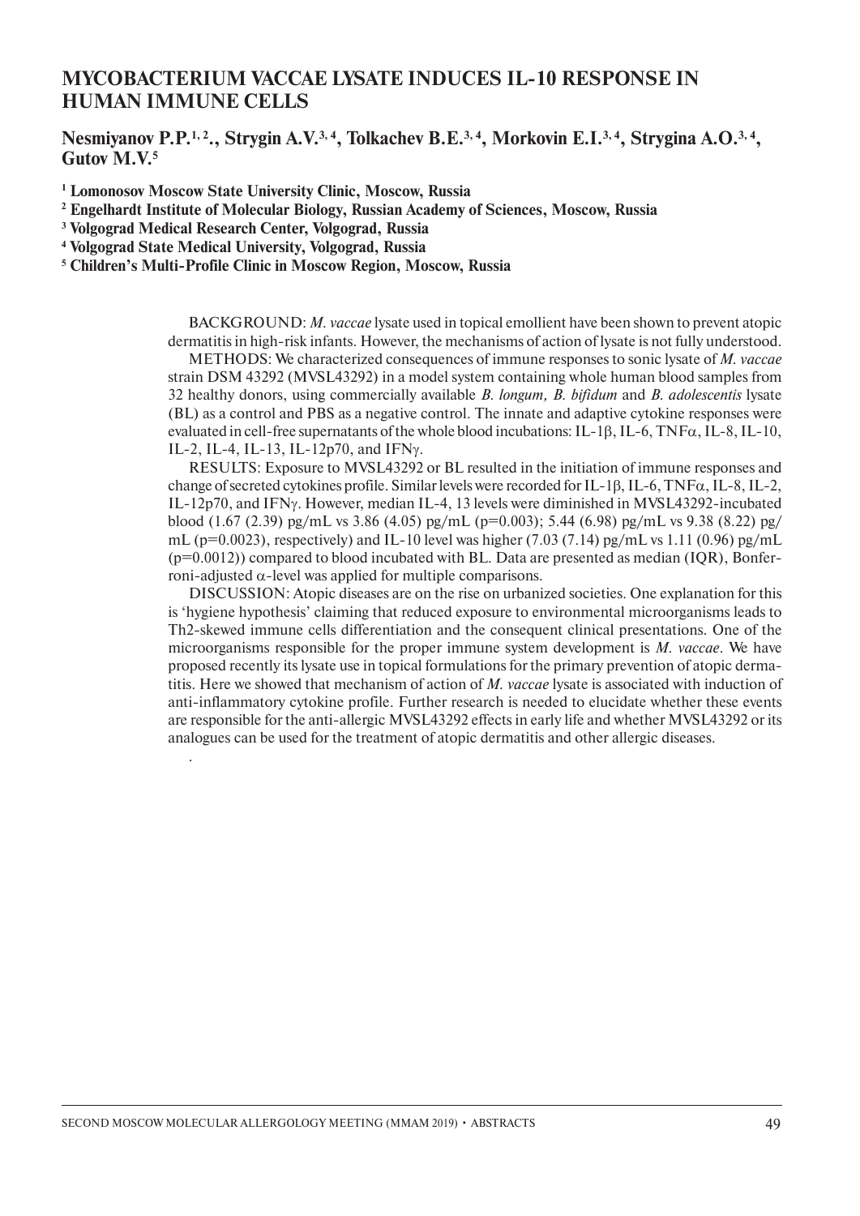# MYCOBACTERIUM VACCAE LYSATE INDUCES IL-10 RESPONSE IN HUMAN IMMUNE CELLS

**Nesmiyanov P.P.[1,2]., Strygin A.V.[3,4], Tolkachev B.E.[3,4], Morkovin E.I.[3,4], Strygina A.O.[3,4], Gutov M.V.[5]**

**[1] Lomonosov Moscow State University Clinic, Moscow, Russia**
**[2] Engelhardt Institute of Molecular Biology, Russian Academy of Sciences, Moscow, Russia**
**[3] Volgograd Medical Research Center, Volgograd, Russia**
**[4] Volgograd State Medical University, Volgograd, Russia**
**[5] Children's Multi-Profile Clinic in Moscow Region, Moscow, Russia**

BACKGROUND: *M. vaccae* lysate used in topical emollient have been shown to prevent atopic dermatitis in high-risk infants. However, the mechanisms of action of lysate is not fully understood.

METHODS: We characterized consequences of immune responses to sonic lysate of *M. vaccae* strain DSM 43292 (MVSL43292) in a model system containing whole human blood samples from 32 healthy donors, using commercially available *B. longum, B. bifidum* and *B. adolescentis* lysate (BL) as a control and PBS as a negative control. The innate and adaptive cytokine responses were evaluated in cell-free supernatants of the whole blood incubations: IL-1β, IL-6, TNFα, IL-8, IL-10, IL-2, IL-4, IL-13, IL-12p70, and IFNγ.

RESULTS: Exposure to MVSL43292 or BL resulted in the initiation of immune responses and change of secreted cytokines profile. Similar levels were recorded for IL-1β, IL-6, TNFα, IL-8, IL-2, IL-12p70, and IFNγ. However, median IL-4, 13 levels were diminished in MVSL43292-incubated blood (1.67 (2.39) pg/mL vs 3.86 (4.05) pg/mL ($p=0.003$); 5.44 (6.98) pg/mL vs 9.38 (8.22) pg/mL ($p=0.0023$), respectively) and IL-10 level was higher (7.03 (7.14) pg/mL vs 1.11 (0.96) pg/mL ($p=0.0012$)) compared to blood incubated with BL. Data are presented as median (IQR), Bonferroni-adjusted $\alpha$-level was applied for multiple comparisons.

DISCUSSION: Atopic diseases are on the rise on urbanized societies. One explanation for this is 'hygiene hypothesis' claiming that reduced exposure to environmental microorganisms leads to Th2-skewed immune cells differentiation and the consequent clinical presentations. One of the microorganisms responsible for the proper immune system development is *M. vaccae*. We have proposed recently its lysate use in topical formulations for the primary prevention of atopic dermatitis. Here we showed that mechanism of action of *M. vaccae* lysate is associated with induction of anti-inflammatory cytokine profile. Further research is needed to elucidate whether these events are responsible for the anti-allergic MVSL43292 effects in early life and whether MVSL43292 or its analogues can be used for the treatment of atopic dermatitis and other allergic diseases.

.